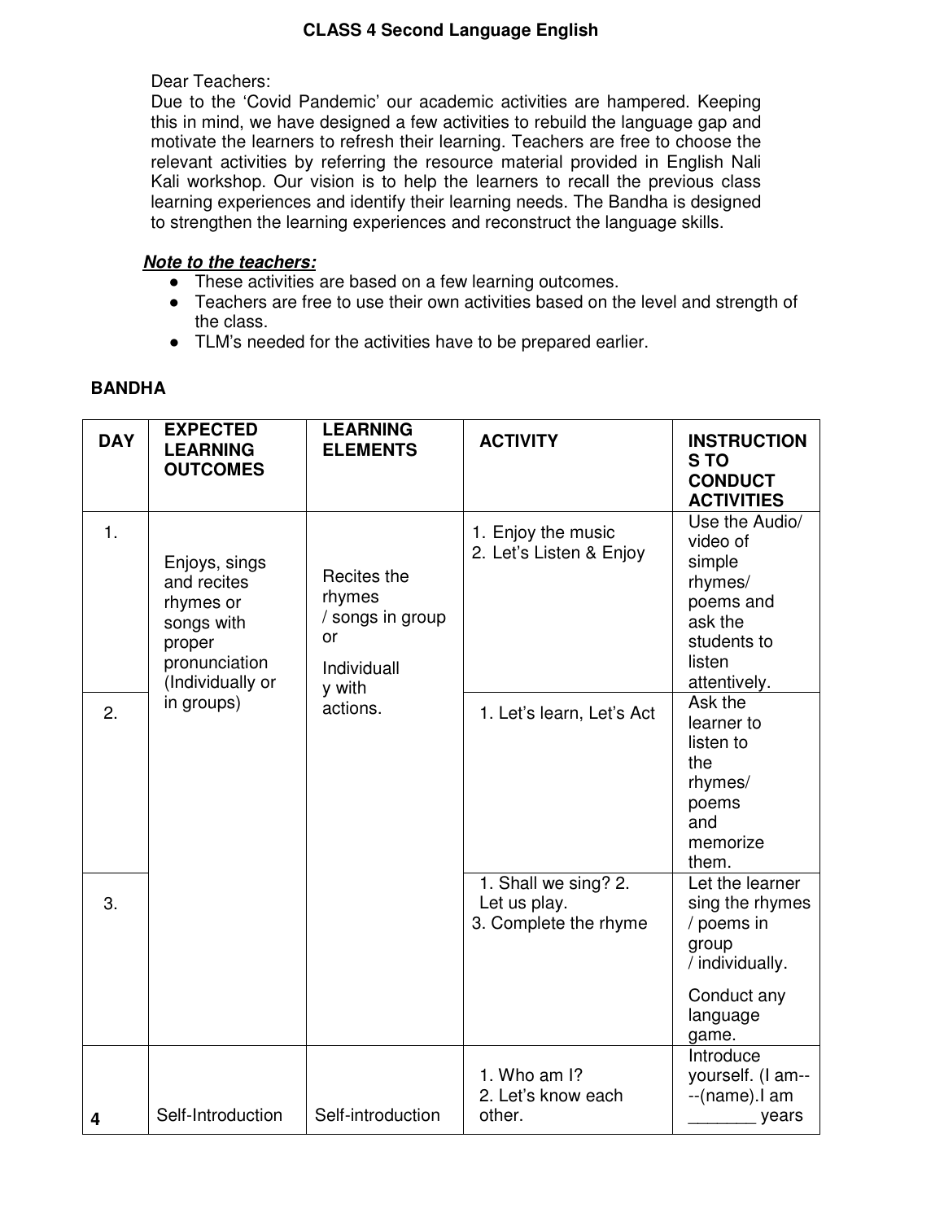# CLASS 4 Second Language English

Dear Teachers:

Due to the 'Covid Pandemic' our academic activities are hampered. Keeping this in mind, we have designed a few activities to rebuild the language gap and motivate the learners to refresh their learning. Teachers are free to choose the relevant activities by referring the resource material provided in English Nali Kali workshop. Our vision is to help the learners to recall the previous class learning experiences and identify their learning needs. The Bandha is designed to strengthen the learning experiences and reconstruct the language skills.

***Note to the teachers:***

- These activities are based on a few learning outcomes.
- Teachers are free to use their own activities based on the level and strength of the class.
- TLM's needed for the activities have to be prepared earlier.

**BANDHA**

| DAY | EXPECTED LEARNING OUTCOMES | LEARNING ELEMENTS | ACTIVITY | INSTRUCTIONS TO CONDUCT ACTIVITIES |
|---|---|---|---|---|
| 1. | Enjoys, sings and recites rhymes or songs with proper pronunciation (Individually or in groups) | Recites the rhymes / songs in group or Individually with actions. | 1. Enjoy the music<br>2. Let's Listen & Enjoy | Use the Audio/ video of simple rhymes/ poems and ask the students to listen attentively. |
| 2. | | | 1. Let's learn, Let's Act | Ask the learner to listen to the rhymes/ poems and memorize them. |
| 3. | | | 1. Shall we sing? 2. Let us play.<br>3. Complete the rhyme | Let the learner sing the rhymes / poems in group / individually.<br>Conduct any language game. |
| 4 | Self-Introduction | Self-introduction | 1. Who am I?<br>2. Let's know each other. | Introduce yourself. (I am----(name).I am _______ years |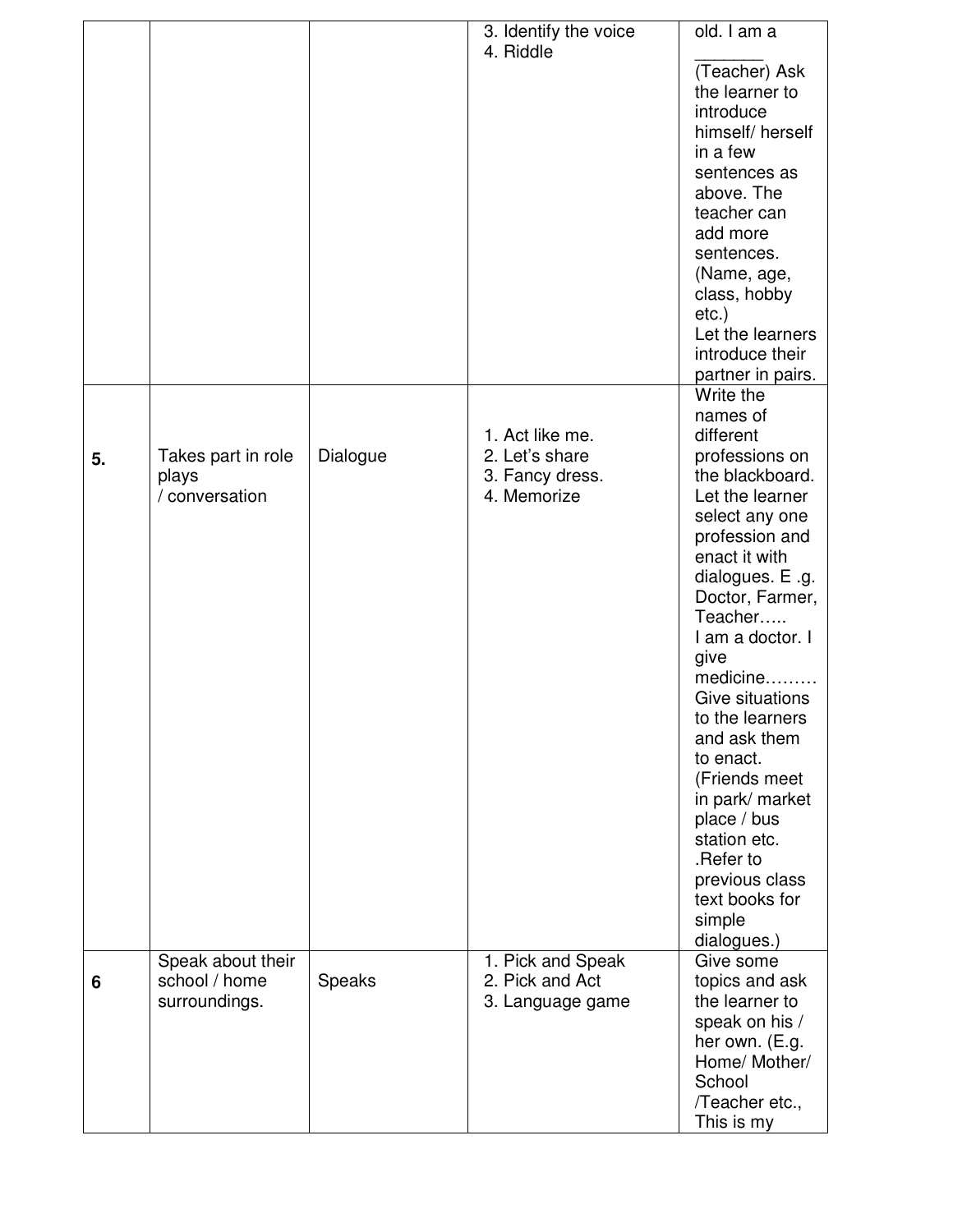|  |  |  |  |  |
|---|---|---|---|---|
|  |  |  | 3. Identify the voice<br>4. Riddle | old. I am a _______ (Teacher) Ask the learner to introduce himself/ herself in a few sentences as above. The teacher can add more sentences. (Name, age, class, hobby etc.)<br>Let the learners introduce their partner in pairs. |
| **5.** | Takes part in role plays / conversation | Dialogue | 1. Act like me.<br>2. Let's share<br>3. Fancy dress.<br>4. Memorize | Write the names of different professions on the blackboard. Let the learner select any one profession and enact it with dialogues. E .g. Doctor, Farmer, Teacher…..<br>I am a doctor. I give medicine………<br>Give situations to the learners and ask them to enact. (Friends meet in park/ market place / bus station etc. .Refer to previous class text books for simple dialogues.) |
| **6** | Speak about their school / home surroundings. | Speaks | 1. Pick and Speak<br>2. Pick and Act<br>3. Language game | Give some topics and ask the learner to speak on his / her own. (E.g. Home/ Mother/ School /Teacher etc., This is my |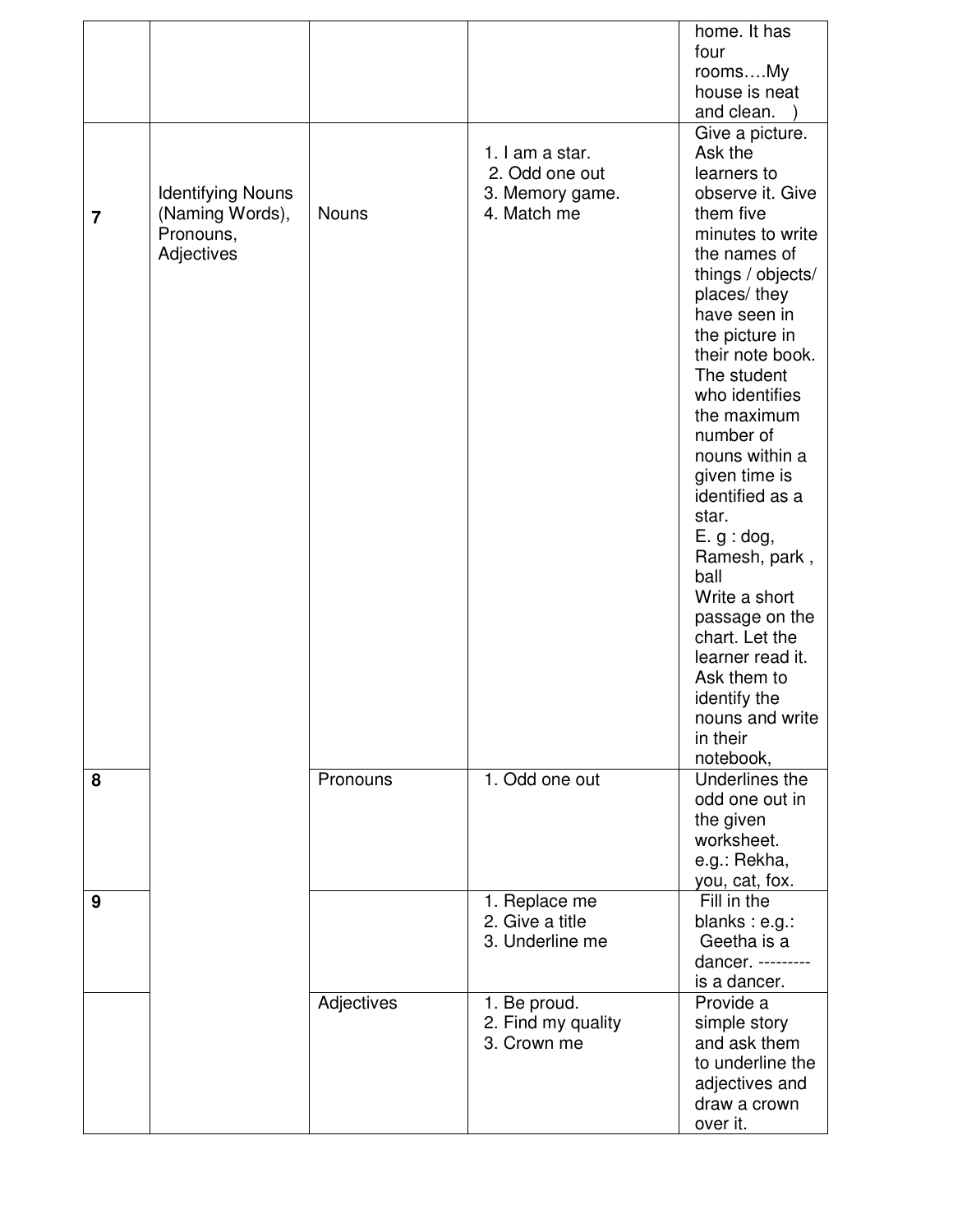| | | | | home. It has four rooms….My house is neat and clean. ) |
|---|---|---|---|---|
| **7** | Identifying Nouns (Naming Words), Pronouns, Adjectives | Nouns | 1. I am a star.<br>2. Odd one out<br>3. Memory game.<br>4. Match me | Give a picture. Ask the learners to observe it. Give them five minutes to write the names of things / objects/ places/ they have seen in the picture in their note book. The student who identifies the maximum number of nouns within a given time is identified as a star.<br>E. g : dog, Ramesh, park , ball<br>Write a short passage on the chart. Let the learner read it. Ask them to identify the nouns and write in their notebook, |
| **8** | | Pronouns | 1. Odd one out | Underlines the odd one out in the given worksheet.<br>e.g.: Rekha, you, cat, fox. |
| **9** | | | 1. Replace me<br>2. Give a title<br>3. Underline me | Fill in the blanks : e.g.:<br>Geetha is a dancer. --------- is a dancer. |
| | | Adjectives | 1. Be proud.<br>2. Find my quality<br>3. Crown me | Provide a simple story and ask them to underline the adjectives and draw a crown over it. |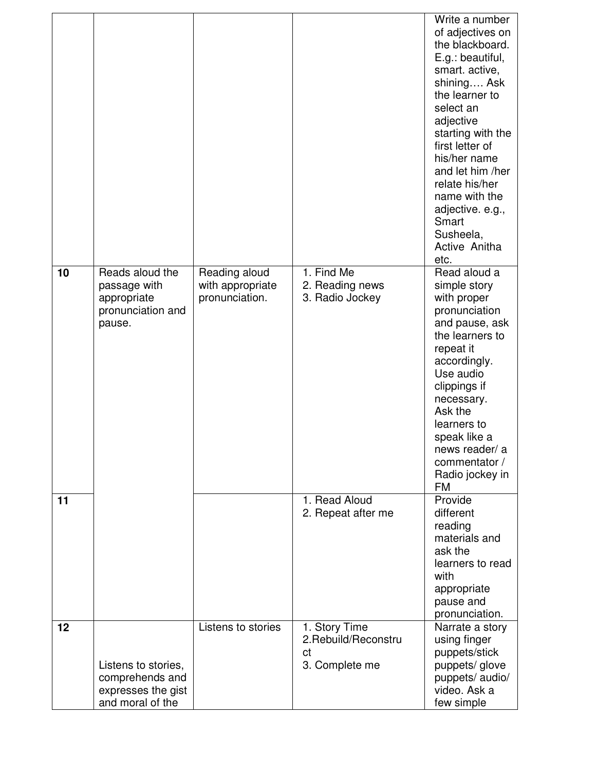| | | | | |
|---|---|---|---|---|
| | | | | Write a number of adjectives on the blackboard. E.g.: beautiful, smart. active, shining…. Ask the learner to select an adjective starting with the first letter of his/her name and let him /her relate his/her name with the adjective. e.g., Smart Susheela, Active Anitha etc. |
| **10** | Reads aloud the passage with appropriate pronunciation and pause. | Reading aloud with appropriate pronunciation. | 1. Find Me<br>2. Reading news<br>3. Radio Jockey | Read aloud a simple story with proper pronunciation and pause, ask the learners to repeat it accordingly. Use audio clippings if necessary. Ask the learners to speak like a news reader/ a commentator / Radio jockey in FM |
| **11** | | | 1. Read Aloud<br>2. Repeat after me | Provide different reading materials and ask the learners to read with appropriate pause and pronunciation. |
| **12** | Listens to stories, comprehends and expresses the gist and moral of the | Listens to stories | 1. Story Time<br>2.Rebuild/Reconstruct<br>3. Complete me | Narrate a story using finger puppets/stick puppets/ glove puppets/ audio/ video. Ask a few simple |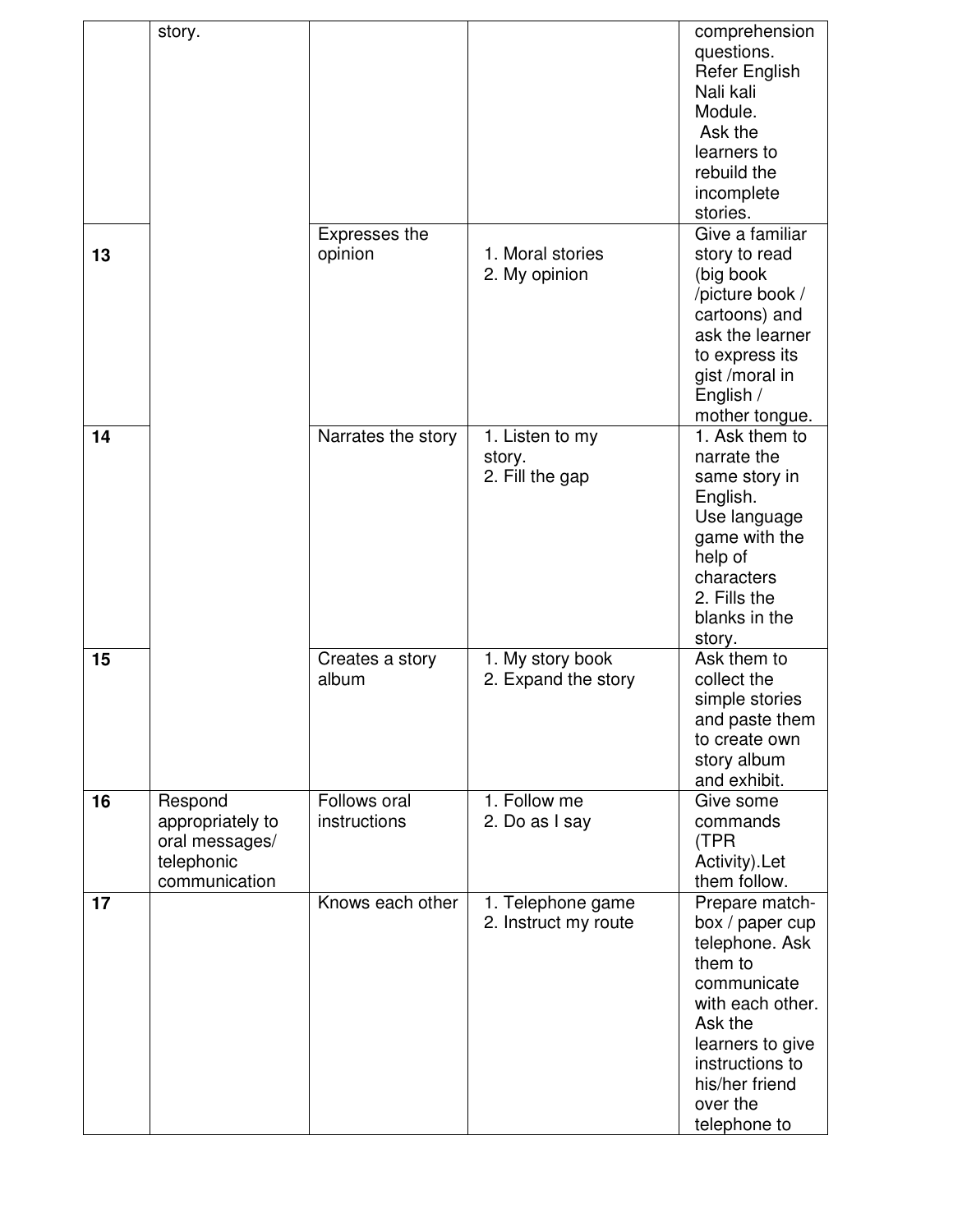| | | | | |
|---|---|---|---|---|
| | story. | | | comprehension questions. Refer English Nali kali Module. Ask the learners to rebuild the incomplete stories. |
| **13** | | Expresses the opinion | 1. Moral stories 2. My opinion | Give a familiar story to read (big book /picture book / cartoons) and ask the learner to express its gist /moral in English / mother tongue. |
| **14** | | Narrates the story | 1. Listen to my story. 2. Fill the gap | 1. Ask them to narrate the same story in English. Use language game with the help of characters 2. Fills the blanks in the story. |
| **15** | | Creates a story album | 1. My story book 2. Expand the story | Ask them to collect the simple stories and paste them to create own story album and exhibit. |
| **16** | Respond appropriately to oral messages/ telephonic communication | Follows oral instructions | 1. Follow me 2. Do as I say | Give some commands (TPR Activity).Let them follow. |
| **17** | | Knows each other | 1. Telephone game 2. Instruct my route | Prepare match-box / paper cup telephone. Ask them to communicate with each other. Ask the learners to give instructions to his/her friend over the telephone to |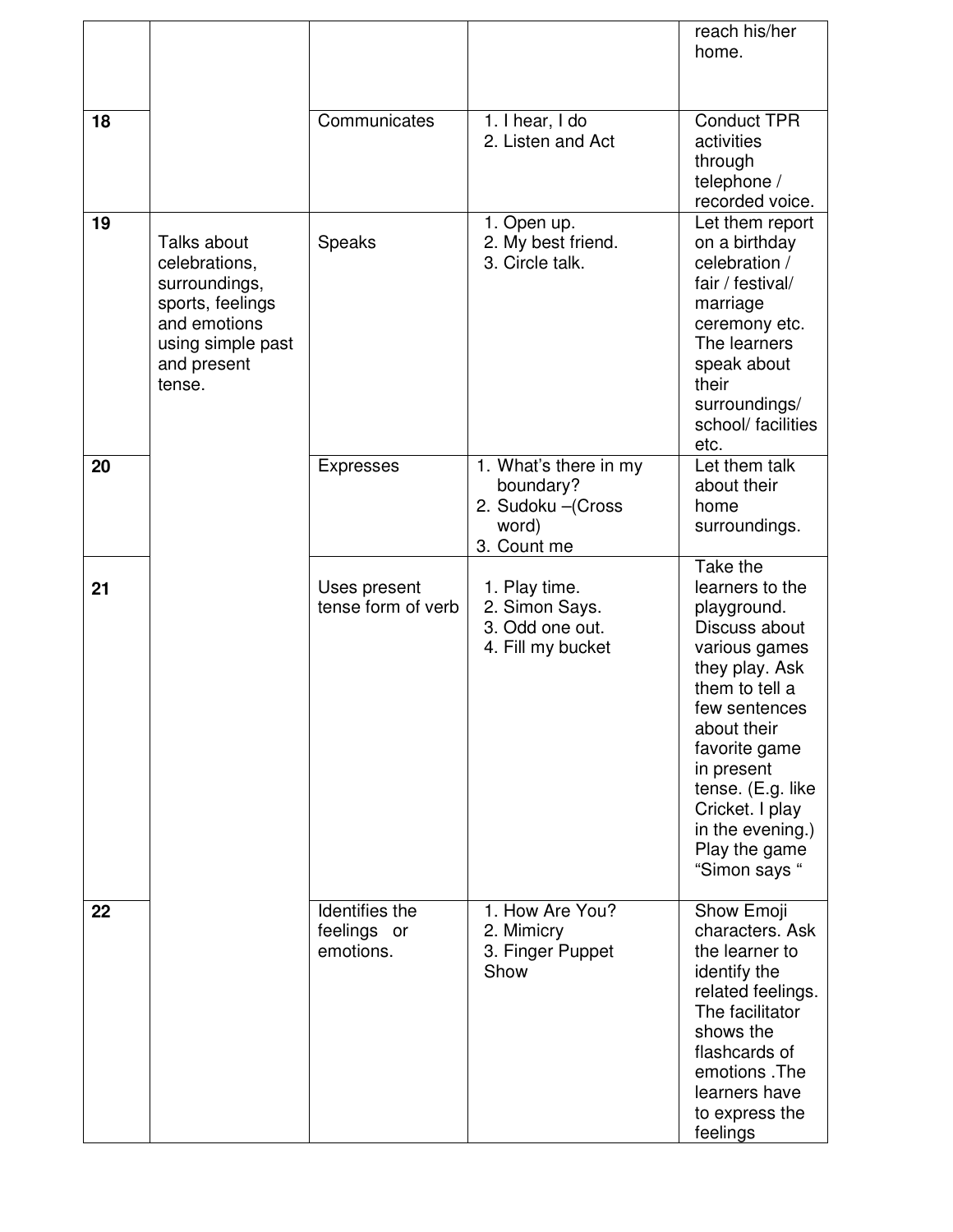| | | | | |
|---|---|---|---|---|
| | | | | reach his/her home. |
| 18 | | Communicates | 1. I hear, I do<br>2. Listen and Act | Conduct TPR activities through telephone / recorded voice. |
| 19 | Talks about celebrations, surroundings, sports, feelings and emotions using simple past and present tense. | Speaks | 1. Open up.<br>2. My best friend.<br>3. Circle talk. | Let them report on a birthday celebration / fair / festival/ marriage ceremony etc. The learners speak about their surroundings/ school/ facilities etc. |
| 20 | | Expresses | 1. What's there in my boundary?<br>2. Sudoku –(Cross word)<br>3. Count me | Let them talk about their home surroundings. |
| 21 | | Uses present tense form of verb | 1. Play time.<br>2. Simon Says.<br>3. Odd one out.<br>4. Fill my bucket | Take the learners to the playground. Discuss about various games they play. Ask them to tell a few sentences about their favorite game in present tense. (E.g. like Cricket. I play in the evening.) Play the game "Simon says " |
| 22 | | Identifies the feelings or emotions. | 1. How Are You?<br>2. Mimicry<br>3. Finger Puppet Show | Show Emoji characters. Ask the learner to identify the related feelings. The facilitator shows the flashcards of emotions .The learners have to express the feelings |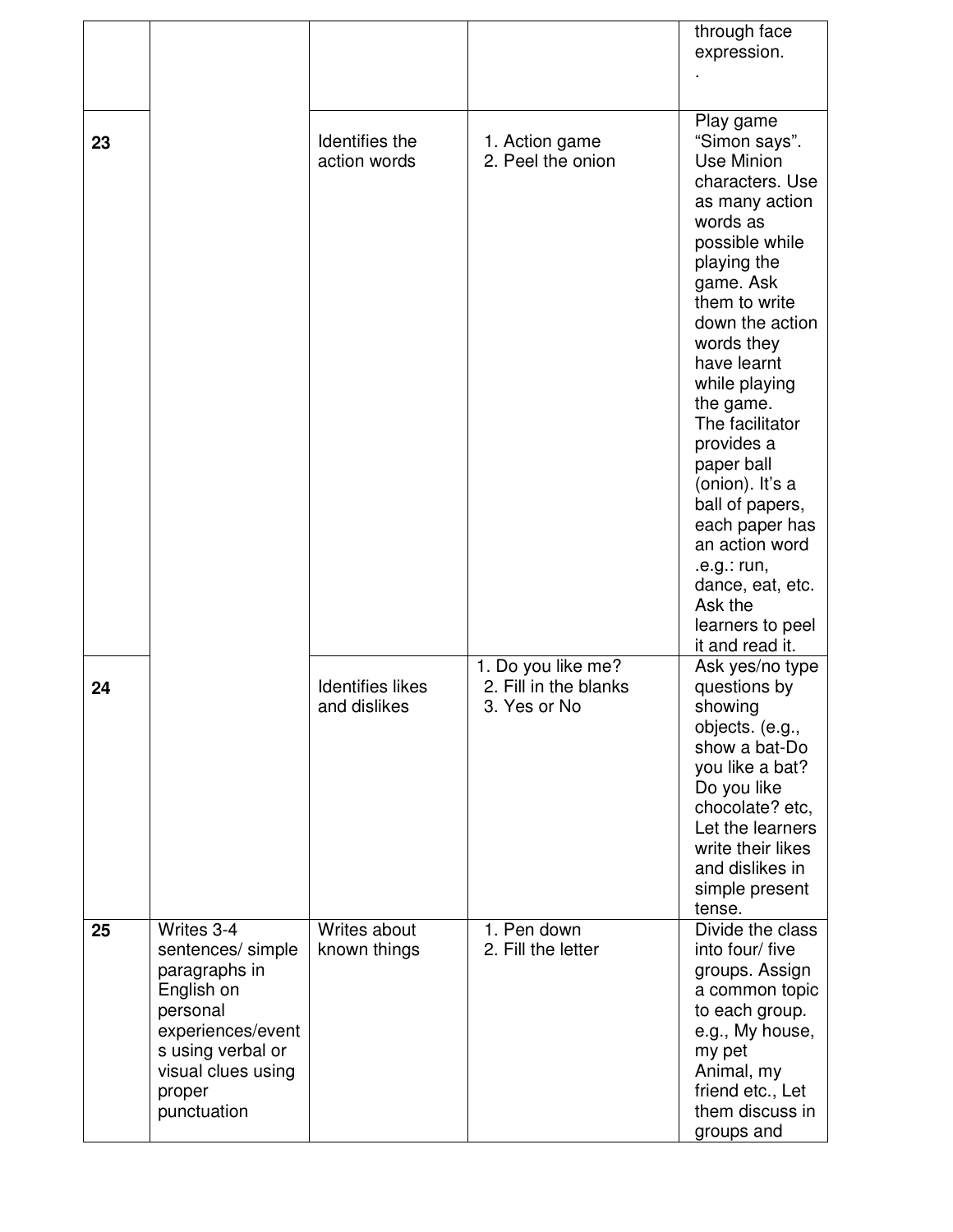| | | | | through face expression. . |
|---|---|---|---|---|
| 23 | | Identifies the action words | 1. Action game<br>2. Peel the onion | Play game "Simon says". Use Minion characters. Use as many action words as possible while playing the game. Ask them to write down the action words they have learnt while playing the game.<br>The facilitator provides a paper ball (onion). It's a ball of papers, each paper has an action word .e.g.: run, dance, eat, etc. Ask the learners to peel it and read it. |
| 24 | | Identifies likes and dislikes | 1. Do you like me?<br>2. Fill in the blanks<br>3. Yes or No | Ask yes/no type questions by showing objects. (e.g., show a bat-Do you like a bat? Do you like chocolate? etc, Let the learners write their likes and dislikes in simple present tense. |
| 25 | Writes 3-4 sentences/ simple paragraphs in English on personal experiences/events using verbal or visual clues using proper punctuation | Writes about known things | 1. Pen down<br>2. Fill the letter | Divide the class into four/ five groups. Assign a common topic to each group. e.g., My house, my pet Animal, my friend etc., Let them discuss in groups and |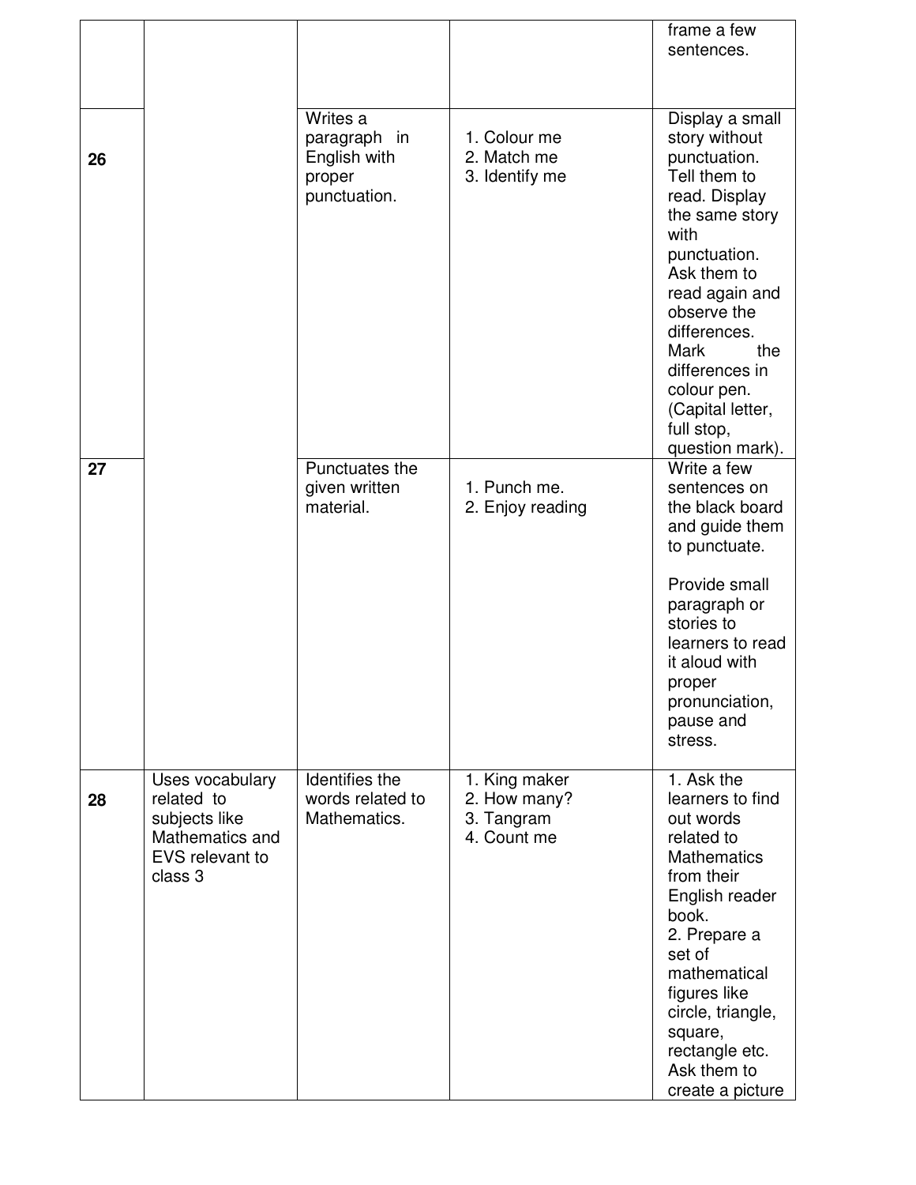| | | | | |
|---|---|---|---|---|
| | | | | frame a few sentences. |
| **26** | | Writes a paragraph in English with proper punctuation. | 1. Colour me<br>2. Match me<br>3. Identify me | Display a small story without punctuation. Tell them to read. Display the same story with punctuation. Ask them to read again and observe the differences. Mark the differences in colour pen. (Capital letter, full stop, question mark). |
| **27** | | Punctuates the given written material. | 1. Punch me.<br>2. Enjoy reading | Write a few sentences on the black board and guide them to punctuate.<br><br>Provide small paragraph or stories to learners to read it aloud with proper pronunciation, pause and stress. |
| **28** | Uses vocabulary related to subjects like Mathematics and EVS relevant to class 3 | Identifies the words related to Mathematics. | 1. King maker<br>2. How many?<br>3. Tangram<br>4. Count me | 1. Ask the learners to find out words related to Mathematics from their English reader book.<br>2. Prepare a set of mathematical figures like circle, triangle, square, rectangle etc. Ask them to create a picture |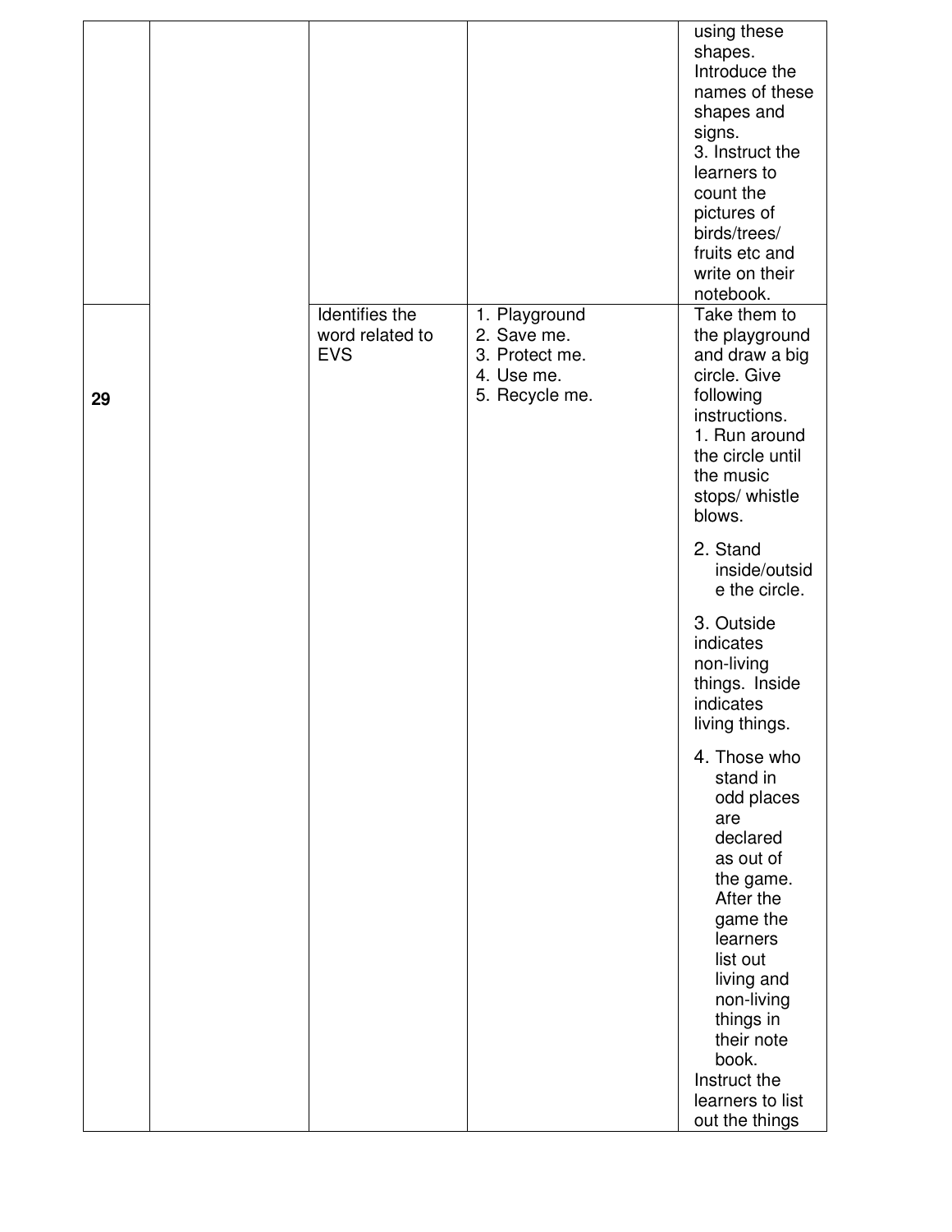| | | | | |
|---|---|---|---|---|
| | | | | using these shapes. Introduce the names of these shapes and signs.<br>3. Instruct the learners to count the pictures of birds/trees/ fruits etc and write on their notebook. |
| 29 | | Identifies the word related to EVS | 1. Playground<br>2. Save me.<br>3. Protect me.<br>4. Use me.<br>5. Recycle me. | Take them to the playground and draw a big circle. Give following instructions.<br>1. Run around the circle until the music stops/ whistle blows.<br>2. Stand inside/outside the circle.<br>3. Outside indicates non-living things. Inside indicates living things.<br>4. Those who stand in odd places are declared as out of the game. After the game the learners list out living and non-living things in their note book.<br>Instruct the learners to list out the things |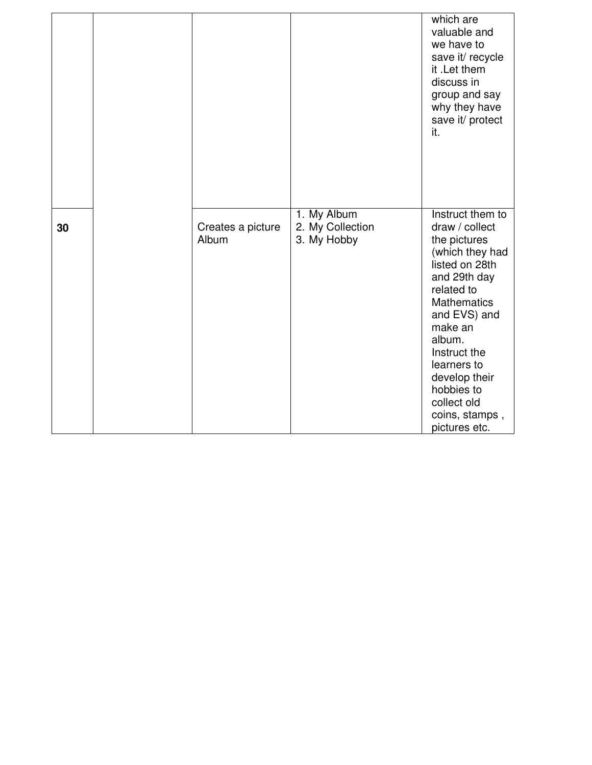| | | | | |
|---|---|---|---|---|
| | | | | which are valuable and we have to save it/ recycle it .Let them discuss in group and say why they have save it/ protect it. |
| **30** | | Creates a picture Album | 1. My Album<br>2. My Collection<br>3. My Hobby | Instruct them to draw / collect the pictures (which they had listed on 28th and 29th day related to Mathematics and EVS) and make an album.<br>Instruct the learners to develop their hobbies to collect old coins, stamps , pictures etc. |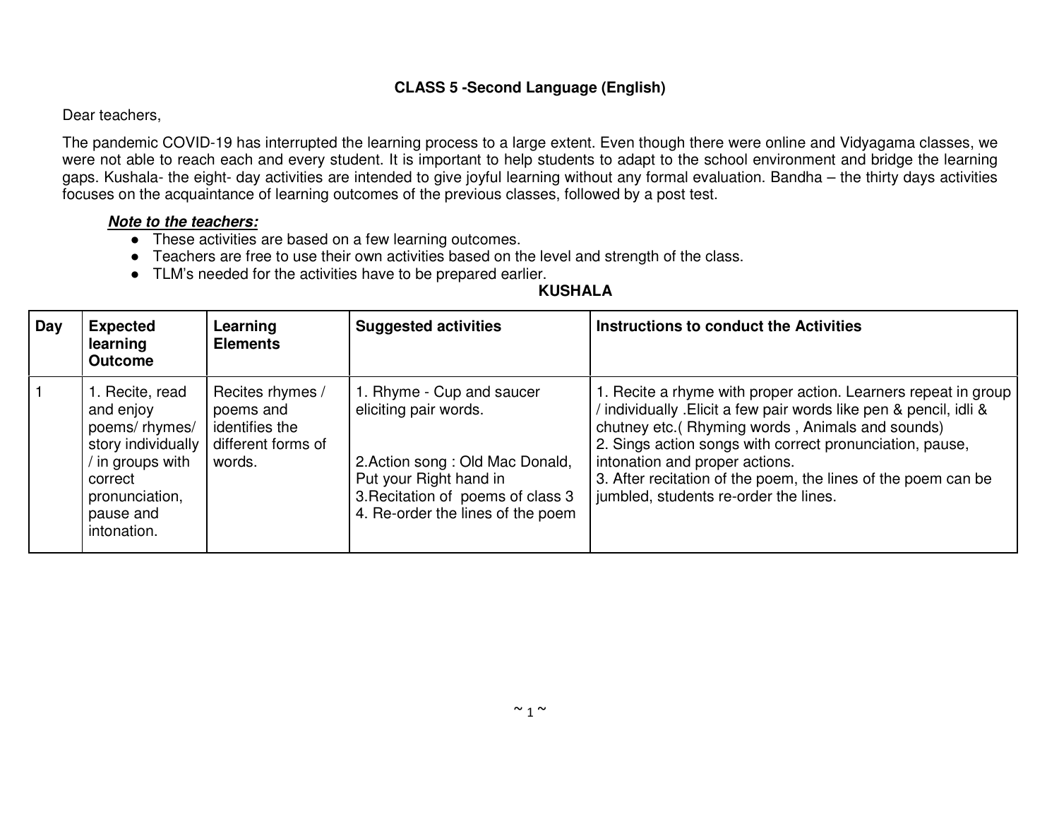**CLASS 5 -Second Language (English)**

Dear teachers,

The pandemic COVID-19 has interrupted the learning process to a large extent. Even though there were online and Vidyagama classes, we were not able to reach each and every student. It is important to help students to adapt to the school environment and bridge the learning gaps. Kushala- the eight- day activities are intended to give joyful learning without any formal evaluation. Bandha – the thirty days activities focuses on the acquaintance of learning outcomes of the previous classes, followed by a post test.

***Note to the teachers:***

- These activities are based on a few learning outcomes.
- Teachers are free to use their own activities based on the level and strength of the class.
- TLM's needed for the activities have to be prepared earlier.

**KUSHALA**

| Day | Expected learning Outcome | Learning Elements | Suggested activities | Instructions to conduct the Activities |
|---|---|---|---|---|
| 1 | 1. Recite, read and enjoy poems/ rhymes/ story individually / in groups with correct pronunciation, pause and intonation. | Recites rhymes / poems and identifies the different forms of words. | 1. Rhyme - Cup and saucer eliciting pair words.<br><br>2.Action song : Old Mac Donald, Put your Right hand in<br>3.Recitation of poems of class 3<br>4. Re-order the lines of the poem | 1. Recite a rhyme with proper action. Learners repeat in group / individually .Elicit a few pair words like pen & pencil, idli & chutney etc.( Rhyming words , Animals and sounds)<br>2. Sings action songs with correct pronunciation, pause, intonation and proper actions.<br>3. After recitation of the poem, the lines of the poem can be jumbled, students re-order the lines. |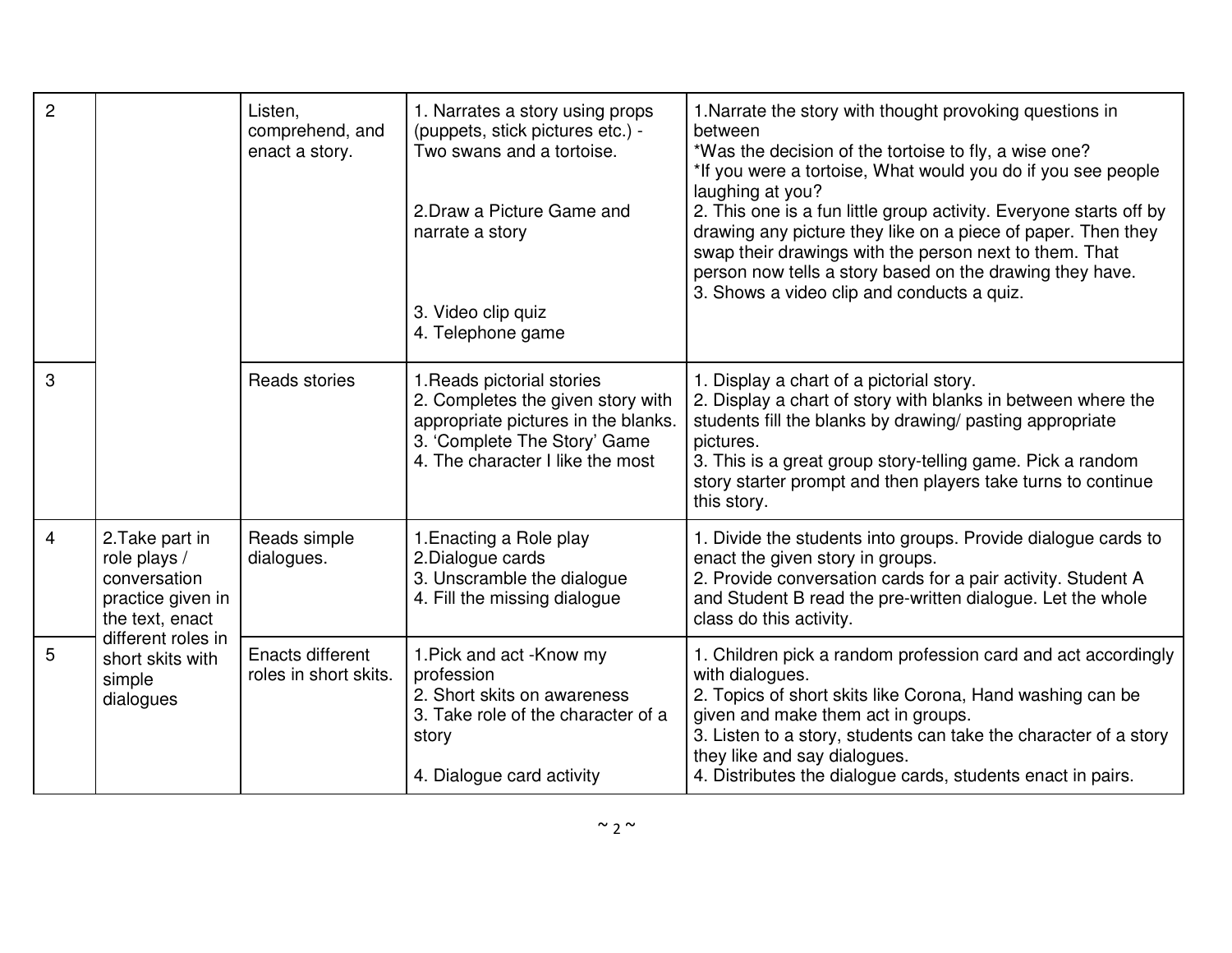| | | | | |
|---|---|---|---|---|
| 2 | | Listen, comprehend, and enact a story. | 1. Narrates a story using props (puppets, stick pictures etc.) - Two swans and a tortoise.<br><br>2.Draw a Picture Game and narrate a story<br><br>3. Video clip quiz<br>4. Telephone game | 1.Narrate the story with thought provoking questions in between<br>*Was the decision of the tortoise to fly, a wise one?<br>*If you were a tortoise, What would you do if you see people laughing at you?<br>2. This one is a fun little group activity. Everyone starts off by drawing any picture they like on a piece of paper. Then they swap their drawings with the person next to them. That person now tells a story based on the drawing they have.<br>3. Shows a video clip and conducts a quiz. |
| 3 | | Reads stories | 1.Reads pictorial stories<br>2. Completes the given story with appropriate pictures in the blanks.<br>3. 'Complete The Story' Game<br>4. The character I like the most | 1. Display a chart of a pictorial story.<br>2. Display a chart of story with blanks in between where the students fill the blanks by drawing/ pasting appropriate pictures.<br>3. This is a great group story-telling game. Pick a random story starter prompt and then players take turns to continue this story. |
| 4 | 2.Take part in role plays / conversation practice given in the text, enact different roles in short skits with simple dialogues | Reads simple dialogues. | 1.Enacting a Role play<br>2.Dialogue cards<br>3. Unscramble the dialogue<br>4. Fill the missing dialogue | 1. Divide the students into groups. Provide dialogue cards to enact the given story in groups.<br>2. Provide conversation cards for a pair activity. Student A and Student B read the pre-written dialogue. Let the whole class do this activity. |
| 5 | | Enacts different roles in short skits. | 1.Pick and act -Know my profession<br>2. Short skits on awareness<br>3. Take role of the character of a story<br><br>4. Dialogue card activity | 1. Children pick a random profession card and act accordingly with dialogues.<br>2. Topics of short skits like Corona, Hand washing can be given and make them act in groups.<br>3. Listen to a story, students can take the character of a story they like and say dialogues.<br>4. Distributes the dialogue cards, students enact in pairs. |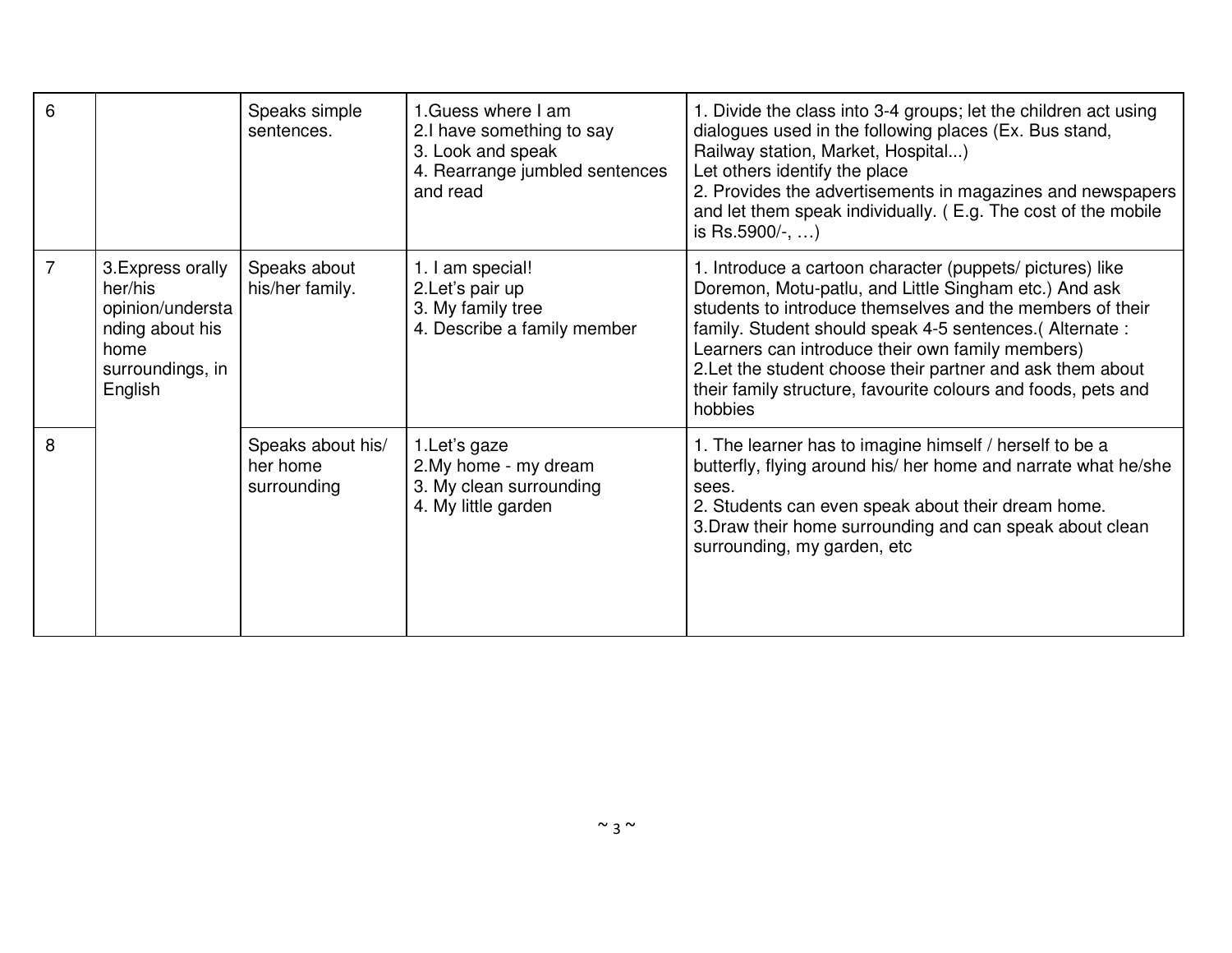| 6 | | Speaks simple sentences. | 1.Guess where I am<br>2.I have something to say<br>3. Look and speak<br>4. Rearrange jumbled sentences and read | 1. Divide the class into 3-4 groups; let the children act using dialogues used in the following places (Ex. Bus stand, Railway station, Market, Hospital...)<br>Let others identify the place<br>2. Provides the advertisements in magazines and newspapers and let them speak individually. ( E.g. The cost of the mobile is Rs.5900/-, …) |
|---|---|---|---|---|
| 7 | 3.Express orally her/his opinion/understanding about his home surroundings, in English | Speaks about his/her family. | 1. I am special!<br>2.Let's pair up<br>3. My family tree<br>4. Describe a family member | 1. Introduce a cartoon character (puppets/ pictures) like Doremon, Motu-patlu, and Little Singham etc.) And ask students to introduce themselves and the members of their family. Student should speak 4-5 sentences.( Alternate : Learners can introduce their own family members)<br>2.Let the student choose their partner and ask them about their family structure, favourite colours and foods, pets and hobbies |
| 8 | | Speaks about his/ her home surrounding | 1.Let's gaze<br>2.My home - my dream<br>3. My clean surrounding<br>4. My little garden | 1. The learner has to imagine himself / herself to be a butterfly, flying around his/ her home and narrate what he/she sees.<br>2. Students can even speak about their dream home.<br>3.Draw their home surrounding and can speak about clean surrounding, my garden, etc |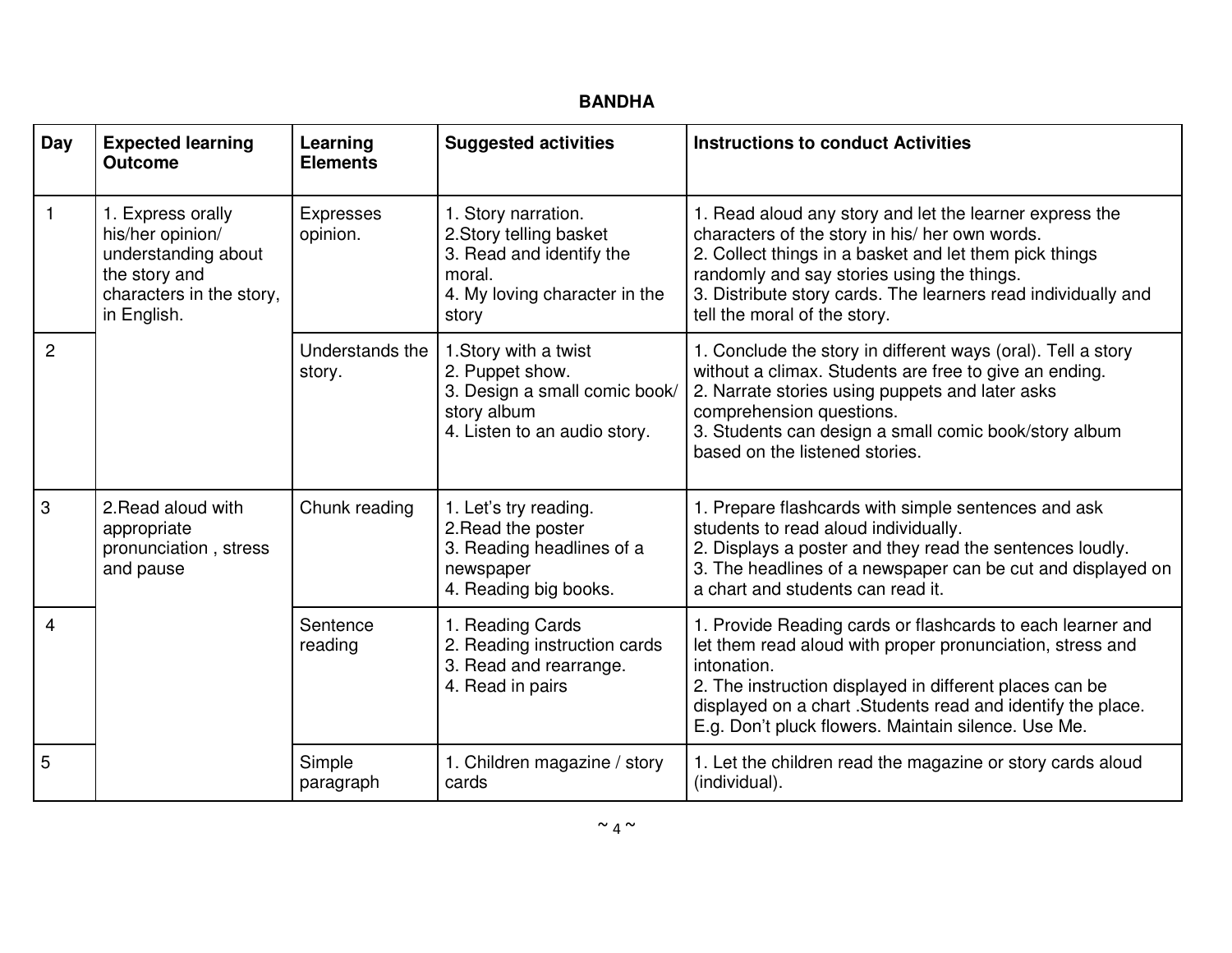**BANDHA**

| Day | Expected learning Outcome | Learning Elements | Suggested activities | Instructions to conduct Activities |
|---|---|---|---|---|
| 1 | 1. Express orally his/her opinion/ understanding about the story and characters in the story, in English. | Expresses opinion. | 1. Story narration.<br>2.Story telling basket<br>3. Read and identify the moral.<br>4. My loving character in the story | 1. Read aloud any story and let the learner express the characters of the story in his/ her own words.<br>2. Collect things in a basket and let them pick things randomly and say stories using the things.<br>3. Distribute story cards. The learners read individually and tell the moral of the story. |
| 2 | | Understands the story. | 1.Story with a twist<br>2. Puppet show.<br>3. Design a small comic book/ story album<br>4. Listen to an audio story. | 1. Conclude the story in different ways (oral). Tell a story without a climax. Students are free to give an ending.<br>2. Narrate stories using puppets and later asks comprehension questions.<br>3. Students can design a small comic book/story album based on the listened stories. |
| 3 | 2.Read aloud with appropriate pronunciation , stress and pause | Chunk reading | 1. Let's try reading.<br>2.Read the poster<br>3. Reading headlines of a newspaper<br>4. Reading big books. | 1. Prepare flashcards with simple sentences and ask students to read aloud individually.<br>2. Displays a poster and they read the sentences loudly.<br>3. The headlines of a newspaper can be cut and displayed on a chart and students can read it. |
| 4 | | Sentence reading | 1. Reading Cards<br>2. Reading instruction cards<br>3. Read and rearrange.<br>4. Read in pairs | 1. Provide Reading cards or flashcards to each learner and let them read aloud with proper pronunciation, stress and intonation.<br>2. The instruction displayed in different places can be displayed on a chart .Students read and identify the place. E.g. Don't pluck flowers. Maintain silence. Use Me. |
| 5 | | Simple paragraph | 1. Children magazine / story cards | 1. Let the children read the magazine or story cards aloud (individual). |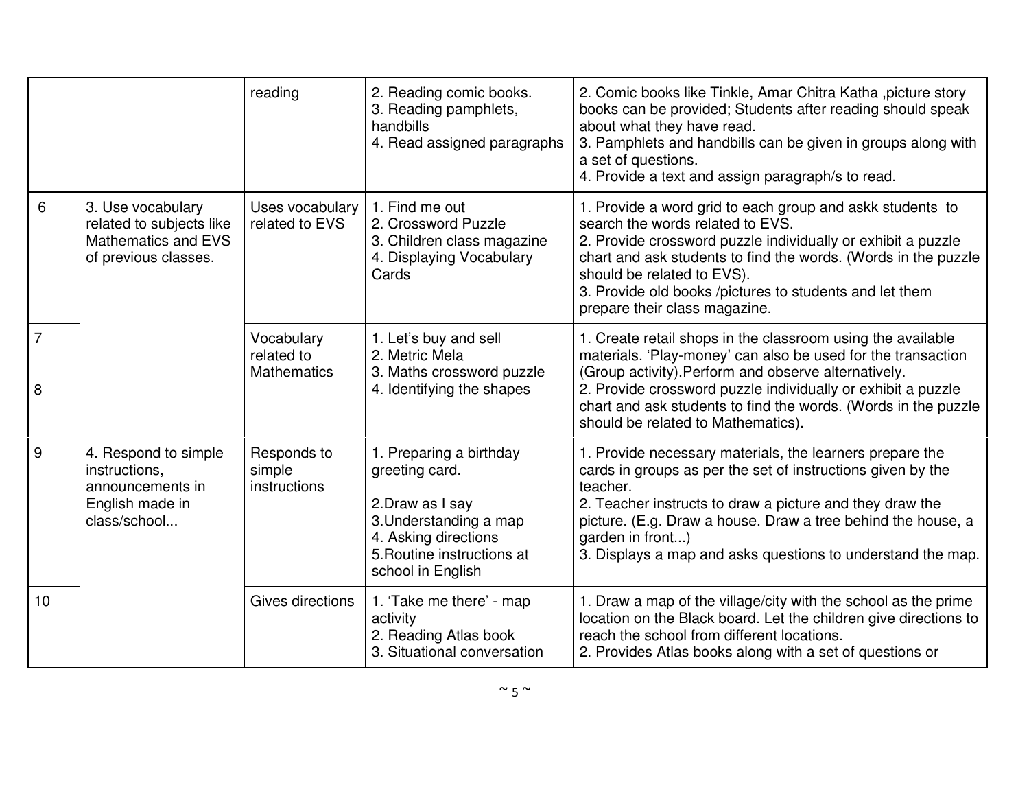| | | | | |
|---|---|---|---|---|
| | | reading | 2. Reading comic books.<br>3. Reading pamphlets, handbills<br>4. Read assigned paragraphs | 2. Comic books like Tinkle, Amar Chitra Katha ,picture story books can be provided; Students after reading should speak about what they have read.<br>3. Pamphlets and handbills can be given in groups along with a set of questions.<br>4. Provide a text and assign paragraph/s to read. |
| 6 | 3. Use vocabulary related to subjects like Mathematics and EVS of previous classes. | Uses vocabulary related to EVS | 1. Find me out<br>2. Crossword Puzzle<br>3. Children class magazine<br>4. Displaying Vocabulary Cards | 1. Provide a word grid to each group and askk students to search the words related to EVS.<br>2. Provide crossword puzzle individually or exhibit a puzzle chart and ask students to find the words. (Words in the puzzle should be related to EVS).<br>3. Provide old books /pictures to students and let them prepare their class magazine. |
| 7 | | Vocabulary related to Mathematics | 1. Let's buy and sell<br>2. Metric Mela<br>3. Maths crossword puzzle<br>4. Identifying the shapes | 1. Create retail shops in the classroom using the available materials. 'Play-money' can also be used for the transaction (Group activity).Perform and observe alternatively.<br>2. Provide crossword puzzle individually or exhibit a puzzle chart and ask students to find the words. (Words in the puzzle should be related to Mathematics). |
| 8 | | | | |
| 9 | 4. Respond to simple instructions, announcements in English made in class/school... | Responds to simple instructions | 1. Preparing a birthday greeting card.<br>2.Draw as I say<br>3.Understanding a map<br>4. Asking directions<br>5.Routine instructions at school in English | 1. Provide necessary materials, the learners prepare the cards in groups as per the set of instructions given by the teacher.<br>2. Teacher instructs to draw a picture and they draw the picture. (E.g. Draw a house. Draw a tree behind the house, a garden in front...)<br>3. Displays a map and asks questions to understand the map. |
| 10 | | Gives directions | 1. 'Take me there' - map activity<br>2. Reading Atlas book<br>3. Situational conversation | 1. Draw a map of the village/city with the school as the prime location on the Black board. Let the children give directions to reach the school from different locations.<br>2. Provides Atlas books along with a set of questions or |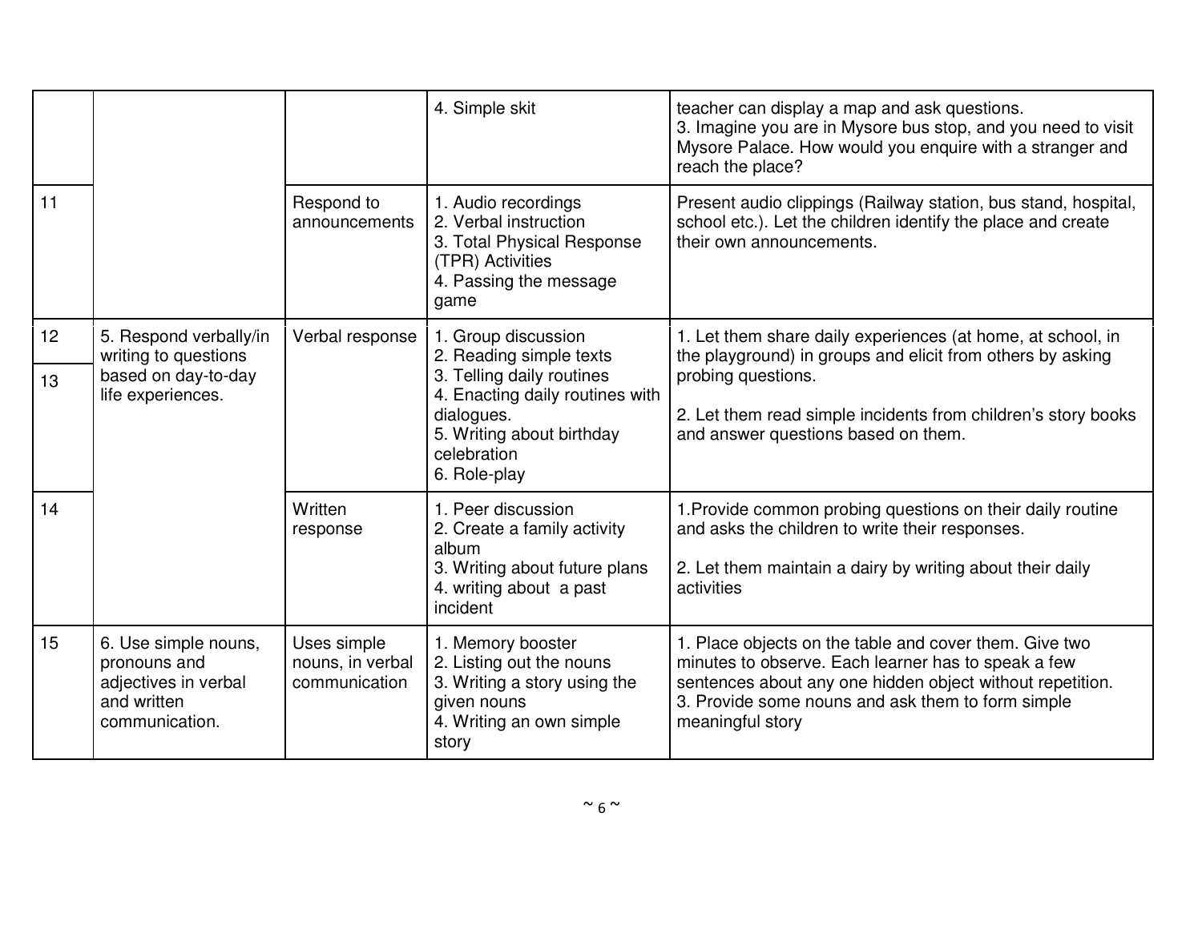| | | | | |
|---|---|---|---|---|
| | | | 4. Simple skit | teacher can display a map and ask questions.<br>3. Imagine you are in Mysore bus stop, and you need to visit Mysore Palace. How would you enquire with a stranger and reach the place? |
| 11 | | Respond to announcements | 1. Audio recordings<br>2. Verbal instruction<br>3. Total Physical Response (TPR) Activities<br>4. Passing the message game | Present audio clippings (Railway station, bus stand, hospital, school etc.). Let the children identify the place and create their own announcements. |
| 12<br>13 | 5. Respond verbally/in writing to questions based on day-to-day life experiences. | Verbal response | 1. Group discussion<br>2. Reading simple texts<br>3. Telling daily routines<br>4. Enacting daily routines with dialogues.<br>5. Writing about birthday celebration<br>6. Role-play | 1. Let them share daily experiences (at home, at school, in the playground) in groups and elicit from others by asking probing questions.<br><br>2. Let them read simple incidents from children's story books and answer questions based on them. |
| 14 | | Written response | 1. Peer discussion<br>2. Create a family activity album<br>3. Writing about future plans<br>4. writing about a past incident | 1.Provide common probing questions on their daily routine and asks the children to write their responses.<br><br>2. Let them maintain a dairy by writing about their daily activities |
| 15 | 6. Use simple nouns, pronouns and adjectives in verbal and written communication. | Uses simple nouns, in verbal communication | 1. Memory booster<br>2. Listing out the nouns<br>3. Writing a story using the given nouns<br>4. Writing an own simple story | 1. Place objects on the table and cover them. Give two minutes to observe. Each learner has to speak a few sentences about any one hidden object without repetition.<br>3. Provide some nouns and ask them to form simple meaningful story |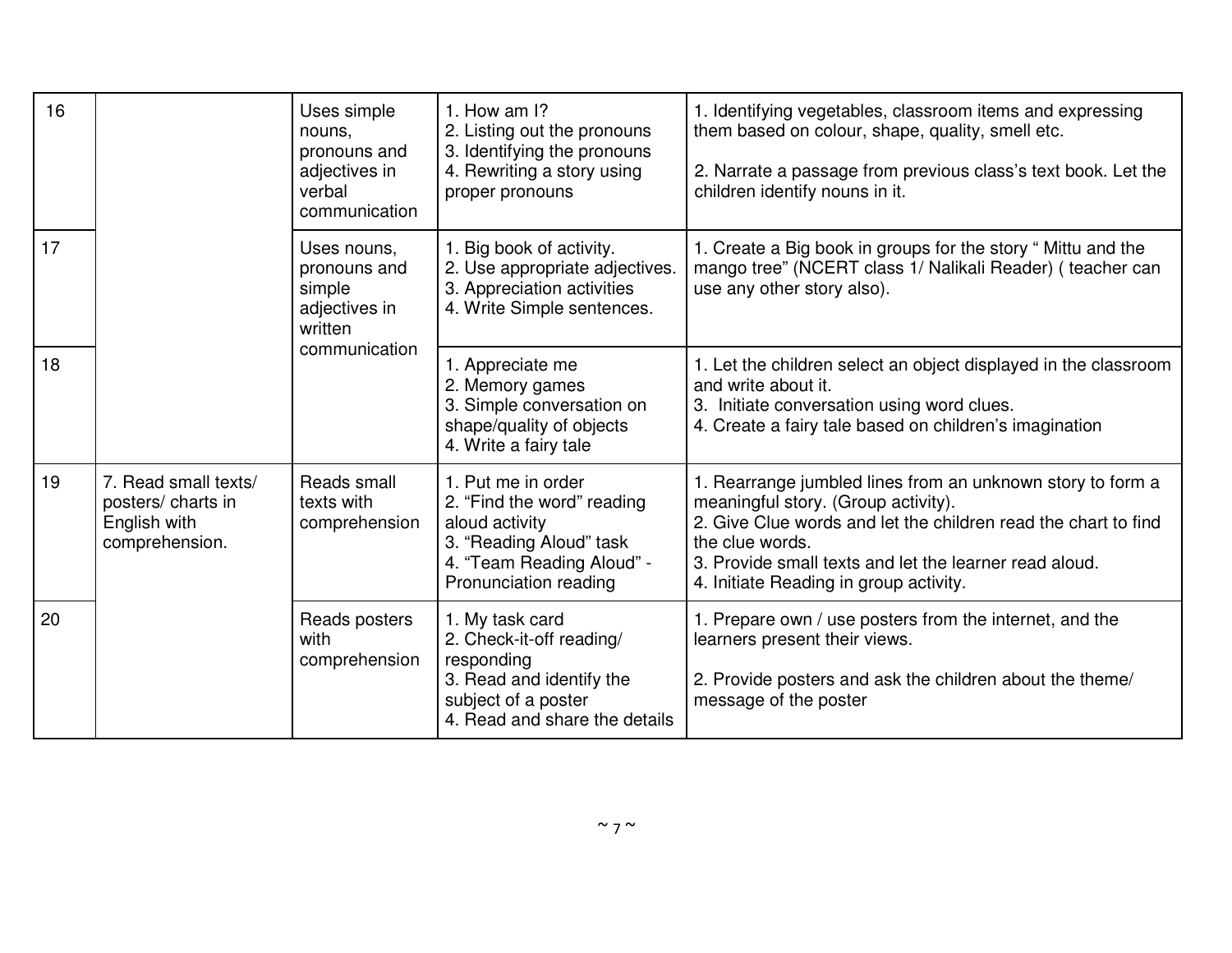| 16 | | Uses simple nouns, pronouns and adjectives in verbal communication | 1. How am I?<br>2. Listing out the pronouns<br>3. Identifying the pronouns<br>4. Rewriting a story using proper pronouns | 1. Identifying vegetables, classroom items and expressing them based on colour, shape, quality, smell etc.<br><br>2. Narrate a passage from previous class's text book. Let the children identify nouns in it. |
|---|---|---|---|---|
| 17 | | Uses nouns, pronouns and simple adjectives in written communication | 1. Big book of activity.<br>2. Use appropriate adjectives.<br>3. Appreciation activities<br>4. Write Simple sentences. | 1. Create a Big book in groups for the story " Mittu and the mango tree" (NCERT class 1/ Nalikali Reader) ( teacher can use any other story also). |
| 18 | | | 1. Appreciate me<br>2. Memory games<br>3. Simple conversation on shape/quality of objects<br>4. Write a fairy tale | 1. Let the children select an object displayed in the classroom and write about it.<br>3. Initiate conversation using word clues.<br>4. Create a fairy tale based on children's imagination |
| 19 | 7. Read small texts/ posters/ charts in English with comprehension. | Reads small texts with comprehension | 1. Put me in order<br>2. "Find the word" reading aloud activity<br>3. "Reading Aloud" task<br>4. "Team Reading Aloud" - Pronunciation reading | 1. Rearrange jumbled lines from an unknown story to form a meaningful story. (Group activity).<br>2. Give Clue words and let the children read the chart to find the clue words.<br>3. Provide small texts and let the learner read aloud.<br>4. Initiate Reading in group activity. |
| 20 | | Reads posters with comprehension | 1. My task card<br>2. Check-it-off reading/ responding<br>3. Read and identify the subject of a poster<br>4. Read and share the details | 1. Prepare own / use posters from the internet, and the learners present their views.<br><br>2. Provide posters and ask the children about the theme/ message of the poster |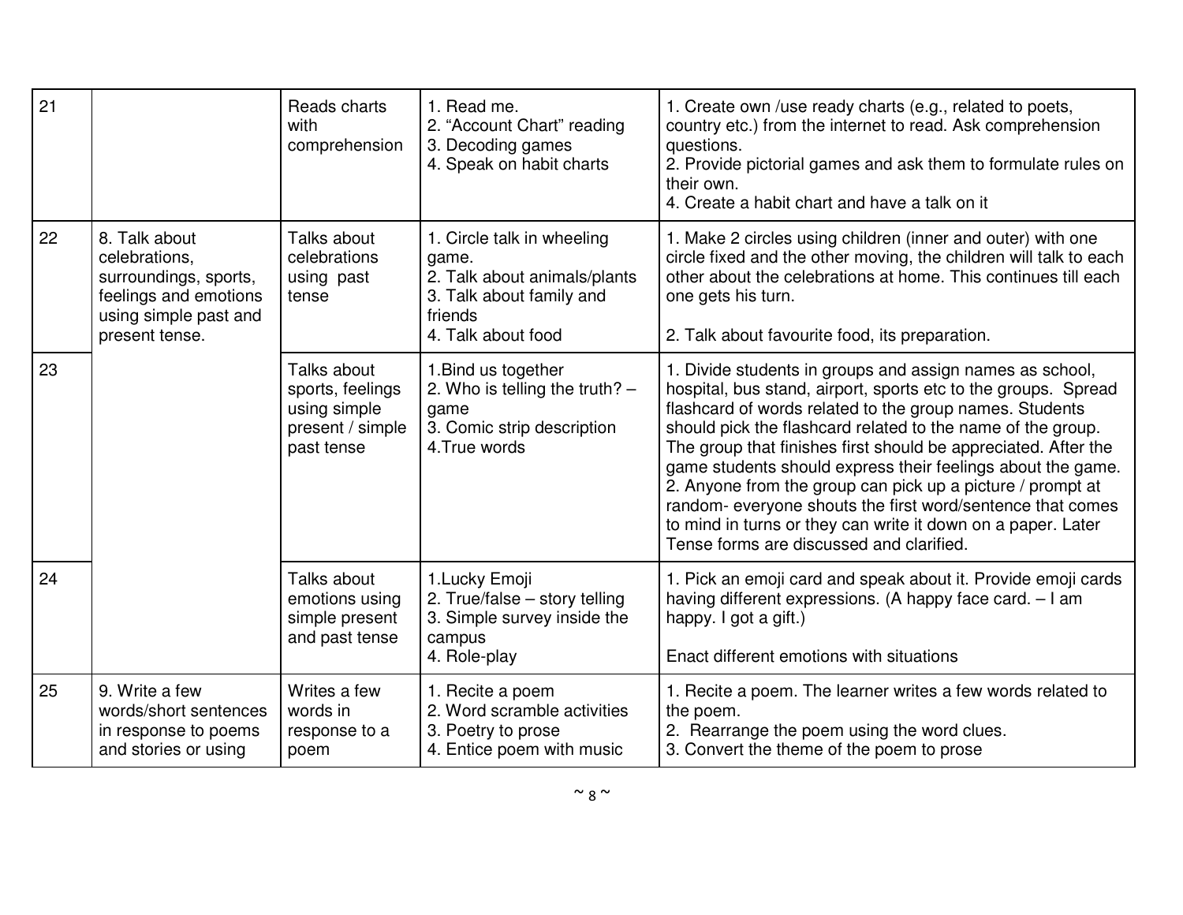| 21 | | Reads charts with comprehension | 1. Read me.<br>2. "Account Chart" reading<br>3. Decoding games<br>4. Speak on habit charts | 1. Create own /use ready charts (e.g., related to poets, country etc.) from the internet to read. Ask comprehension questions.<br>2. Provide pictorial games and ask them to formulate rules on their own.<br>4. Create a habit chart and have a talk on it |
|---|---|---|---|---|
| 22 | 8. Talk about celebrations, surroundings, sports, feelings and emotions using simple past and present tense. | Talks about celebrations using past tense | 1. Circle talk in wheeling game.<br>2. Talk about animals/plants<br>3. Talk about family and friends<br>4. Talk about food | 1. Make 2 circles using children (inner and outer) with one circle fixed and the other moving, the children will talk to each other about the celebrations at home. This continues till each one gets his turn.<br><br>2. Talk about favourite food, its preparation. |
| 23 | | Talks about sports, feelings using simple present / simple past tense | 1.Bind us together<br>2. Who is telling the truth? – game<br>3. Comic strip description<br>4.True words | 1. Divide students in groups and assign names as school, hospital, bus stand, airport, sports etc to the groups. Spread flashcard of words related to the group names. Students should pick the flashcard related to the name of the group. The group that finishes first should be appreciated. After the game students should express their feelings about the game.<br>2. Anyone from the group can pick up a picture / prompt at random- everyone shouts the first word/sentence that comes to mind in turns or they can write it down on a paper. Later Tense forms are discussed and clarified. |
| 24 | | Talks about emotions using simple present and past tense | 1.Lucky Emoji<br>2. True/false – story telling<br>3. Simple survey inside the campus<br>4. Role-play | 1. Pick an emoji card and speak about it. Provide emoji cards having different expressions. (A happy face card. – I am happy. I got a gift.)<br><br>Enact different emotions with situations |
| 25 | 9. Write a few words/short sentences in response to poems and stories or using | Writes a few words in response to a poem | 1. Recite a poem<br>2. Word scramble activities<br>3. Poetry to prose<br>4. Entice poem with music | 1. Recite a poem. The learner writes a few words related to the poem.<br>2. Rearrange the poem using the word clues.<br>3. Convert the theme of the poem to prose |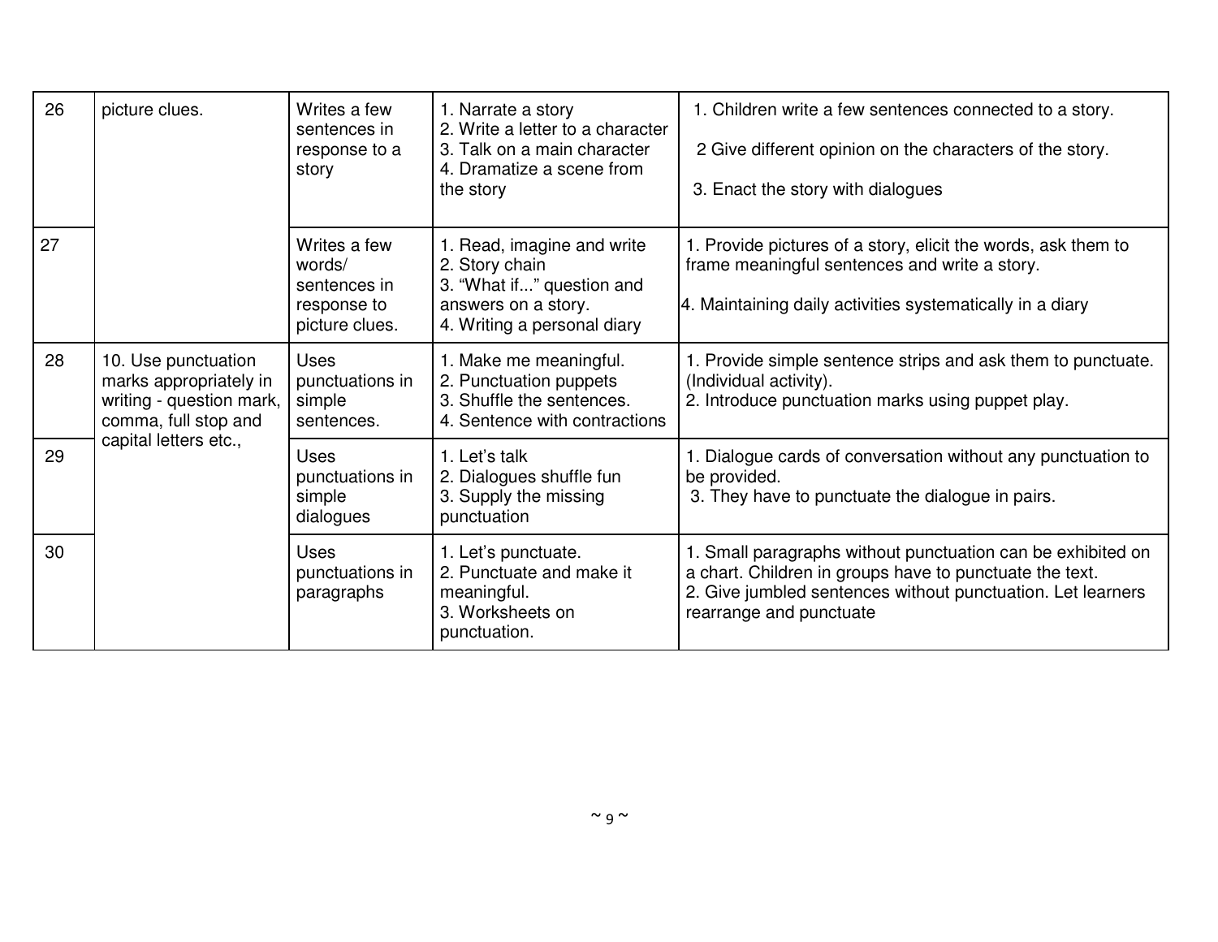| 26 | picture clues. | Writes a few sentences in response to a story | 1. Narrate a story<br>2. Write a letter to a character<br>3. Talk on a main character<br>4. Dramatize a scene from the story | 1. Children write a few sentences connected to a story.<br>2 Give different opinion on the characters of the story.<br>3. Enact the story with dialogues |
|---|---|---|---|---|
| 27 | | Writes a few words/ sentences in response to picture clues. | 1. Read, imagine and write<br>2. Story chain<br>3. "What if..." question and answers on a story.<br>4. Writing a personal diary | 1. Provide pictures of a story, elicit the words, ask them to frame meaningful sentences and write a story.<br>4. Maintaining daily activities systematically in a diary |
| 28 | 10. Use punctuation marks appropriately in writing - question mark, comma, full stop and capital letters etc., | Uses punctuations in simple sentences. | 1. Make me meaningful.<br>2. Punctuation puppets<br>3. Shuffle the sentences.<br>4. Sentence with contractions | 1. Provide simple sentence strips and ask them to punctuate. (Individual activity).<br>2. Introduce punctuation marks using puppet play. |
| 29 | | Uses punctuations in simple dialogues | 1. Let's talk<br>2. Dialogues shuffle fun<br>3. Supply the missing punctuation | 1. Dialogue cards of conversation without any punctuation to be provided.<br>3. They have to punctuate the dialogue in pairs. |
| 30 | | Uses punctuations in paragraphs | 1. Let's punctuate.<br>2. Punctuate and make it meaningful.<br>3. Worksheets on punctuation. | 1. Small paragraphs without punctuation can be exhibited on a chart. Children in groups have to punctuate the text.<br>2. Give jumbled sentences without punctuation. Let learners rearrange and punctuate |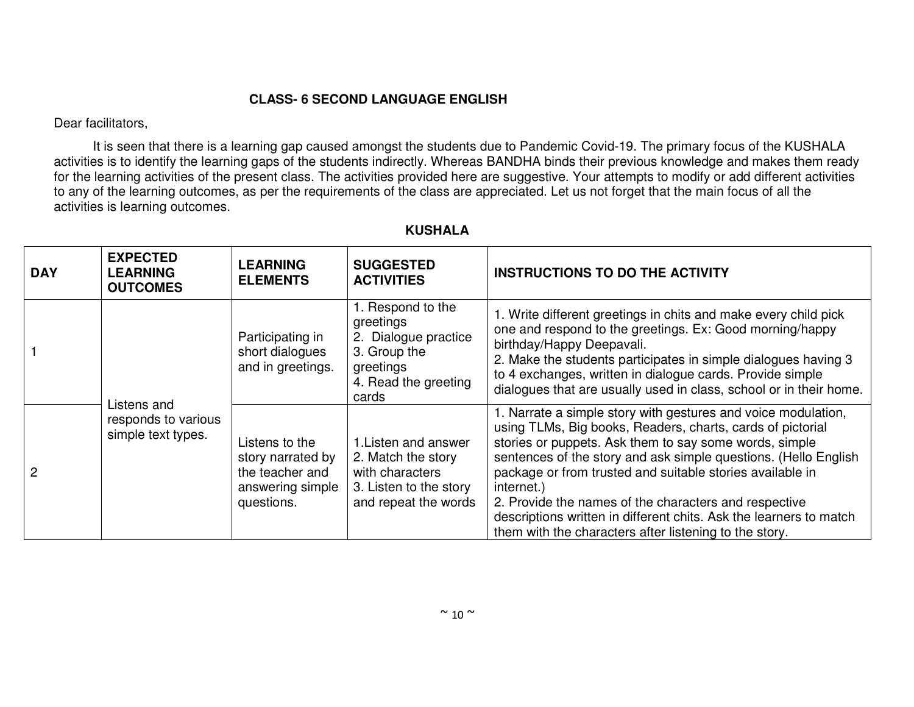## CLASS- 6 SECOND LANGUAGE ENGLISH

Dear facilitators,

It is seen that there is a learning gap caused amongst the students due to Pandemic Covid-19. The primary focus of the KUSHALA activities is to identify the learning gaps of the students indirectly. Whereas BANDHA binds their previous knowledge and makes them ready for the learning activities of the present class. The activities provided here are suggestive. Your attempts to modify or add different activities to any of the learning outcomes, as per the requirements of the class are appreciated. Let us not forget that the main focus of all the activities is learning outcomes.

### KUSHALA

| DAY | EXPECTED LEARNING OUTCOMES | LEARNING ELEMENTS | SUGGESTED ACTIVITIES | INSTRUCTIONS TO DO THE ACTIVITY |
|---|---|---|---|---|
| 1 | Listens and responds to various simple text types. | Participating in short dialogues and in greetings. | 1. Respond to the greetings<br>2. Dialogue practice<br>3. Group the greetings<br>4. Read the greeting cards | 1. Write different greetings in chits and make every child pick one and respond to the greetings. Ex: Good morning/happy birthday/Happy Deepavali.<br>2. Make the students participates in simple dialogues having 3 to 4 exchanges, written in dialogue cards. Provide simple dialogues that are usually used in class, school or in their home. |
| 2 | | Listens to the story narrated by the teacher and answering simple questions. | 1.Listen and answer<br>2. Match the story with characters<br>3. Listen to the story and repeat the words | 1. Narrate a simple story with gestures and voice modulation, using TLMs, Big books, Readers, charts, cards of pictorial stories or puppets. Ask them to say some words, simple sentences of the story and ask simple questions. (Hello English package or from trusted and suitable stories available in internet.)<br>2. Provide the names of the characters and respective descriptions written in different chits. Ask the learners to match them with the characters after listening to the story. |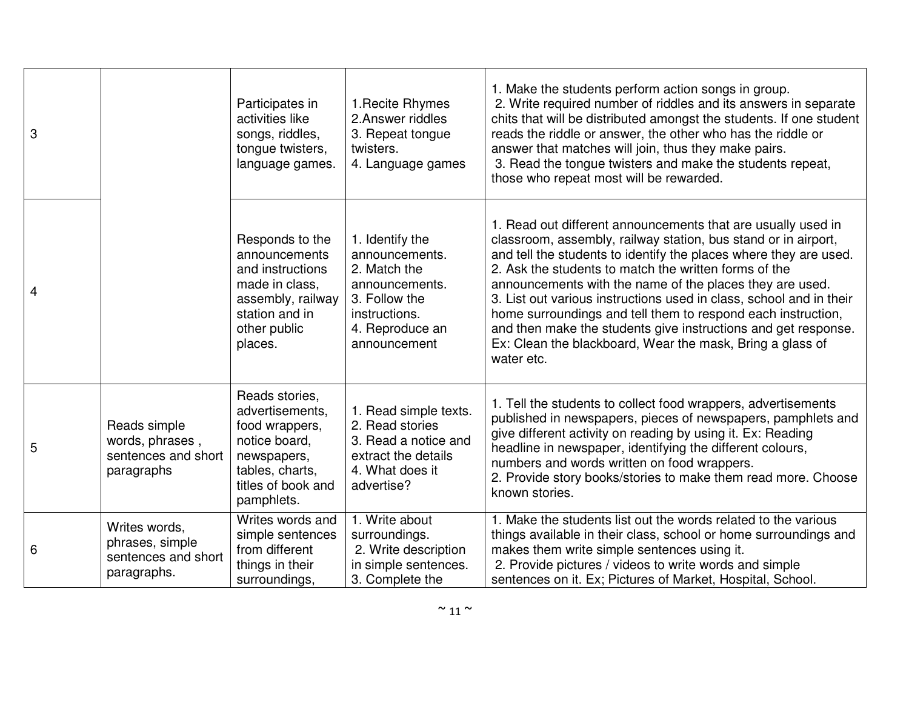| | | | | |
|---|---|---|---|---|
| 3 | | Participates in activities like songs, riddles, tongue twisters, language games. | 1.Recite Rhymes<br>2.Answer riddles<br>3. Repeat tongue twisters.<br>4. Language games | 1. Make the students perform action songs in group.<br>2. Write required number of riddles and its answers in separate chits that will be distributed amongst the students. If one student reads the riddle or answer, the other who has the riddle or answer that matches will join, thus they make pairs.<br>3. Read the tongue twisters and make the students repeat, those who repeat most will be rewarded. |
| 4 | | Responds to the announcements and instructions made in class, assembly, railway station and in other public places. | 1. Identify the announcements.<br>2. Match the announcements.<br>3. Follow the instructions.<br>4. Reproduce an announcement | 1. Read out different announcements that are usually used in classroom, assembly, railway station, bus stand or in airport, and tell the students to identify the places where they are used.<br>2. Ask the students to match the written forms of the announcements with the name of the places they are used.<br>3. List out various instructions used in class, school and in their home surroundings and tell them to respond each instruction, and then make the students give instructions and get response. Ex: Clean the blackboard, Wear the mask, Bring a glass of water etc. |
| 5 | Reads simple words, phrases , sentences and short paragraphs | Reads stories, advertisements, food wrappers, notice board, newspapers, tables, charts, titles of book and pamphlets. | 1. Read simple texts.<br>2. Read stories<br>3. Read a notice and extract the details<br>4. What does it advertise? | 1. Tell the students to collect food wrappers, advertisements published in newspapers, pieces of newspapers, pamphlets and give different activity on reading by using it. Ex: Reading headline in newspaper, identifying the different colours, numbers and words written on food wrappers.<br>2. Provide story books/stories to make them read more. Choose known stories. |
| 6 | Writes words, phrases, simple sentences and short paragraphs. | Writes words and simple sentences from different things in their surroundings, | 1. Write about surroundings.<br>2. Write description in simple sentences.<br>3. Complete the | 1. Make the students list out the words related to the various things available in their class, school or home surroundings and makes them write simple sentences using it.<br>2. Provide pictures / videos to write words and simple sentences on it. Ex; Pictures of Market, Hospital, School. |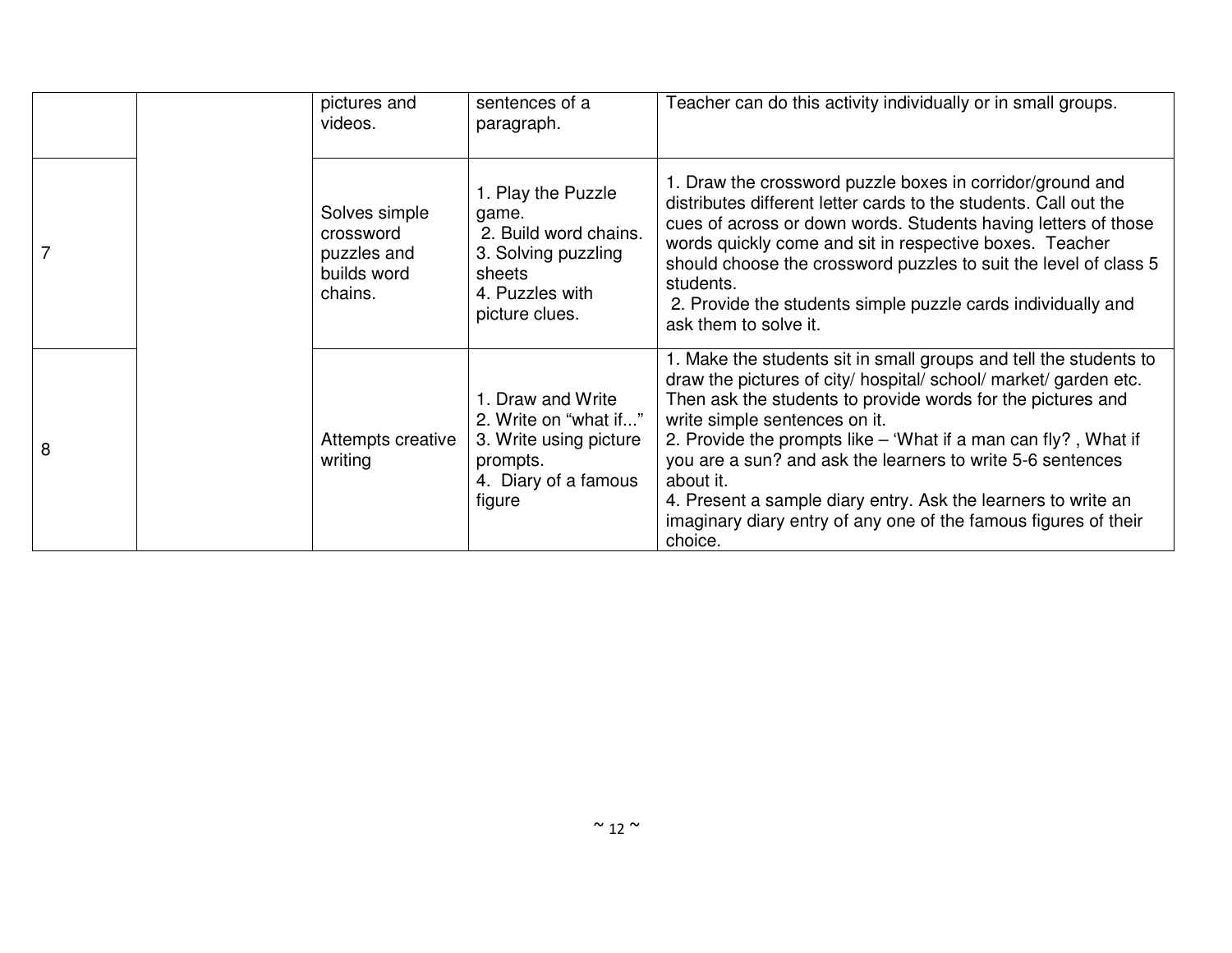| | | pictures and videos. | sentences of a paragraph. | Teacher can do this activity individually or in small groups. |
|---|---|---|---|---|
| 7 | | Solves simple crossword puzzles and builds word chains. | 1. Play the Puzzle game.<br>2. Build word chains.<br>3. Solving puzzling sheets<br>4. Puzzles with picture clues. | 1. Draw the crossword puzzle boxes in corridor/ground and distributes different letter cards to the students. Call out the cues of across or down words. Students having letters of those words quickly come and sit in respective boxes. Teacher should choose the crossword puzzles to suit the level of class 5 students.<br>2. Provide the students simple puzzle cards individually and ask them to solve it. |
| 8 | | Attempts creative writing | 1. Draw and Write<br>2. Write on "what if..."<br>3. Write using picture prompts.<br>4. Diary of a famous figure | 1. Make the students sit in small groups and tell the students to draw the pictures of city/ hospital/ school/ market/ garden etc. Then ask the students to provide words for the pictures and write simple sentences on it.<br>2. Provide the prompts like – 'What if a man can fly? , What if you are a sun? and ask the learners to write 5-6 sentences about it.<br>4. Present a sample diary entry. Ask the learners to write an imaginary diary entry of any one of the famous figures of their choice. |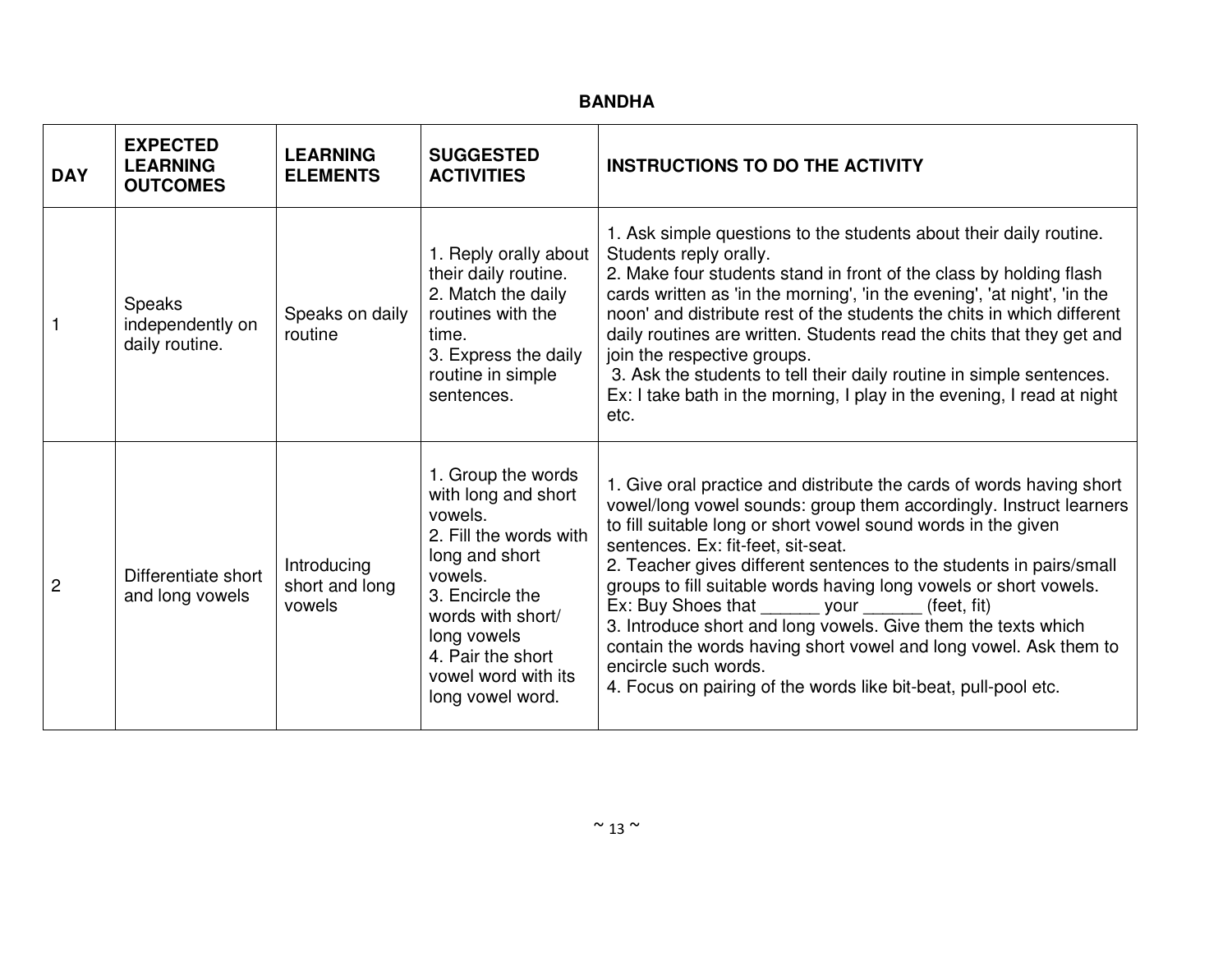**BANDHA**

| DAY | EXPECTED LEARNING OUTCOMES | LEARNING ELEMENTS | SUGGESTED ACTIVITIES | INSTRUCTIONS TO DO THE ACTIVITY |
|---|---|---|---|---|
| 1 | Speaks independently on daily routine. | Speaks on daily routine | 1. Reply orally about their daily routine.<br>2. Match the daily routines with the time.<br>3. Express the daily routine in simple sentences. | 1. Ask simple questions to the students about their daily routine. Students reply orally.<br>2. Make four students stand in front of the class by holding flash cards written as 'in the morning', 'in the evening', 'at night', 'in the noon' and distribute rest of the students the chits in which different daily routines are written. Students read the chits that they get and join the respective groups.<br>3. Ask the students to tell their daily routine in simple sentences. Ex: I take bath in the morning, I play in the evening, I read at night etc. |
| 2 | Differentiate short and long vowels | Introducing short and long vowels | 1. Group the words with long and short vowels.<br>2. Fill the words with long and short vowels.<br>3. Encircle the words with short/ long vowels<br>4. Pair the short vowel word with its long vowel word. | 1. Give oral practice and distribute the cards of words having short vowel/long vowel sounds: group them accordingly. Instruct learners to fill suitable long or short vowel sound words in the given sentences. Ex: fit-feet, sit-seat.<br>2. Teacher gives different sentences to the students in pairs/small groups to fill suitable words having long vowels or short vowels. Ex: Buy Shoes that ______ your ______ (feet, fit)<br>3. Introduce short and long vowels. Give them the texts which contain the words having short vowel and long vowel. Ask them to encircle such words.<br>4. Focus on pairing of the words like bit-beat, pull-pool etc. |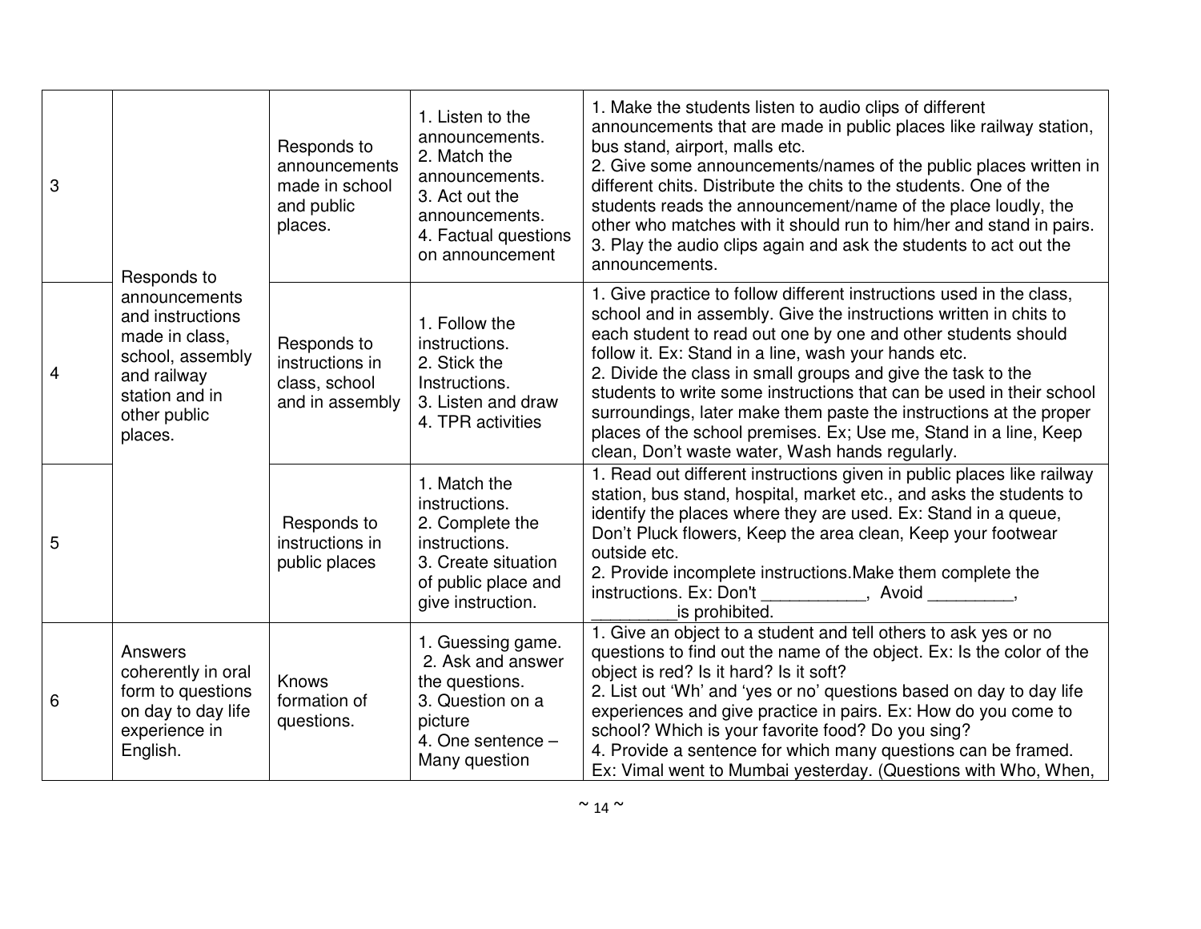| 3 | Responds to announcements and instructions made in class, school, assembly and railway station and in other public places. | Responds to announcements made in school and public places. | 1. Listen to the announcements.<br>2. Match the announcements.<br>3. Act out the announcements.<br>4. Factual questions on announcement | 1. Make the students listen to audio clips of different announcements that are made in public places like railway station, bus stand, airport, malls etc.<br>2. Give some announcements/names of the public places written in different chits. Distribute the chits to the students. One of the students reads the announcement/name of the place loudly, the other who matches with it should run to him/her and stand in pairs.<br>3. Play the audio clips again and ask the students to act out the announcements. |
|---|---|---|---|---|
| 4 | | Responds to instructions in class, school and in assembly | 1. Follow the instructions.<br>2. Stick the Instructions.<br>3. Listen and draw<br>4. TPR activities | 1. Give practice to follow different instructions used in the class, school and in assembly. Give the instructions written in chits to each student to read out one by one and other students should follow it. Ex: Stand in a line, wash your hands etc.<br>2. Divide the class in small groups and give the task to the students to write some instructions that can be used in their school surroundings, later make them paste the instructions at the proper places of the school premises. Ex; Use me, Stand in a line, Keep clean, Don't waste water, Wash hands regularly. |
| 5 | | Responds to instructions in public places | 1. Match the instructions.<br>2. Complete the instructions.<br>3. Create situation of public place and give instruction. | 1. Read out different instructions given in public places like railway station, bus stand, hospital, market etc., and asks the students to identify the places where they are used. Ex: Stand in a queue, Don't Pluck flowers, Keep the area clean, Keep your footwear outside etc.<br>2. Provide incomplete instructions.Make them complete the instructions. Ex: Don't ___________, Avoid _________, _________is prohibited. |
| 6 | Answers coherently in oral form to questions on day to day life experience in English. | Knows formation of questions. | 1. Guessing game.<br>2. Ask and answer the questions.<br>3. Question on a picture<br>4. One sentence – Many question | 1. Give an object to a student and tell others to ask yes or no questions to find out the name of the object. Ex: Is the color of the object is red? Is it hard? Is it soft?<br>2. List out 'Wh' and 'yes or no' questions based on day to day life experiences and give practice in pairs. Ex: How do you come to school? Which is your favorite food? Do you sing?<br>4. Provide a sentence for which many questions can be framed. Ex: Vimal went to Mumbai yesterday. (Questions with Who, When, |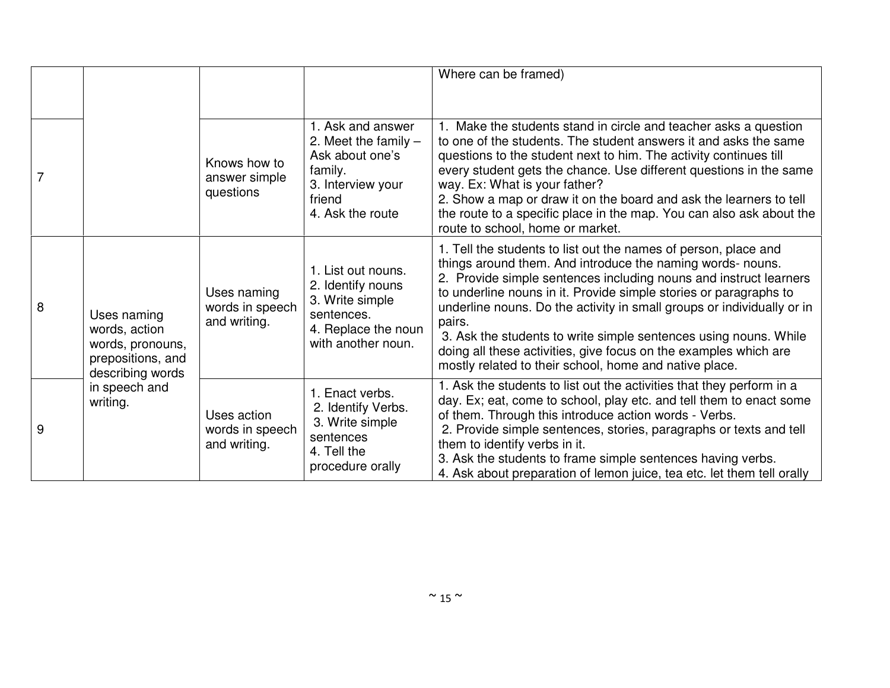| | | | | |
|---|---|---|---|---|
| | | | | Where can be framed) |
| 7 | | Knows how to answer simple questions | 1. Ask and answer<br>2. Meet the family – Ask about one's family.<br>3. Interview your friend<br>4. Ask the route | 1. Make the students stand in circle and teacher asks a question to one of the students. The student answers it and asks the same questions to the student next to him. The activity continues till every student gets the chance. Use different questions in the same way. Ex: What is your father?<br>2. Show a map or draw it on the board and ask the learners to tell the route to a specific place in the map. You can also ask about the route to school, home or market. |
| 8 | Uses naming words, action words, pronouns, prepositions, and describing words in speech and writing. | Uses naming words in speech and writing. | 1. List out nouns.<br>2. Identify nouns<br>3. Write simple sentences.<br>4. Replace the noun with another noun. | 1. Tell the students to list out the names of person, place and things around them. And introduce the naming words- nouns.<br>2. Provide simple sentences including nouns and instruct learners to underline nouns in it. Provide simple stories or paragraphs to underline nouns. Do the activity in small groups or individually or in pairs.<br>3. Ask the students to write simple sentences using nouns. While doing all these activities, give focus on the examples which are mostly related to their school, home and native place. |
| 9 | | Uses action words in speech and writing. | 1. Enact verbs.<br>2. Identify Verbs.<br>3. Write simple sentences<br>4. Tell the procedure orally | 1. Ask the students to list out the activities that they perform in a day. Ex; eat, come to school, play etc. and tell them to enact some of them. Through this introduce action words - Verbs.<br>2. Provide simple sentences, stories, paragraphs or texts and tell them to identify verbs in it.<br>3. Ask the students to frame simple sentences having verbs.<br>4. Ask about preparation of lemon juice, tea etc. let them tell orally |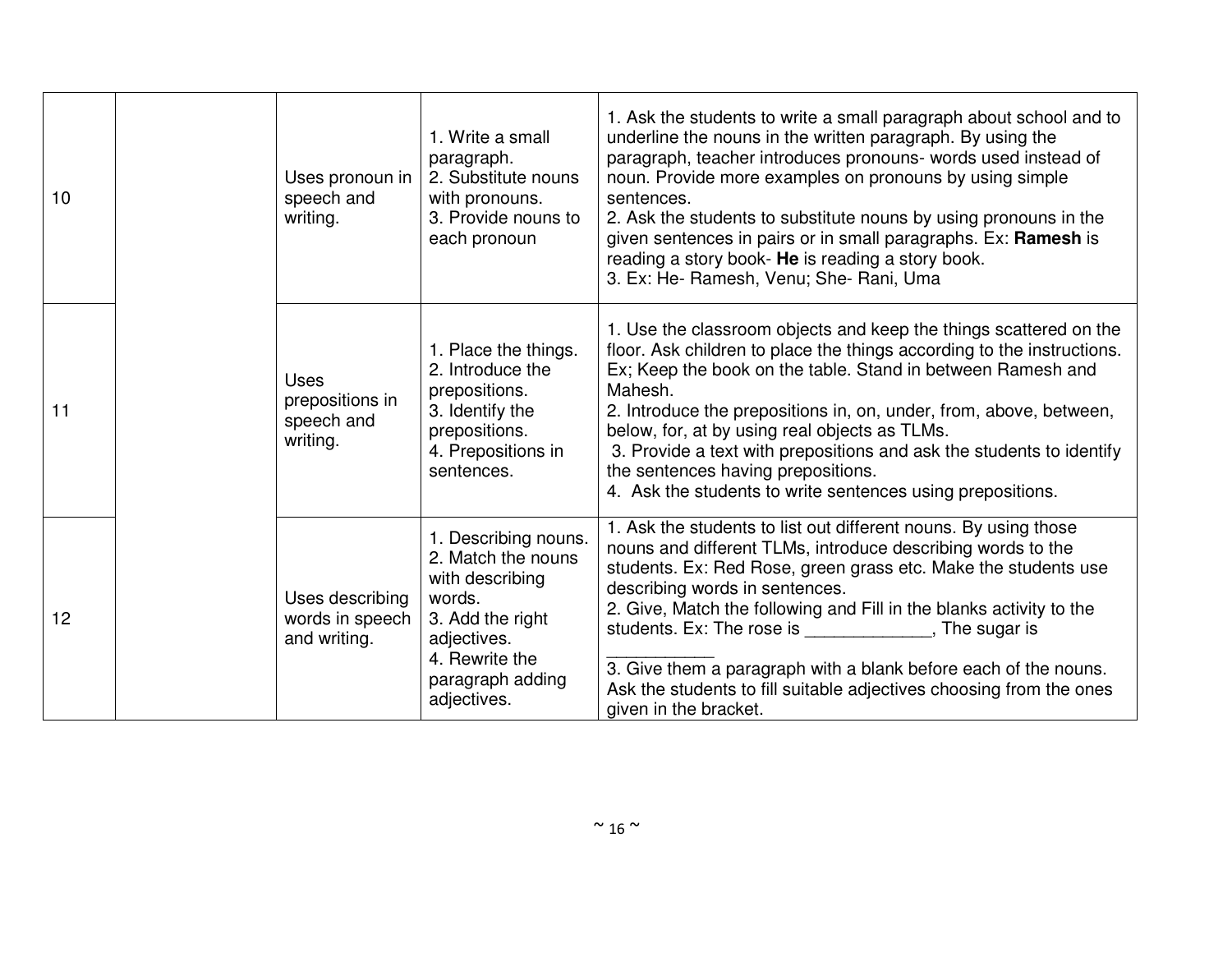| | | | | |
|---|---|---|---|---|
| 10 | | Uses pronoun in speech and writing. | 1. Write a small paragraph.<br>2. Substitute nouns with pronouns.<br>3. Provide nouns to each pronoun | 1. Ask the students to write a small paragraph about school and to underline the nouns in the written paragraph. By using the paragraph, teacher introduces pronouns- words used instead of noun. Provide more examples on pronouns by using simple sentences.<br>2. Ask the students to substitute nouns by using pronouns in the given sentences in pairs or in small paragraphs. Ex: **Ramesh** is reading a story book- **He** is reading a story book.<br>3. Ex: He- Ramesh, Venu; She- Rani, Uma |
| 11 | | Uses prepositions in speech and writing. | 1. Place the things.<br>2. Introduce the prepositions.<br>3. Identify the prepositions.<br>4. Prepositions in sentences. | 1. Use the classroom objects and keep the things scattered on the floor. Ask children to place the things according to the instructions. Ex; Keep the book on the table. Stand in between Ramesh and Mahesh.<br>2. Introduce the prepositions in, on, under, from, above, between, below, for, at by using real objects as TLMs.<br>3. Provide a text with prepositions and ask the students to identify the sentences having prepositions.<br>4. Ask the students to write sentences using prepositions. |
| 12 | | Uses describing words in speech and writing. | 1. Describing nouns.<br>2. Match the nouns with describing words.<br>3. Add the right adjectives.<br>4. Rewrite the paragraph adding adjectives. | 1. Ask the students to list out different nouns. By using those nouns and different TLMs, introduce describing words to the students. Ex: Red Rose, green grass etc. Make the students use describing words in sentences.<br>2. Give, Match the following and Fill in the blanks activity to the students. Ex: The rose is _____________, The sugar is ___________<br>3. Give them a paragraph with a blank before each of the nouns. Ask the students to fill suitable adjectives choosing from the ones given in the bracket. |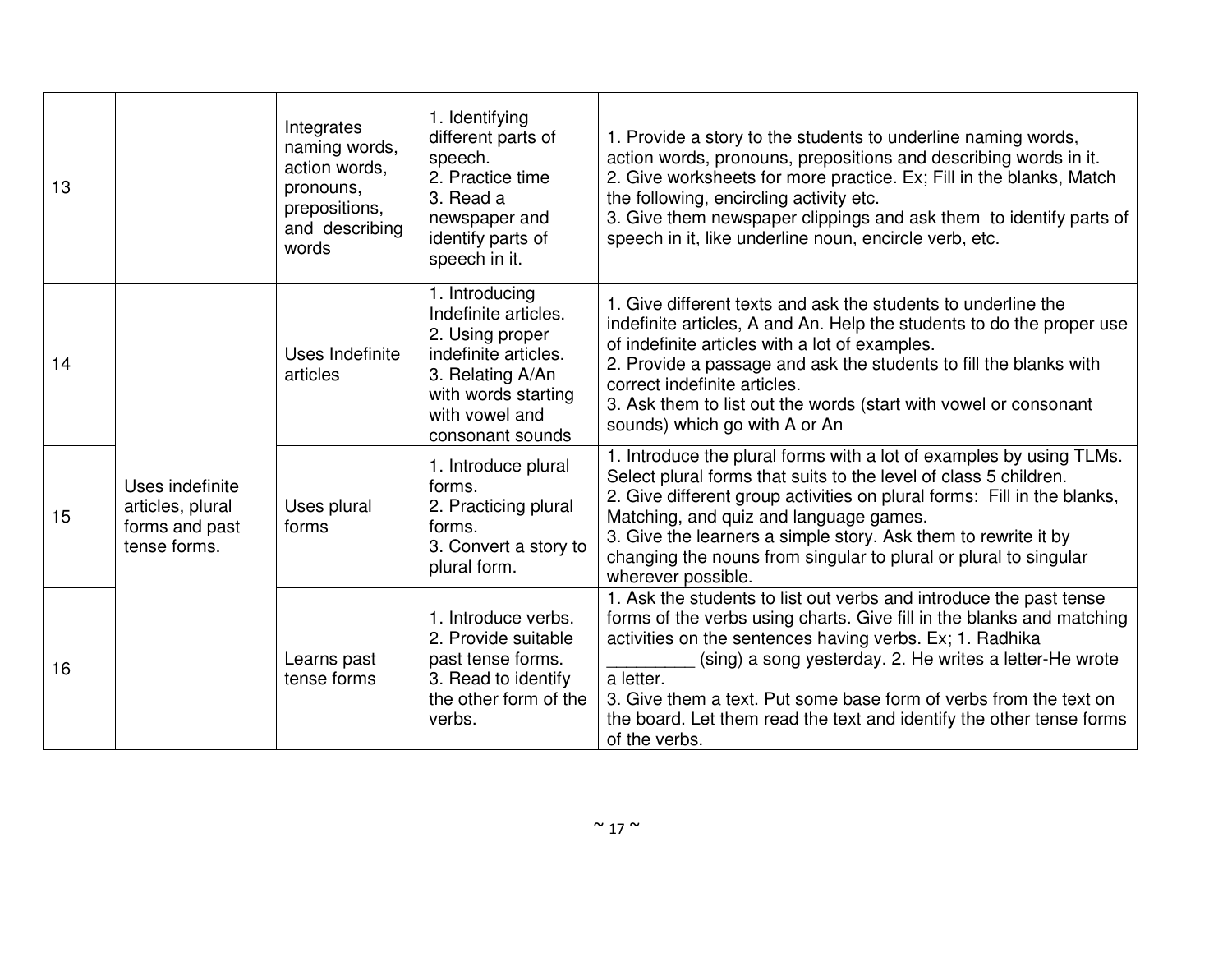| | | | | |
|---|---|---|---|---|
| 13 | | Integrates naming words, action words, pronouns, prepositions, and describing words | 1. Identifying different parts of speech.<br>2. Practice time<br>3. Read a newspaper and identify parts of speech in it. | 1. Provide a story to the students to underline naming words, action words, pronouns, prepositions and describing words in it.<br>2. Give worksheets for more practice. Ex; Fill in the blanks, Match the following, encircling activity etc.<br>3. Give them newspaper clippings and ask them to identify parts of speech in it, like underline noun, encircle verb, etc. |
| 14 | Uses indefinite articles, plural forms and past tense forms. | Uses Indefinite articles | 1. Introducing Indefinite articles.<br>2. Using proper indefinite articles.<br>3. Relating A/An with words starting with vowel and consonant sounds | 1. Give different texts and ask the students to underline the indefinite articles, A and An. Help the students to do the proper use of indefinite articles with a lot of examples.<br>2. Provide a passage and ask the students to fill the blanks with correct indefinite articles.<br>3. Ask them to list out the words (start with vowel or consonant sounds) which go with A or An |
| 15 | | Uses plural forms | 1. Introduce plural forms.<br>2. Practicing plural forms.<br>3. Convert a story to plural form. | 1. Introduce the plural forms with a lot of examples by using TLMs. Select plural forms that suits to the level of class 5 children.<br>2. Give different group activities on plural forms: Fill in the blanks, Matching, and quiz and language games.<br>3. Give the learners a simple story. Ask them to rewrite it by changing the nouns from singular to plural or plural to singular wherever possible. |
| 16 | | Learns past tense forms | 1. Introduce verbs.<br>2. Provide suitable past tense forms.<br>3. Read to identify the other form of the verbs. | 1. Ask the students to list out verbs and introduce the past tense forms of the verbs using charts. Give fill in the blanks and matching activities on the sentences having verbs. Ex; 1. Radhika _________ (sing) a song yesterday. 2. He writes a letter-He wrote a letter.<br>3. Give them a text. Put some base form of verbs from the text on the board. Let them read the text and identify the other tense forms of the verbs. |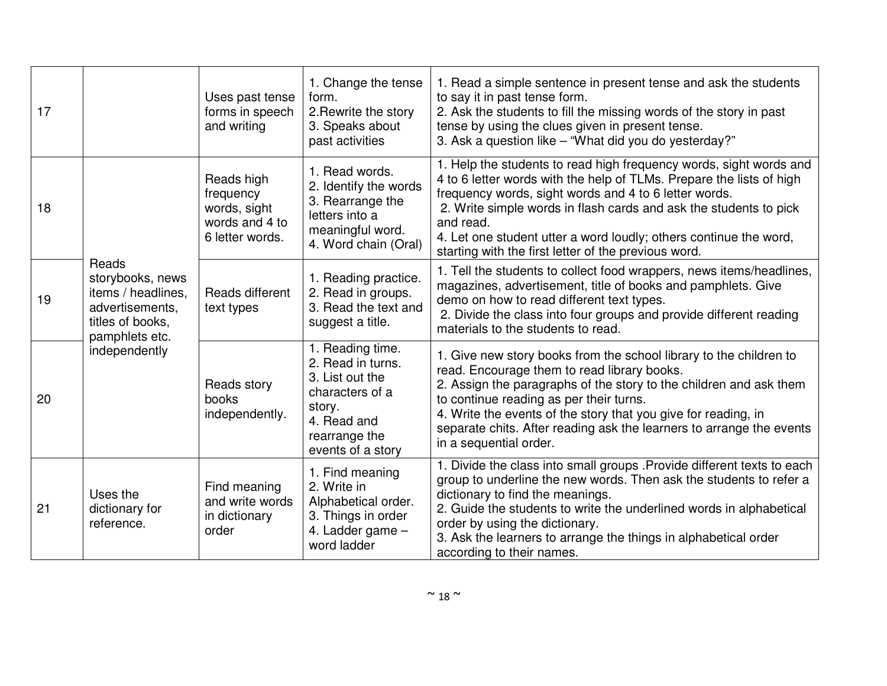| | | | | |
|---|---|---|---|---|
| 17 | | Uses past tense forms in speech and writing | 1. Change the tense form.<br>2.Rewrite the story<br>3. Speaks about past activities | 1. Read a simple sentence in present tense and ask the students to say it in past tense form.<br>2. Ask the students to fill the missing words of the story in past tense by using the clues given in present tense.<br>3. Ask a question like – "What did you do yesterday?" |
| 18 | Reads storybooks, news items / headlines, advertisements, titles of books, pamphlets etc. independently | Reads high frequency words, sight words and 4 to 6 letter words. | 1. Read words.<br>2. Identify the words<br>3. Rearrange the letters into a meaningful word.<br>4. Word chain (Oral) | 1. Help the students to read high frequency words, sight words and 4 to 6 letter words with the help of TLMs. Prepare the lists of high frequency words, sight words and 4 to 6 letter words.<br>2. Write simple words in flash cards and ask the students to pick and read.<br>4. Let one student utter a word loudly; others continue the word, starting with the first letter of the previous word. |
| 19 | | Reads different text types | 1. Reading practice.<br>2. Read in groups.<br>3. Read the text and suggest a title. | 1. Tell the students to collect food wrappers, news items/headlines, magazines, advertisement, title of books and pamphlets. Give demo on how to read different text types.<br>2. Divide the class into four groups and provide different reading materials to the students to read. |
| 20 | | Reads story books independently. | 1. Reading time.<br>2. Read in turns.<br>3. List out the characters of a story.<br>4. Read and rearrange the events of a story | 1. Give new story books from the school library to the children to read. Encourage them to read library books.<br>2. Assign the paragraphs of the story to the children and ask them to continue reading as per their turns.<br>4. Write the events of the story that you give for reading, in separate chits. After reading ask the learners to arrange the events in a sequential order. |
| 21 | Uses the dictionary for reference. | Find meaning and write words in dictionary order | 1. Find meaning<br>2. Write in Alphabetical order.<br>3. Things in order<br>4. Ladder game – word ladder | 1. Divide the class into small groups .Provide different texts to each group to underline the new words. Then ask the students to refer a dictionary to find the meanings.<br>2. Guide the students to write the underlined words in alphabetical order by using the dictionary.<br>3. Ask the learners to arrange the things in alphabetical order according to their names. |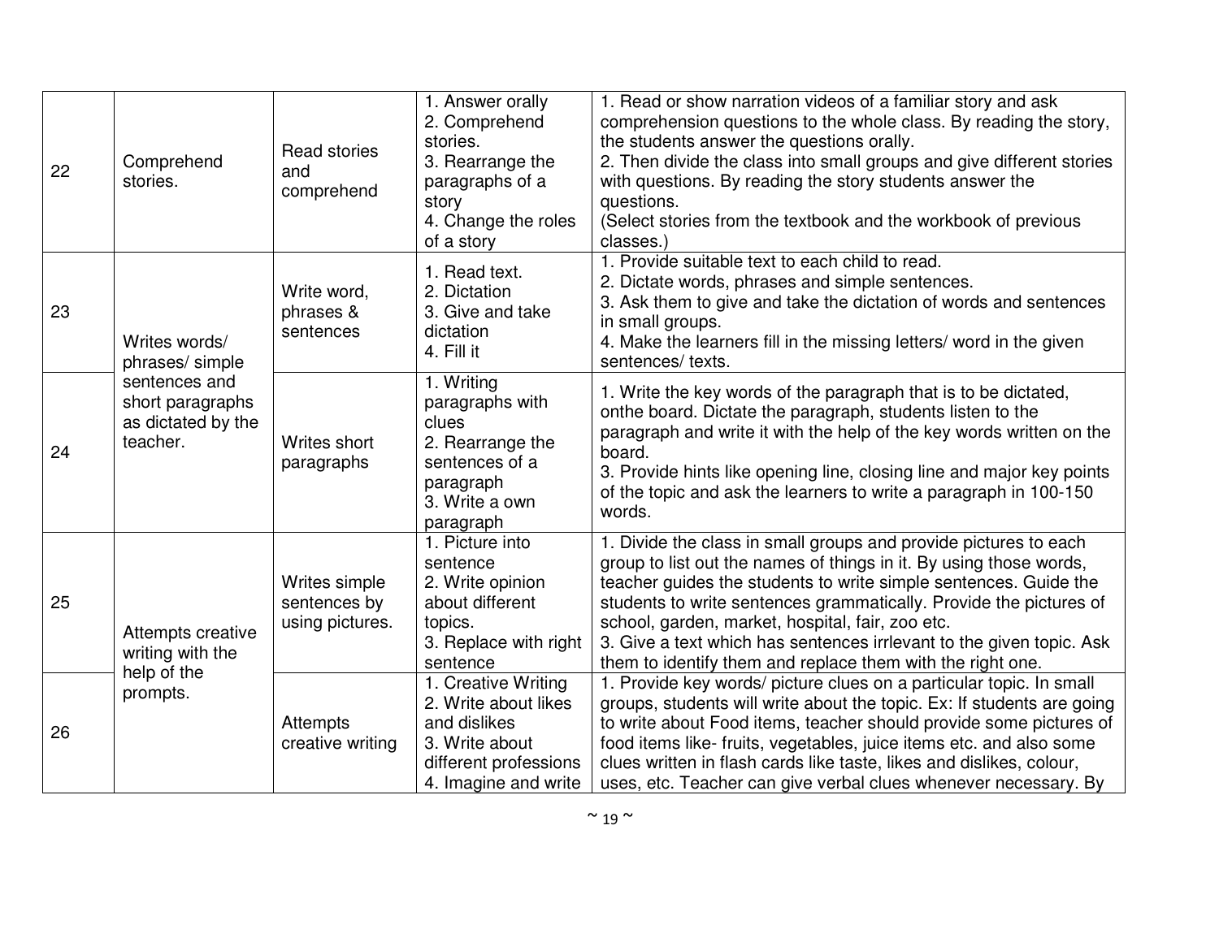| 22 | Comprehend stories. | Read stories and comprehend | 1. Answer orally<br>2. Comprehend stories.<br>3. Rearrange the paragraphs of a story<br>4. Change the roles of a story | 1. Read or show narration videos of a familiar story and ask comprehension questions to the whole class. By reading the story, the students answer the questions orally.<br>2. Then divide the class into small groups and give different stories with questions. By reading the story students answer the questions.<br>(Select stories from the textbook and the workbook of previous classes.) |
|---|---|---|---|---|
| 23 | Writes words/ phrases/ simple sentences and short paragraphs as dictated by the teacher. | Write word, phrases & sentences | 1. Read text.<br>2. Dictation<br>3. Give and take dictation<br>4. Fill it | 1. Provide suitable text to each child to read.<br>2. Dictate words, phrases and simple sentences.<br>3. Ask them to give and take the dictation of words and sentences in small groups.<br>4. Make the learners fill in the missing letters/ word in the given sentences/ texts. |
| 24 | | Writes short paragraphs | 1. Writing paragraphs with clues<br>2. Rearrange the sentences of a paragraph<br>3. Write a own paragraph | 1. Write the key words of the paragraph that is to be dictated, onthe board. Dictate the paragraph, students listen to the paragraph and write it with the help of the key words written on the board.<br>3. Provide hints like opening line, closing line and major key points of the topic and ask the learners to write a paragraph in 100-150 words. |
| 25 | Attempts creative writing with the help of the prompts. | Writes simple sentences by using pictures. | 1. Picture into sentence<br>2. Write opinion about different topics.<br>3. Replace with right sentence | 1. Divide the class in small groups and provide pictures to each group to list out the names of things in it. By using those words, teacher guides the students to write simple sentences. Guide the students to write sentences grammatically. Provide the pictures of school, garden, market, hospital, fair, zoo etc.<br>3. Give a text which has sentences irrlevant to the given topic. Ask them to identify them and replace them with the right one. |
| 26 | | Attempts creative writing | 1. Creative Writing<br>2. Write about likes and dislikes<br>3. Write about different professions<br>4. Imagine and write | 1. Provide key words/ picture clues on a particular topic. In small groups, students will write about the topic. Ex: If students are going to write about Food items, teacher should provide some pictures of food items like- fruits, vegetables, juice items etc. and also some clues written in flash cards like taste, likes and dislikes, colour, uses, etc. Teacher can give verbal clues whenever necessary. By |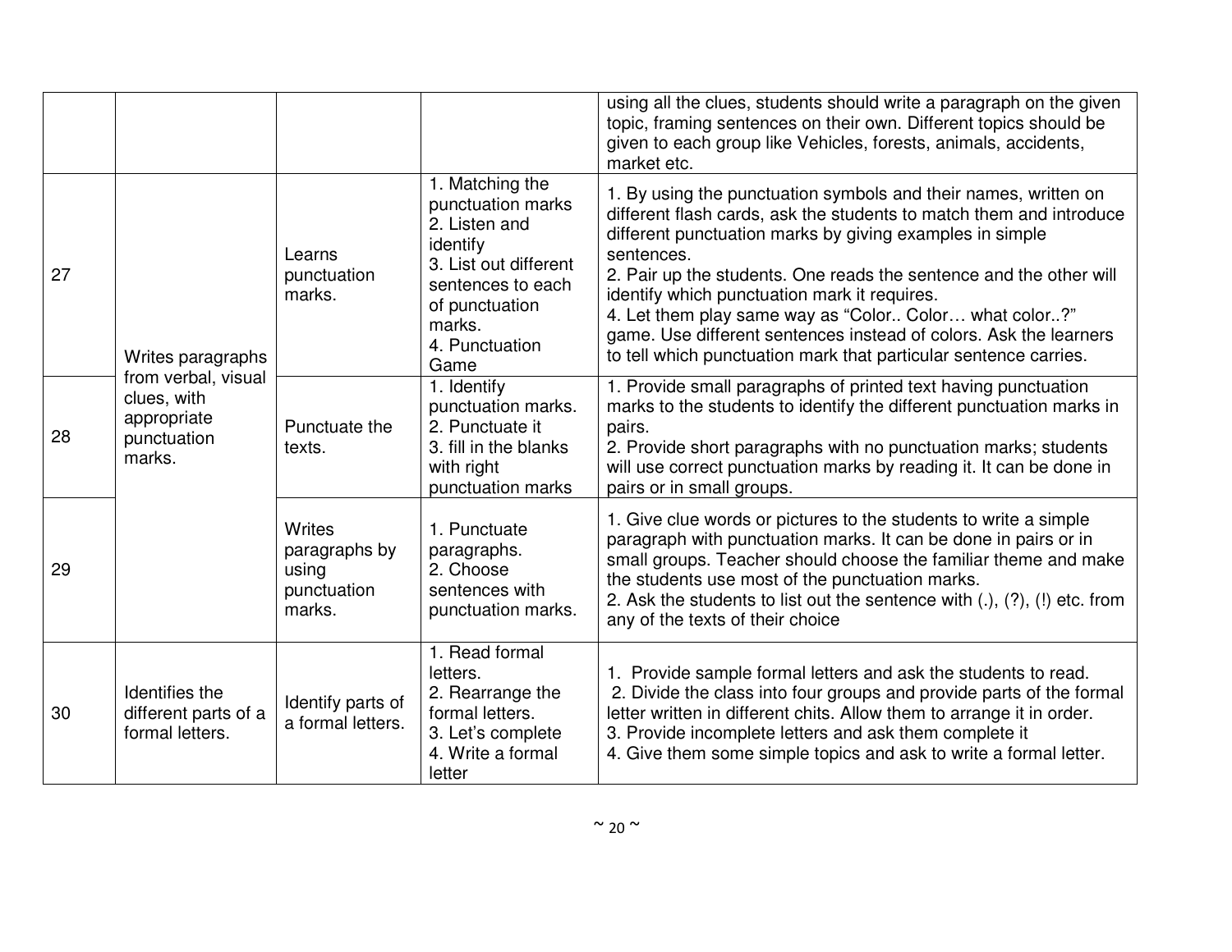| | | | | |
|---|---|---|---|---|
| | | | | using all the clues, students should write a paragraph on the given topic, framing sentences on their own. Different topics should be given to each group like Vehicles, forests, animals, accidents, market etc. |
| 27 | Writes paragraphs from verbal, visual clues, with appropriate punctuation marks. | Learns punctuation marks. | 1. Matching the punctuation marks<br>2. Listen and identify<br>3. List out different sentences to each of punctuation marks.<br>4. Punctuation Game | 1. By using the punctuation symbols and their names, written on different flash cards, ask the students to match them and introduce different punctuation marks by giving examples in simple sentences.<br>2. Pair up the students. One reads the sentence and the other will identify which punctuation mark it requires.<br>4. Let them play same way as "Color.. Color… what color..?" game. Use different sentences instead of colors. Ask the learners to tell which punctuation mark that particular sentence carries. |
| 28 | | Punctuate the texts. | 1. Identify punctuation marks.<br>2. Punctuate it<br>3. fill in the blanks with right punctuation marks | 1. Provide small paragraphs of printed text having punctuation marks to the students to identify the different punctuation marks in pairs.<br>2. Provide short paragraphs with no punctuation marks; students will use correct punctuation marks by reading it. It can be done in pairs or in small groups. |
| 29 | | Writes paragraphs by using punctuation marks. | 1. Punctuate paragraphs.<br>2. Choose sentences with punctuation marks. | 1. Give clue words or pictures to the students to write a simple paragraph with punctuation marks. It can be done in pairs or in small groups. Teacher should choose the familiar theme and make the students use most of the punctuation marks.<br>2. Ask the students to list out the sentence with (.), (?), (!) etc. from any of the texts of their choice |
| 30 | Identifies the different parts of a formal letters. | Identify parts of a formal letters. | 1. Read formal letters.<br>2. Rearrange the formal letters.<br>3. Let's complete<br>4. Write a formal letter | 1. Provide sample formal letters and ask the students to read.<br>2. Divide the class into four groups and provide parts of the formal letter written in different chits. Allow them to arrange it in order.<br>3. Provide incomplete letters and ask them complete it<br>4. Give them some simple topics and ask to write a formal letter. |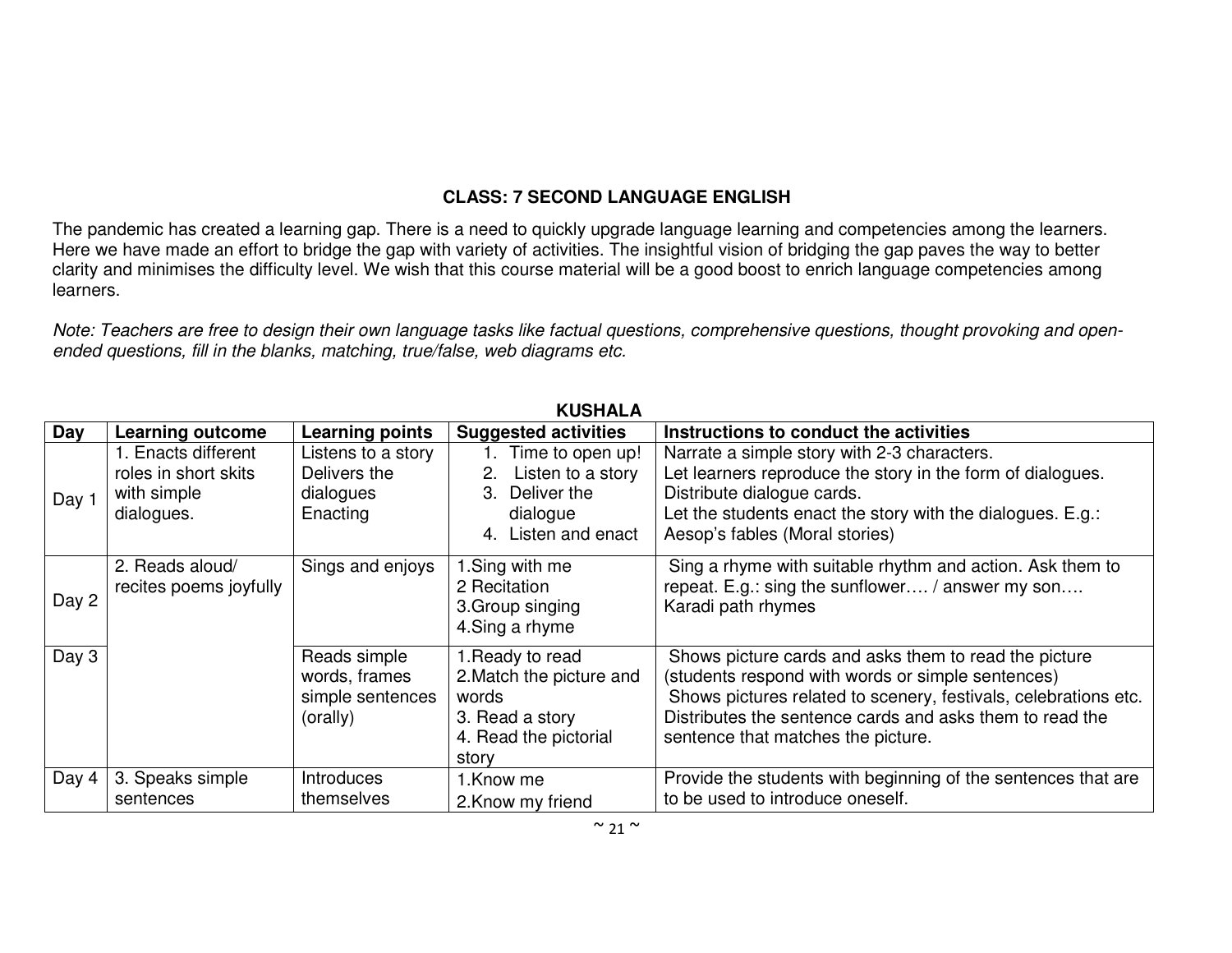## CLASS: 7 SECOND LANGUAGE ENGLISH

The pandemic has created a learning gap. There is a need to quickly upgrade language learning and competencies among the learners. Here we have made an effort to bridge the gap with variety of activities. The insightful vision of bridging the gap paves the way to better clarity and minimises the difficulty level. We wish that this course material will be a good boost to enrich language competencies among learners.

*Note: Teachers are free to design their own language tasks like factual questions, comprehensive questions, thought provoking and open-ended questions, fill in the blanks, matching, true/false, web diagrams etc.*

### KUSHALA

| Day | Learning outcome | Learning points | Suggested activities | Instructions to conduct the activities |
|---|---|---|---|---|
| Day 1 | 1. Enacts different roles in short skits with simple dialogues. | Listens to a story<br>Delivers the dialogues<br>Enacting | 1. Time to open up!<br>2. Listen to a story<br>3. Deliver the dialogue<br>4. Listen and enact | Narrate a simple story with 2-3 characters.<br>Let learners reproduce the story in the form of dialogues.<br>Distribute dialogue cards.<br>Let the students enact the story with the dialogues. E.g.: Aesop's fables (Moral stories) |
| Day 2 | 2. Reads aloud/ recites poems joyfully | Sings and enjoys | 1.Sing with me<br>2 Recitation<br>3.Group singing<br>4.Sing a rhyme | Sing a rhyme with suitable rhythm and action. Ask them to repeat. E.g.: sing the sunflower…. / answer my son….<br>Karadi path rhymes |
| Day 3 | | Reads simple words, frames simple sentences (orally) | 1.Ready to read<br>2.Match the picture and words<br>3. Read a story<br>4. Read the pictorial story | Shows picture cards and asks them to read the picture (students respond with words or simple sentences)<br>Shows pictures related to scenery, festivals, celebrations etc.<br>Distributes the sentence cards and asks them to read the sentence that matches the picture. |
| Day 4 | 3. Speaks simple sentences | Introduces themselves | 1.Know me<br>2.Know my friend | Provide the students with beginning of the sentences that are to be used to introduce oneself. |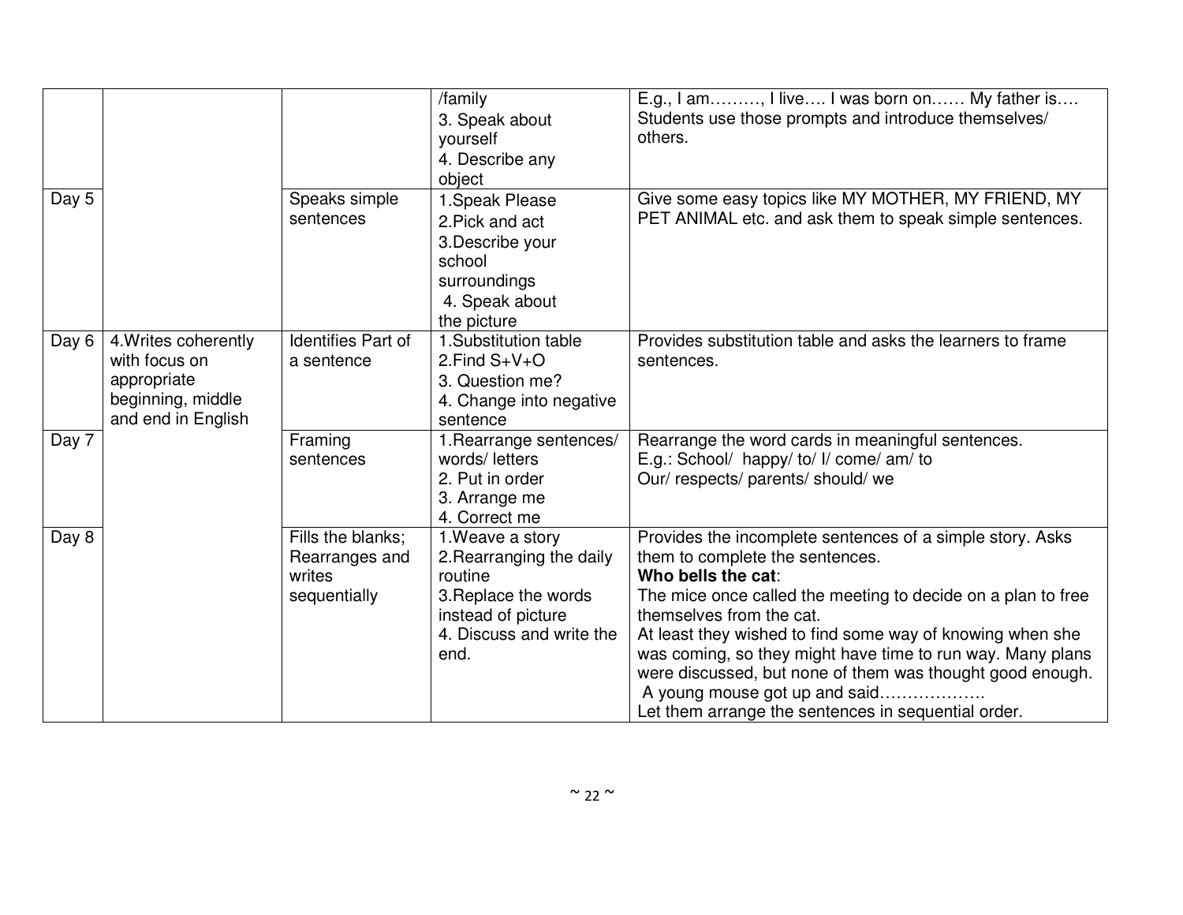| | | | | |
|---|---|---|---|---|
| | | | /family<br>3. Speak about yourself<br>4. Describe any object | E.g., I am………, I live…. I was born on…… My father is….<br>Students use those prompts and introduce themselves/ others. |
| Day 5 | | Speaks simple sentences | 1.Speak Please<br>2.Pick and act<br>3.Describe your school surroundings<br>4. Speak about the picture | Give some easy topics like MY MOTHER, MY FRIEND, MY PET ANIMAL etc. and ask them to speak simple sentences. |
| Day 6 | 4.Writes coherently with focus on appropriate beginning, middle and end in English | Identifies Part of a sentence | 1.Substitution table<br>2.Find S+V+O<br>3. Question me?<br>4. Change into negative sentence | Provides substitution table and asks the learners to frame sentences. |
| Day 7 | | Framing sentences | 1.Rearrange sentences/ words/ letters<br>2. Put in order<br>3. Arrange me<br>4. Correct me | Rearrange the word cards in meaningful sentences.<br>E.g.: School/ happy/ to/ I/ come/ am/ to<br>Our/ respects/ parents/ should/ we |
| Day 8 | | Fills the blanks; Rearranges and writes sequentially | 1.Weave a story<br>2.Rearranging the daily routine<br>3.Replace the words instead of picture<br>4. Discuss and write the end. | Provides the incomplete sentences of a simple story. Asks them to complete the sentences.<br>**Who bells the cat**:<br>The mice once called the meeting to decide on a plan to free themselves from the cat.<br>At least they wished to find some way of knowing when she was coming, so they might have time to run way. Many plans were discussed, but none of them was thought good enough.<br>A young mouse got up and said……………….<br>Let them arrange the sentences in sequential order. |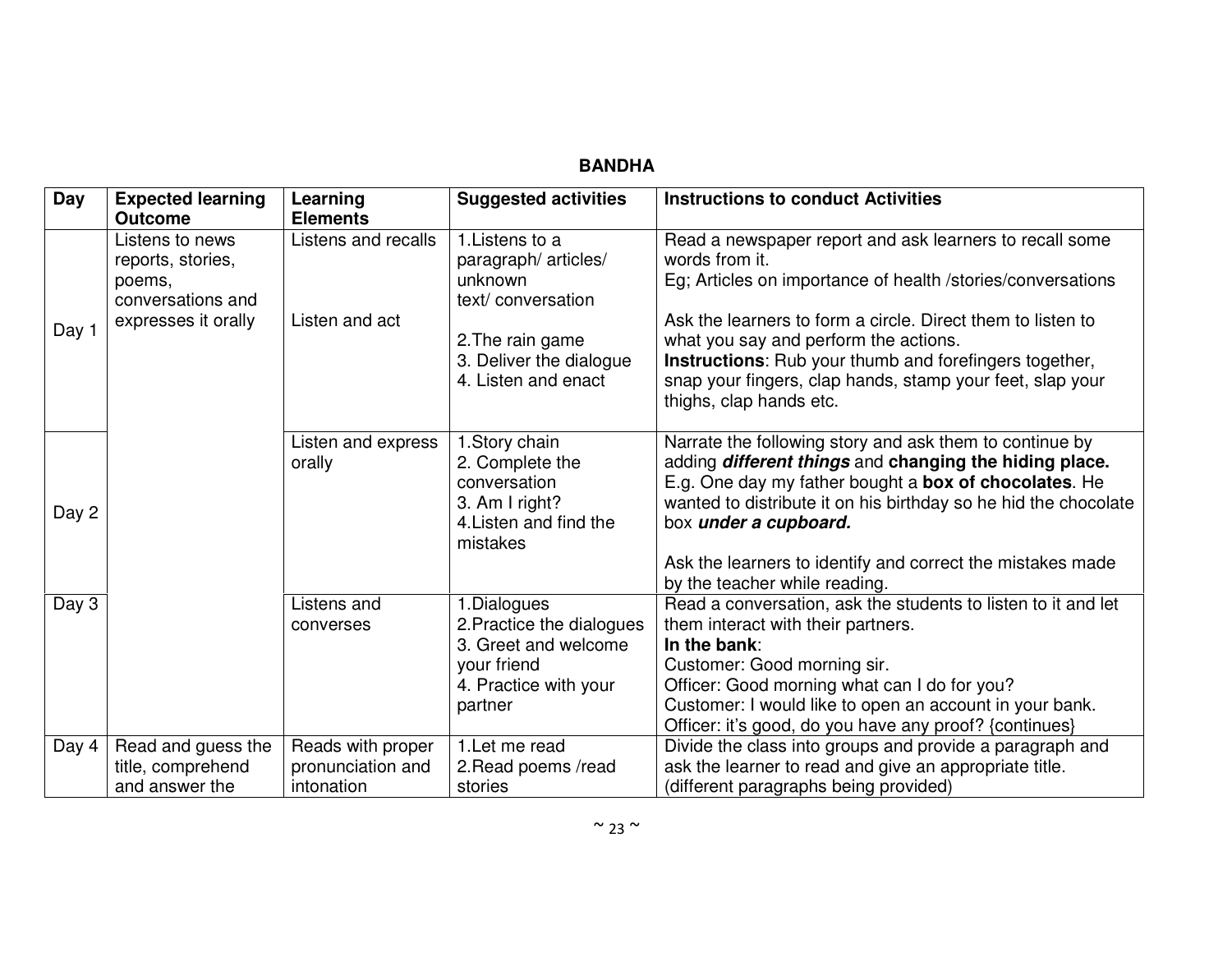## BANDHA

| Day | Expected learning Outcome | Learning Elements | Suggested activities | Instructions to conduct Activities |
|---|---|---|---|---|
| Day 1 | Listens to news reports, stories, poems, conversations and expresses it orally | Listens and recalls<br><br>Listen and act | 1.Listens to a paragraph/ articles/ unknown text/ conversation<br><br>2.The rain game<br>3. Deliver the dialogue<br>4. Listen and enact | Read a newspaper report and ask learners to recall some words from it.<br>Eg; Articles on importance of health /stories/conversations<br><br>Ask the learners to form a circle. Direct them to listen to what you say and perform the actions.<br>**Instructions**: Rub your thumb and forefingers together, snap your fingers, clap hands, stamp your feet, slap your thighs, clap hands etc. |
| Day 2 | | Listen and express orally | 1.Story chain<br>2. Complete the conversation<br>3. Am I right?<br>4.Listen and find the mistakes | Narrate the following story and ask them to continue by adding ***different things*** and **changing the hiding place.**<br>E.g. One day my father bought a **box of chocolates**. He wanted to distribute it on his birthday so he hid the chocolate box ***under a cupboard.***<br><br>Ask the learners to identify and correct the mistakes made by the teacher while reading. |
| Day 3 | | Listens and converses | 1.Dialogues<br>2.Practice the dialogues<br>3. Greet and welcome your friend<br>4. Practice with your partner | Read a conversation, ask the students to listen to it and let them interact with their partners.<br>**In the bank**:<br>Customer: Good morning sir.<br>Officer: Good morning what can I do for you?<br>Customer: I would like to open an account in your bank.<br>Officer: it's good, do you have any proof? {continues} |
| Day 4 | Read and guess the title, comprehend and answer the | Reads with proper pronunciation and intonation | 1.Let me read<br>2.Read poems /read stories | Divide the class into groups and provide a paragraph and ask the learner to read and give an appropriate title. (different paragraphs being provided) |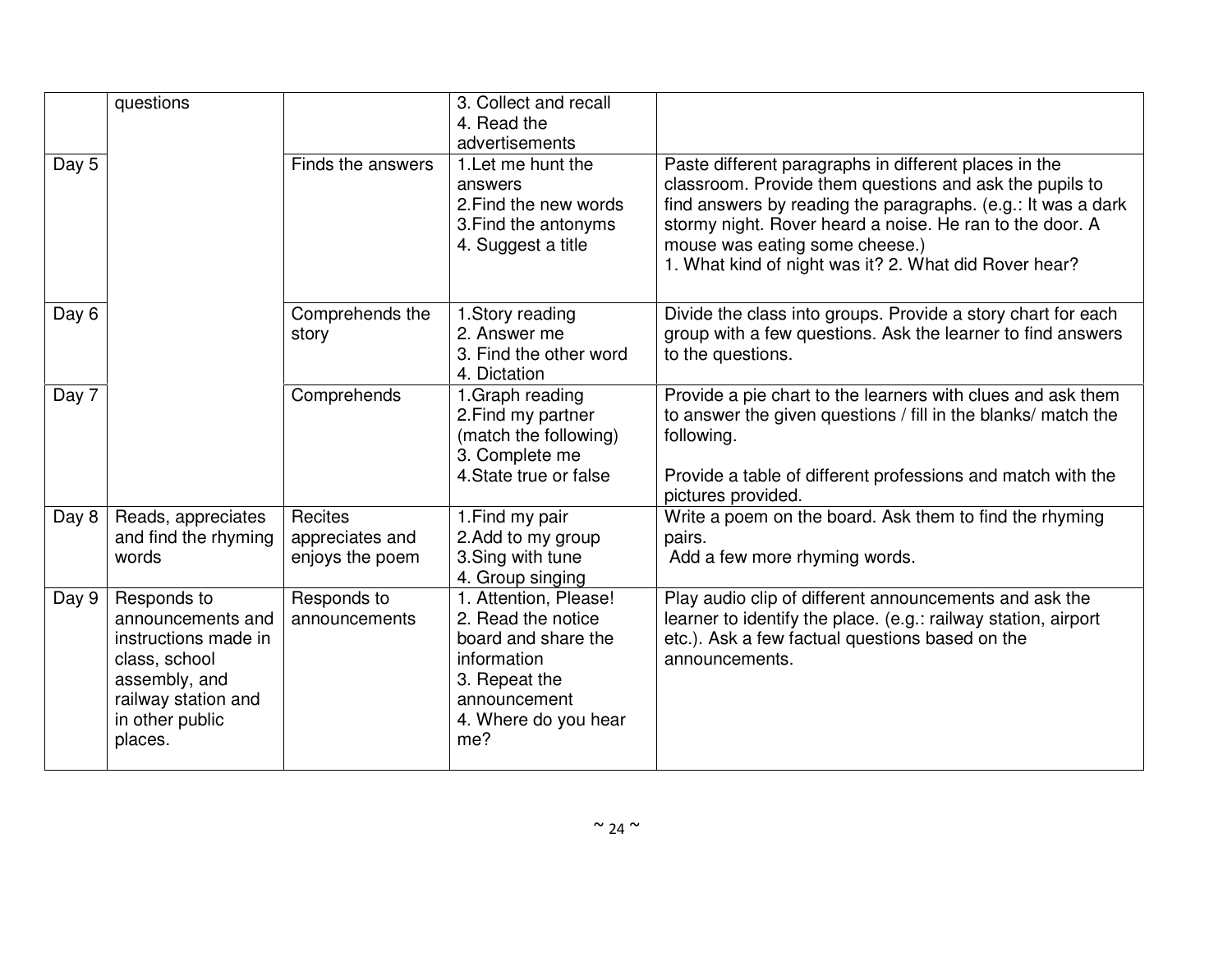| | | | | |
|---|---|---|---|---|
| | questions | | 3. Collect and recall<br>4. Read the advertisements | |
| Day 5 | | Finds the answers | 1.Let me hunt the answers<br>2.Find the new words<br>3.Find the antonyms<br>4. Suggest a title | Paste different paragraphs in different places in the classroom. Provide them questions and ask the pupils to find answers by reading the paragraphs. (e.g.: It was a dark stormy night. Rover heard a noise. He ran to the door. A mouse was eating some cheese.)<br>1. What kind of night was it? 2. What did Rover hear? |
| Day 6 | | Comprehends the story | 1.Story reading<br>2. Answer me<br>3. Find the other word<br>4. Dictation | Divide the class into groups. Provide a story chart for each group with a few questions. Ask the learner to find answers to the questions. |
| Day 7 | | Comprehends | 1.Graph reading<br>2.Find my partner (match the following)<br>3. Complete me<br>4.State true or false | Provide a pie chart to the learners with clues and ask them to answer the given questions / fill in the blanks/ match the following.<br><br>Provide a table of different professions and match with the pictures provided. |
| Day 8 | Reads, appreciates and find the rhyming words | Recites appreciates and enjoys the poem | 1.Find my pair<br>2.Add to my group<br>3.Sing with tune<br>4. Group singing | Write a poem on the board. Ask them to find the rhyming pairs.<br>Add a few more rhyming words. |
| Day 9 | Responds to announcements and instructions made in class, school assembly, and railway station and in other public places. | Responds to announcements | 1. Attention, Please!<br>2. Read the notice board and share the information<br>3. Repeat the announcement<br>4. Where do you hear me? | Play audio clip of different announcements and ask the learner to identify the place. (e.g.: railway station, airport etc.). Ask a few factual questions based on the announcements. |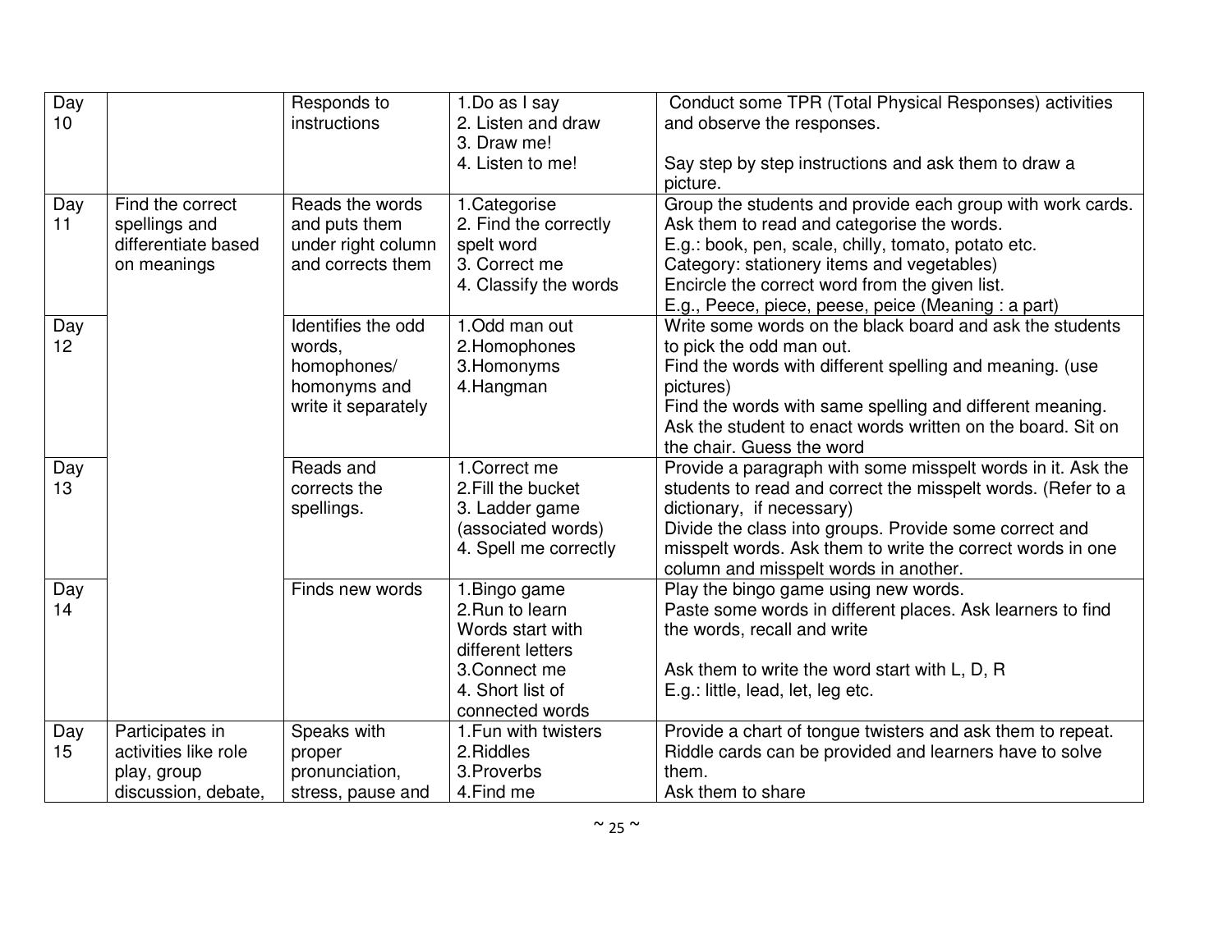| Day 10 | | Responds to instructions | 1.Do as I say<br>2. Listen and draw<br>3. Draw me!<br>4. Listen to me! | Conduct some TPR (Total Physical Responses) activities and observe the responses.<br><br>Say step by step instructions and ask them to draw a picture. |
|---|---|---|---|---|
| Day 11 | Find the correct spellings and differentiate based on meanings | Reads the words and puts them under right column and corrects them | 1.Categorise<br>2. Find the correctly spelt word<br>3. Correct me<br>4. Classify the words | Group the students and provide each group with work cards. Ask them to read and categorise the words.<br>E.g.: book, pen, scale, chilly, tomato, potato etc.<br>Category: stationery items and vegetables)<br>Encircle the correct word from the given list.<br>E.g., Peece, piece, peese, peice (Meaning : a part) |
| Day 12 | | Identifies the odd words, homophones/ homonyms and write it separately | 1.Odd man out<br>2.Homophones<br>3.Homonyms<br>4.Hangman | Write some words on the black board and ask the students to pick the odd man out.<br>Find the words with different spelling and meaning. (use pictures)<br>Find the words with same spelling and different meaning.<br>Ask the student to enact words written on the board. Sit on the chair. Guess the word |
| Day 13 | | Reads and corrects the spellings. | 1.Correct me<br>2.Fill the bucket<br>3. Ladder game (associated words)<br>4. Spell me correctly | Provide a paragraph with some misspelt words in it. Ask the students to read and correct the misspelt words. (Refer to a dictionary, if necessary)<br>Divide the class into groups. Provide some correct and misspelt words. Ask them to write the correct words in one column and misspelt words in another. |
| Day 14 | | Finds new words | 1.Bingo game<br>2.Run to learn Words start with different letters<br>3.Connect me<br>4. Short list of connected words | Play the bingo game using new words.<br>Paste some words in different places. Ask learners to find the words, recall and write<br><br>Ask them to write the word start with L, D, R<br>E.g.: little, lead, let, leg etc. |
| Day 15 | Participates in activities like role play, group discussion, debate, | Speaks with proper pronunciation, stress, pause and | 1.Fun with twisters<br>2.Riddles<br>3.Proverbs<br>4.Find me | Provide a chart of tongue twisters and ask them to repeat.<br>Riddle cards can be provided and learners have to solve them.<br>Ask them to share |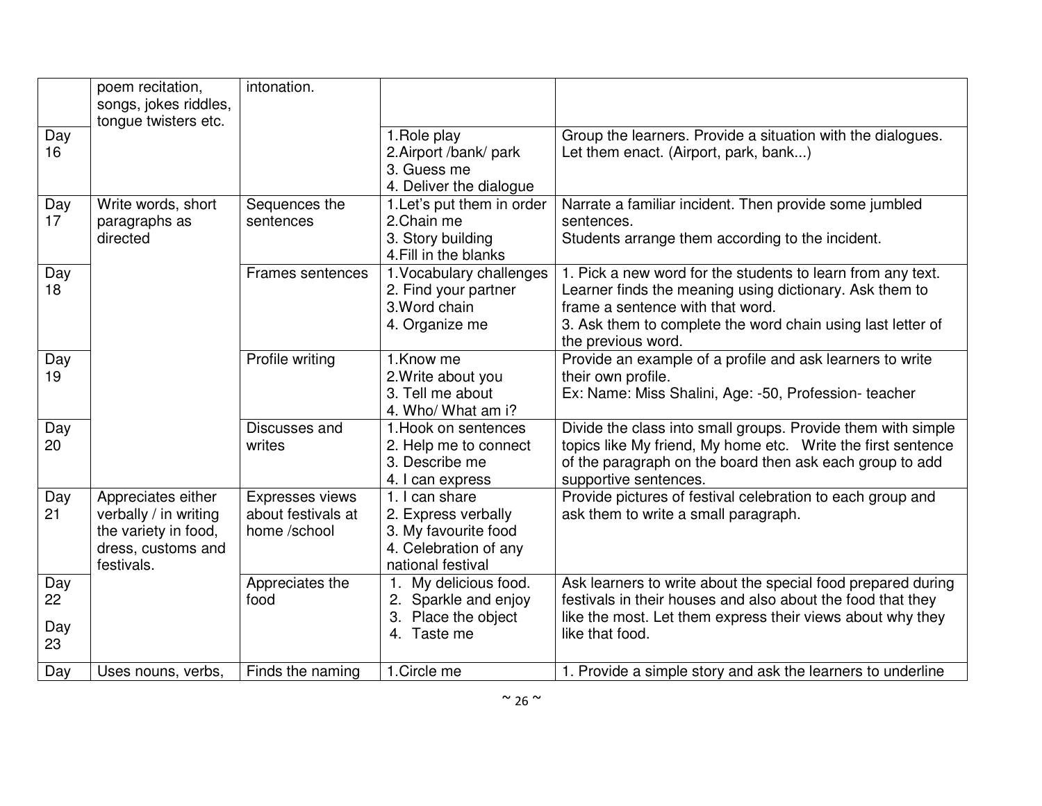| | poem recitation, songs, jokes riddles, tongue twisters etc. | intonation. | | |
|---|---|---|---|---|
| Day 16 | | | 1.Role play<br>2.Airport /bank/ park<br>3. Guess me<br>4. Deliver the dialogue | Group the learners. Provide a situation with the dialogues. Let them enact. (Airport, park, bank...) |
| Day 17 | Write words, short paragraphs as directed | Sequences the sentences | 1.Let's put them in order<br>2.Chain me<br>3. Story building<br>4.Fill in the blanks | Narrate a familiar incident. Then provide some jumbled sentences.<br>Students arrange them according to the incident. |
| Day 18 | | Frames sentences | 1.Vocabulary challenges<br>2. Find your partner<br>3.Word chain<br>4. Organize me | 1. Pick a new word for the students to learn from any text. Learner finds the meaning using dictionary. Ask them to frame a sentence with that word.<br>3. Ask them to complete the word chain using last letter of the previous word. |
| Day 19 | | Profile writing | 1.Know me<br>2.Write about you<br>3. Tell me about<br>4. Who/ What am i? | Provide an example of a profile and ask learners to write their own profile.<br>Ex: Name: Miss Shalini, Age: -50, Profession- teacher |
| Day 20 | | Discusses and writes | 1.Hook on sentences<br>2. Help me to connect<br>3. Describe me<br>4. I can express | Divide the class into small groups. Provide them with simple topics like My friend, My home etc. Write the first sentence of the paragraph on the board then ask each group to add supportive sentences. |
| Day 21 | Appreciates either verbally / in writing the variety in food, dress, customs and festivals. | Expresses views about festivals at home /school | 1. I can share<br>2. Express verbally<br>3. My favourite food<br>4. Celebration of any national festival | Provide pictures of festival celebration to each group and ask them to write a small paragraph. |
| Day 22<br>Day 23 | | Appreciates the food | 1. My delicious food.<br>2. Sparkle and enjoy<br>3. Place the object<br>4. Taste me | Ask learners to write about the special food prepared during festivals in their houses and also about the food that they like the most. Let them express their views about why they like that food. |
| Day | Uses nouns, verbs, | Finds the naming | 1.Circle me | 1. Provide a simple story and ask the learners to underline |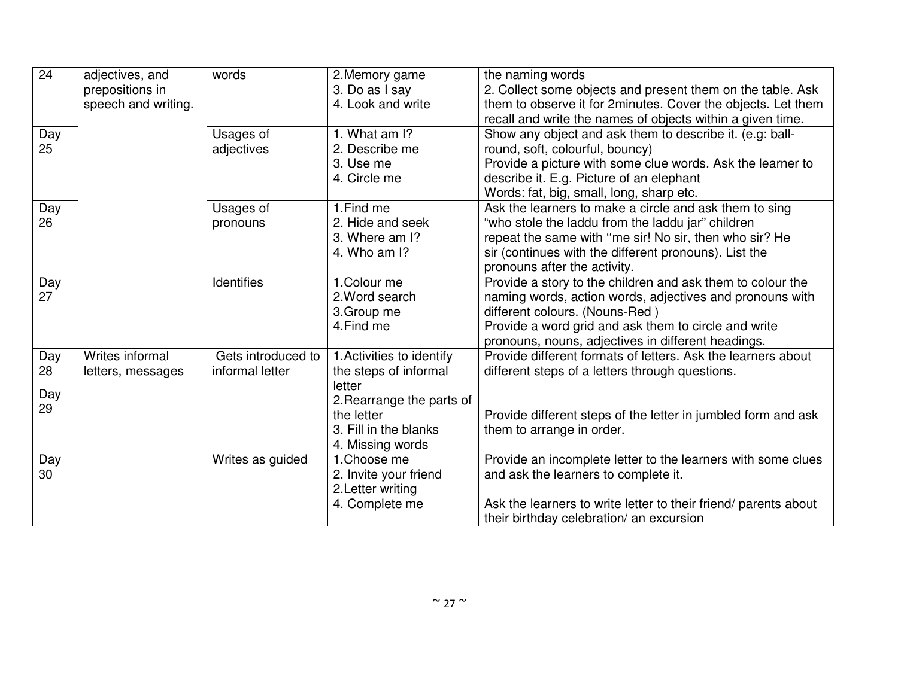| 24 | adjectives, and prepositions in speech and writing. | words | 2.Memory game<br>3. Do as I say<br>4. Look and write | the naming words<br>2. Collect some objects and present them on the table. Ask them to observe it for 2minutes. Cover the objects. Let them recall and write the names of objects within a given time. |
|---|---|---|---|---|
| Day 25 | | Usages of adjectives | 1. What am I?<br>2. Describe me<br>3. Use me<br>4. Circle me | Show any object and ask them to describe it. (e.g: ball-round, soft, colourful, bouncy)<br>Provide a picture with some clue words. Ask the learner to describe it. E.g. Picture of an elephant<br>Words: fat, big, small, long, sharp etc. |
| Day 26 | | Usages of pronouns | 1.Find me<br>2. Hide and seek<br>3. Where am I?<br>4. Who am I? | Ask the learners to make a circle and ask them to sing "who stole the laddu from the laddu jar" children repeat the same with ''me sir! No sir, then who sir? He sir (continues with the different pronouns). List the pronouns after the activity. |
| Day 27 | | Identifies | 1.Colour me<br>2.Word search<br>3.Group me<br>4.Find me | Provide a story to the children and ask them to colour the naming words, action words, adjectives and pronouns with different colours. (Nouns-Red )<br>Provide a word grid and ask them to circle and write pronouns, nouns, adjectives in different headings. |
| Day 28<br>Day 29 | Writes informal letters, messages | Gets introduced to informal letter | 1.Activities to identify the steps of informal letter<br>2.Rearrange the parts of the letter<br>3. Fill in the blanks<br>4. Missing words | Provide different formats of letters. Ask the learners about different steps of a letters through questions.<br><br>Provide different steps of the letter in jumbled form and ask them to arrange in order. |
| Day 30 | | Writes as guided | 1.Choose me<br>2. Invite your friend<br>2.Letter writing<br>4. Complete me | Provide an incomplete letter to the learners with some clues and ask the learners to complete it.<br><br>Ask the learners to write letter to their friend/ parents about their birthday celebration/ an excursion |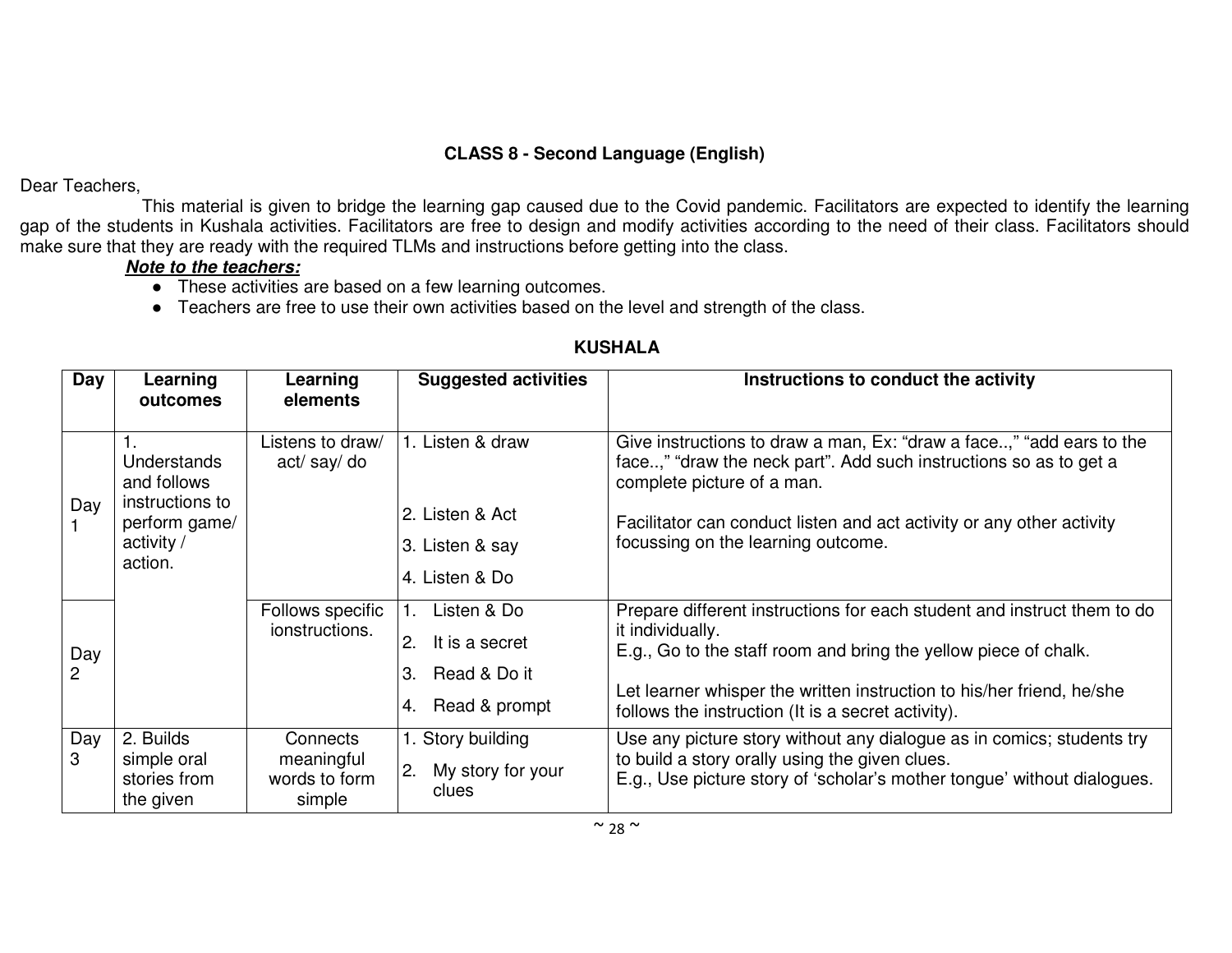**CLASS 8 - Second Language (English)**

Dear Teachers,

This material is given to bridge the learning gap caused due to the Covid pandemic. Facilitators are expected to identify the learning gap of the students in Kushala activities. Facilitators are free to design and modify activities according to the need of their class. Facilitators should make sure that they are ready with the required TLMs and instructions before getting into the class.

***Note to the teachers:***

- These activities are based on a few learning outcomes.
- Teachers are free to use their own activities based on the level and strength of the class.

**KUSHALA**

| Day | Learning outcomes | Learning elements | Suggested activities | Instructions to conduct the activity |
|---|---|---|---|---|
| Day 1 | 1. Understands and follows instructions to perform game/ activity / action. | Listens to draw/ act/ say/ do | 1. Listen & draw<br>2. Listen & Act<br>3. Listen & say<br>4. Listen & Do | Give instructions to draw a man, Ex: “draw a face..,” “add ears to the face..,” “draw the neck part”. Add such instructions so as to get a complete picture of a man.<br><br>Facilitator can conduct listen and act activity or any other activity focussing on the learning outcome. |
| Day 2 | | Follows specific ionstructions. | 1. Listen & Do<br>2. It is a secret<br>3. Read & Do it<br>4. Read & prompt | Prepare different instructions for each student and instruct them to do it individually.<br>E.g., Go to the staff room and bring the yellow piece of chalk.<br><br>Let learner whisper the written instruction to his/her friend, he/she follows the instruction (It is a secret activity). |
| Day 3 | 2. Builds simple oral stories from the given | Connects meaningful words to form simple | 1. Story building<br>2. My story for your clues | Use any picture story without any dialogue as in comics; students try to build a story orally using the given clues.<br>E.g., Use picture story of ‘scholar’s mother tongue’ without dialogues. |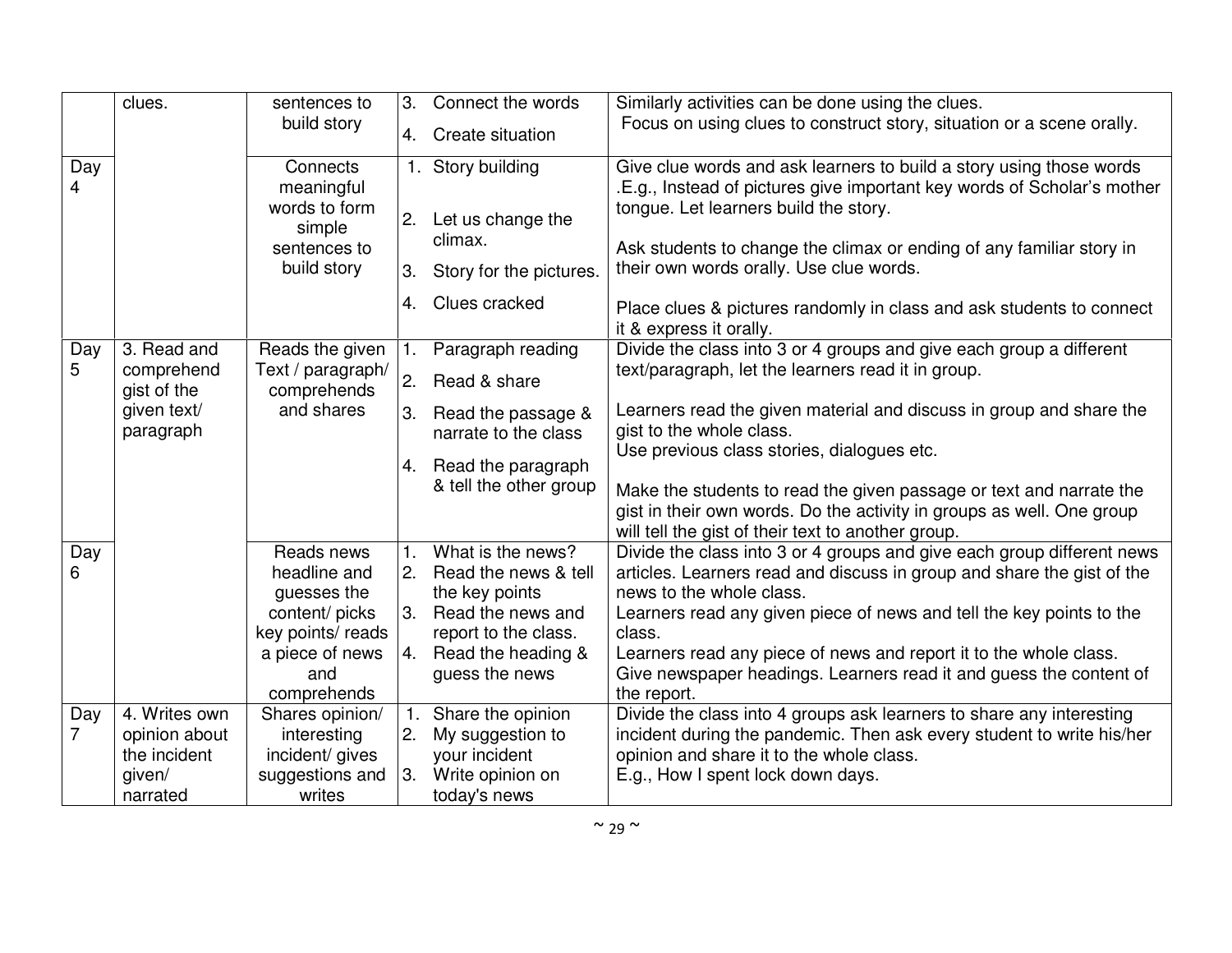| | clues. | sentences to build story | 3. Connect the words<br>4. Create situation | Similarly activities can be done using the clues.<br>Focus on using clues to construct story, situation or a scene orally. |
|---|---|---|---|---|
| Day 4 | | Connects meaningful words to form simple sentences to build story | 1. Story building<br>2. Let us change the climax.<br>3. Story for the pictures.<br>4. Clues cracked | Give clue words and ask learners to build a story using those words .E.g., Instead of pictures give important key words of Scholar's mother tongue. Let learners build the story.<br>Ask students to change the climax or ending of any familiar story in their own words orally. Use clue words.<br>Place clues & pictures randomly in class and ask students to connect it & express it orally. |
| Day 5 | 3. Read and comprehend gist of the given text/ paragraph | Reads the given Text / paragraph/ comprehends and shares | 1. Paragraph reading<br>2. Read & share<br>3. Read the passage & narrate to the class<br>4. Read the paragraph & tell the other group | Divide the class into 3 or 4 groups and give each group a different text/paragraph, let the learners read it in group.<br>Learners read the given material and discuss in group and share the gist to the whole class.<br>Use previous class stories, dialogues etc.<br>Make the students to read the given passage or text and narrate the gist in their own words. Do the activity in groups as well. One group will tell the gist of their text to another group. |
| Day 6 | | Reads news headline and guesses the content/ picks key points/ reads a piece of news and comprehends | 1. What is the news?<br>2. Read the news & tell the key points<br>3. Read the news and report to the class.<br>4. Read the heading & guess the news | Divide the class into 3 or 4 groups and give each group different news articles. Learners read and discuss in group and share the gist of the news to the whole class.<br>Learners read any given piece of news and tell the key points to the class.<br>Learners read any piece of news and report it to the whole class.<br>Give newspaper headings. Learners read it and guess the content of the report. |
| Day 7 | 4. Writes own opinion about the incident given/ narrated | Shares opinion/ interesting incident/ gives suggestions and writes | 1. Share the opinion<br>2. My suggestion to your incident<br>3. Write opinion on today's news | Divide the class into 4 groups ask learners to share any interesting incident during the pandemic. Then ask every student to write his/her opinion and share it to the whole class.<br>E.g., How I spent lock down days. |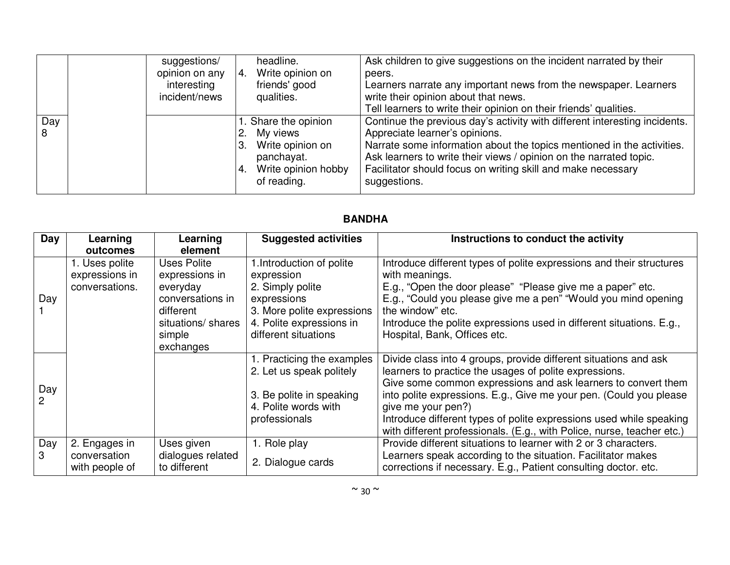| | | | | |
|---|---|---|---|---|
| | | suggestions/ opinion on any interesting incident/news | headline.<br>4. Write opinion on friends' good qualities. | Ask children to give suggestions on the incident narrated by their peers.<br>Learners narrate any important news from the newspaper. Learners write their opinion about that news.<br>Tell learners to write their opinion on their friends' qualities. |
| Day 8 | | | 1. Share the opinion<br>2. My views<br>3. Write opinion on panchayat.<br>4. Write opinion hobby of reading. | Continue the previous day's activity with different interesting incidents.<br>Appreciate learner's opinions.<br>Narrate some information about the topics mentioned in the activities.<br>Ask learners to write their views / opinion on the narrated topic.<br>Facilitator should focus on writing skill and make necessary suggestions. |

**BANDHA**

| Day | Learning outcomes | Learning element | Suggested activities | Instructions to conduct the activity |
|---|---|---|---|---|
| Day 1 | 1. Uses polite expressions in conversations. | Uses Polite expressions in everyday conversations in different situations/ shares simple exchanges | 1.Introduction of polite expression<br>2. Simply polite expressions<br>3. More polite expressions<br>4. Polite expressions in different situations | Introduce different types of polite expressions and their structures with meanings.<br>E.g., "Open the door please" "Please give me a paper" etc.<br>E.g., "Could you please give me a pen" "Would you mind opening the window" etc.<br>Introduce the polite expressions used in different situations. E.g., Hospital, Bank, Offices etc. |
| Day 2 | | | 1. Practicing the examples<br>2. Let us speak politely<br>3. Be polite in speaking<br>4. Polite words with professionals | Divide class into 4 groups, provide different situations and ask learners to practice the usages of polite expressions.<br>Give some common expressions and ask learners to convert them into polite expressions. E.g., Give me your pen. (Could you please give me your pen?)<br>Introduce different types of polite expressions used while speaking with different professionals. (E.g., with Police, nurse, teacher etc.) |
| Day 3 | 2. Engages in conversation with people of | Uses given dialogues related to different | 1. Role play<br>2. Dialogue cards | Provide different situations to learner with 2 or 3 characters. Learners speak according to the situation. Facilitator makes corrections if necessary. E.g., Patient consulting doctor. etc. |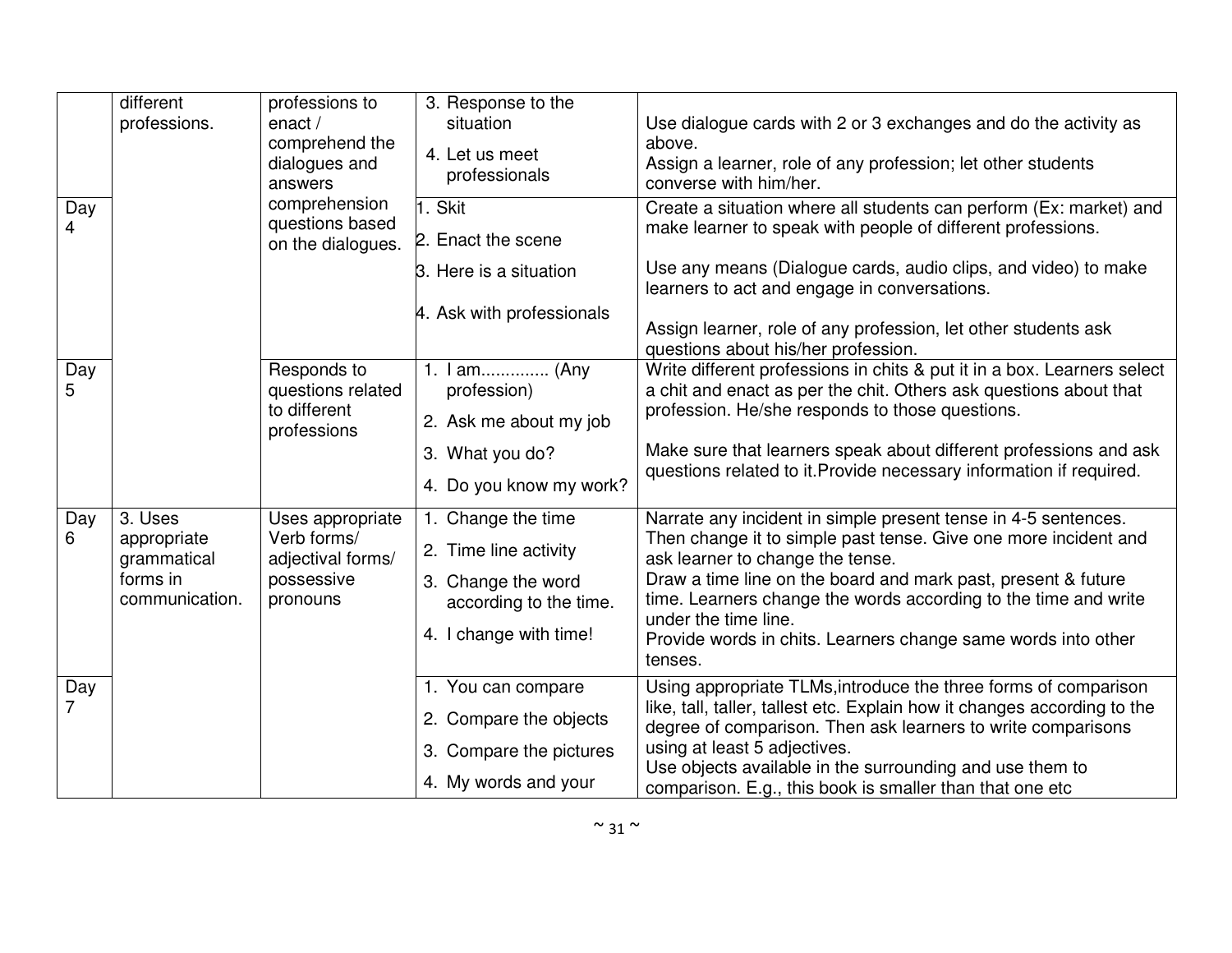| | | | | |
|---|---|---|---|---|
| | different professions. | professions to enact / comprehend the dialogues and answers comprehension questions based on the dialogues. | 3. Response to the situation<br>4. Let us meet professionals | Use dialogue cards with 2 or 3 exchanges and do the activity as above.<br>Assign a learner, role of any profession; let other students converse with him/her. |
| Day 4 | | | 1. Skit<br>2. Enact the scene<br>3. Here is a situation<br>4. Ask with professionals | Create a situation where all students can perform (Ex: market) and make learner to speak with people of different professions.<br>Use any means (Dialogue cards, audio clips, and video) to make learners to act and engage in conversations.<br>Assign learner, role of any profession, let other students ask questions about his/her profession. |
| Day 5 | | Responds to questions related to different professions | 1. I am............. (Any profession)<br>2. Ask me about my job<br>3. What you do?<br>4. Do you know my work? | Write different professions in chits & put it in a box. Learners select a chit and enact as per the chit. Others ask questions about that profession. He/she responds to those questions.<br>Make sure that learners speak about different professions and ask questions related to it.Provide necessary information if required. |
| Day 6 | 3. Uses appropriate grammatical forms in communication. | Uses appropriate Verb forms/ adjectival forms/ possessive pronouns | 1. Change the time<br>2. Time line activity<br>3. Change the word according to the time.<br>4. I change with time! | Narrate any incident in simple present tense in 4-5 sentences. Then change it to simple past tense. Give one more incident and ask learner to change the tense.<br>Draw a time line on the board and mark past, present & future time. Learners change the words according to the time and write under the time line.<br>Provide words in chits. Learners change same words into other tenses. |
| Day 7 | | | 1. You can compare<br>2. Compare the objects<br>3. Compare the pictures<br>4. My words and your | Using appropriate TLMs,introduce the three forms of comparison like, tall, taller, tallest etc. Explain how it changes according to the degree of comparison. Then ask learners to write comparisons using at least 5 adjectives.<br>Use objects available in the surrounding and use them to comparison. E.g., this book is smaller than that one etc |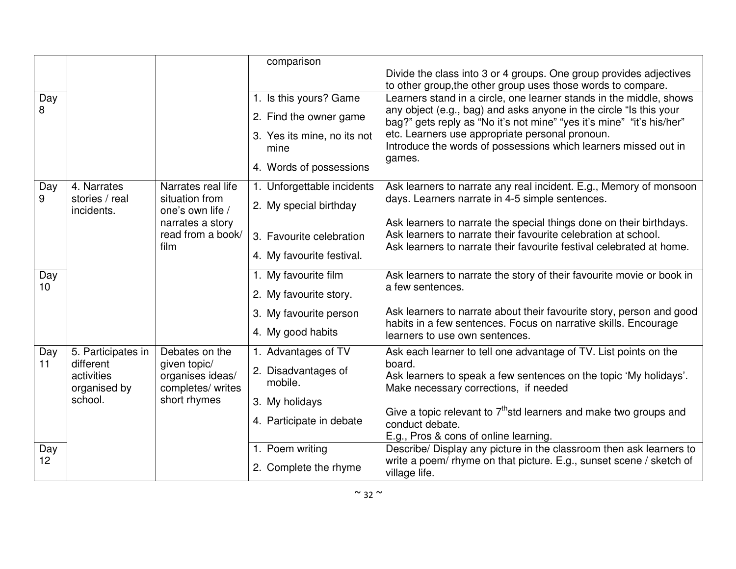| | | | | |
|---|---|---|---|---|
| | | | comparison | Divide the class into 3 or 4 groups. One group provides adjectives to other group,the other group uses those words to compare. |
| Day 8 | | | 1. Is this yours? Game<br>2. Find the owner game<br>3. Yes its mine, no its not mine<br>4. Words of possessions | Learners stand in a circle, one learner stands in the middle, shows any object (e.g., bag) and asks anyone in the circle "Is this your bag?" gets reply as "No it's not mine" "yes it's mine" "it's his/her" etc. Learners use appropriate personal pronoun.<br>Introduce the words of possessions which learners missed out in games. |
| Day 9 | 4. Narrates stories / real incidents. | Narrates real life situation from one's own life / narrates a story read from a book/ film | 1. Unforgettable incidents<br>2. My special birthday<br>3. Favourite celebration<br>4. My favourite festival. | Ask learners to narrate any real incident. E.g., Memory of monsoon days. Learners narrate in 4-5 simple sentences.<br>Ask learners to narrate the special things done on their birthdays.<br>Ask learners to narrate their favourite celebration at school.<br>Ask learners to narrate their favourite festival celebrated at home. |
| Day 10 | | | 1. My favourite film<br>2. My favourite story.<br>3. My favourite person<br>4. My good habits | Ask learners to narrate the story of their favourite movie or book in a few sentences.<br>Ask learners to narrate about their favourite story, person and good habits in a few sentences. Focus on narrative skills. Encourage learners to use own sentences. |
| Day 11 | 5. Participates in different activities organised by school. | Debates on the given topic/ organises ideas/ completes/ writes short rhymes | 1. Advantages of TV<br>2. Disadvantages of mobile.<br>3. My holidays<br>4. Participate in debate | Ask each learner to tell one advantage of TV. List points on the board.<br>Ask learners to speak a few sentences on the topic 'My holidays'. Make necessary corrections, if needed<br>Give a topic relevant to 7th std learners and make two groups and conduct debate.<br>E.g., Pros & cons of online learning. |
| Day 12 | | | 1. Poem writing<br>2. Complete the rhyme | Describe/ Display any picture in the classroom then ask learners to write a poem/ rhyme on that picture. E.g., sunset scene / sketch of village life. |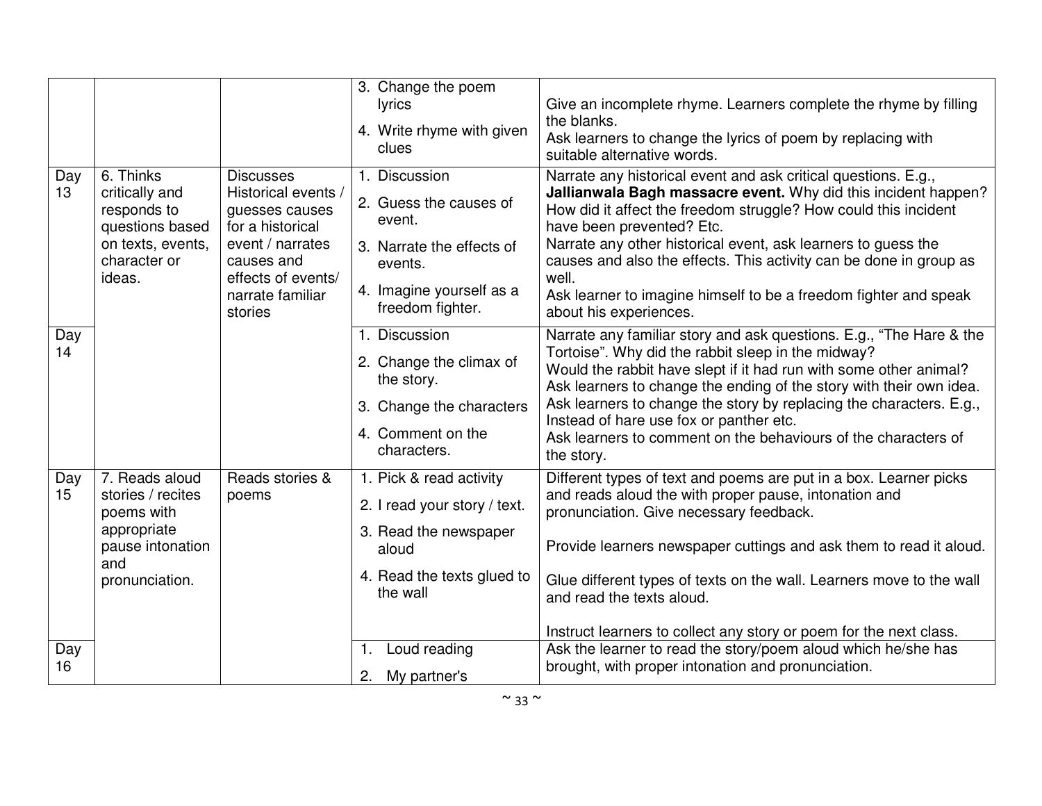| | | | | |
|---|---|---|---|---|
| | | | 3. Change the poem lyrics<br>4. Write rhyme with given clues | Give an incomplete rhyme. Learners complete the rhyme by filling the blanks.<br>Ask learners to change the lyrics of poem by replacing with suitable alternative words. |
| Day 13 | 6. Thinks critically and responds to questions based on texts, events, character or ideas. | Discusses Historical events / guesses causes for a historical event / narrates causes and effects of events/ narrate familiar stories | 1. Discussion<br>2. Guess the causes of event.<br>3. Narrate the effects of events.<br>4. Imagine yourself as a freedom fighter. | Narrate any historical event and ask critical questions. E.g., **Jallianwala Bagh massacre event.** Why did this incident happen? How did it affect the freedom struggle? How could this incident have been prevented? Etc.<br>Narrate any other historical event, ask learners to guess the causes and also the effects. This activity can be done in group as well.<br>Ask learner to imagine himself to be a freedom fighter and speak about his experiences. |
| Day 14 | | | 1. Discussion<br>2. Change the climax of the story.<br>3. Change the characters<br>4. Comment on the characters. | Narrate any familiar story and ask questions. E.g., "The Hare & the Tortoise". Why did the rabbit sleep in the midway?<br>Would the rabbit have slept if it had run with some other animal?<br>Ask learners to change the ending of the story with their own idea.<br>Ask learners to change the story by replacing the characters. E.g., Instead of hare use fox or panther etc.<br>Ask learners to comment on the behaviours of the characters of the story. |
| Day 15 | 7. Reads aloud stories / recites poems with appropriate pause intonation and pronunciation. | Reads stories & poems | 1. Pick & read activity<br>2. I read your story / text.<br>3. Read the newspaper aloud<br>4. Read the texts glued to the wall | Different types of text and poems are put in a box. Learner picks and reads aloud the with proper pause, intonation and pronunciation. Give necessary feedback.<br><br>Provide learners newspaper cuttings and ask them to read it aloud.<br><br>Glue different types of texts on the wall. Learners move to the wall and read the texts aloud.<br><br>Instruct learners to collect any story or poem for the next class. |
| Day 16 | | | 1. Loud reading<br>2. My partner's | Ask the learner to read the story/poem aloud which he/she has brought, with proper intonation and pronunciation. |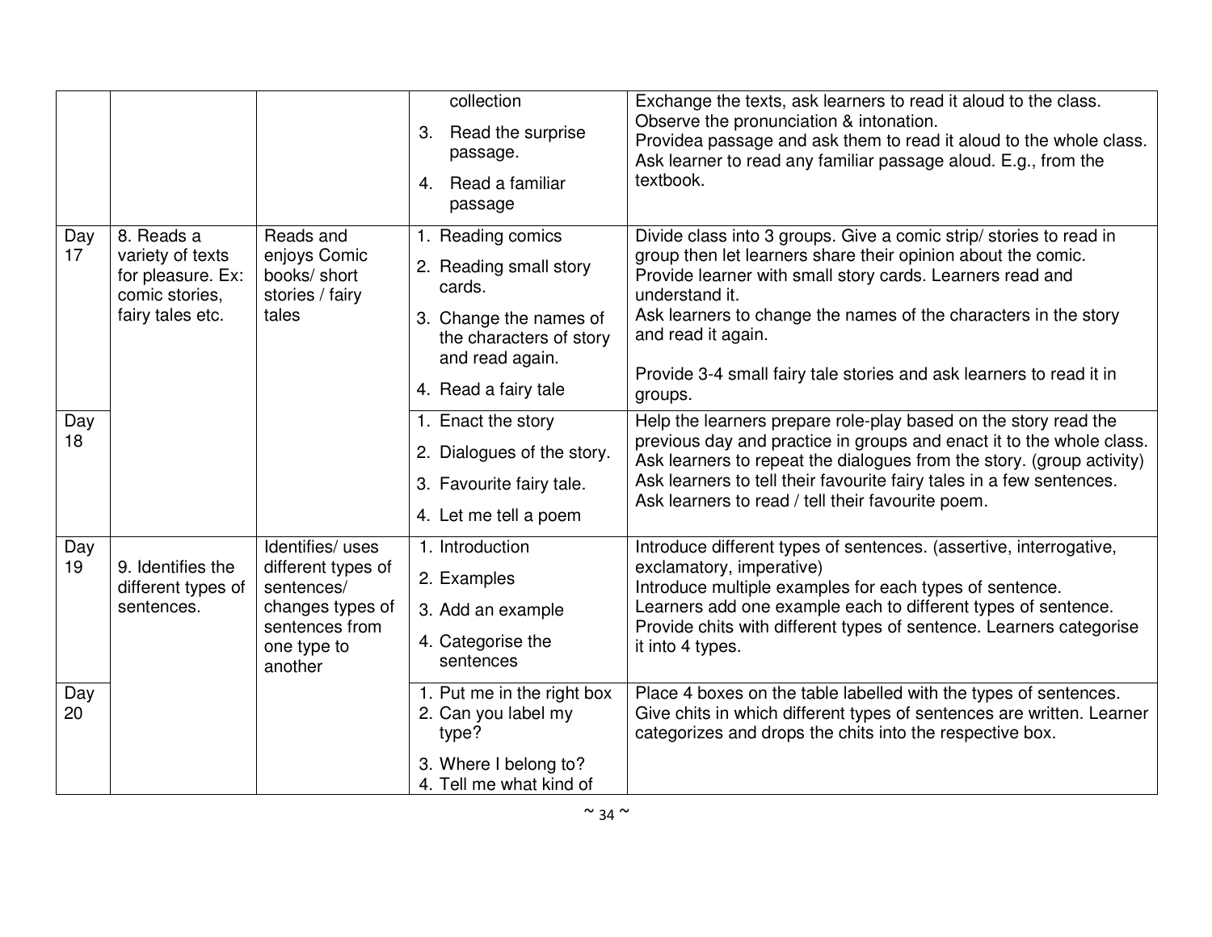| | | | | |
|---|---|---|---|---|
| | | | collection<br>3. Read the surprise passage.<br>4. Read a familiar passage | Exchange the texts, ask learners to read it aloud to the class. Observe the pronunciation & intonation.<br>Providea passage and ask them to read it aloud to the whole class.<br>Ask learner to read any familiar passage aloud. E.g., from the textbook. |
| Day 17 | 8. Reads a variety of texts for pleasure. Ex: comic stories, fairy tales etc. | Reads and enjoys Comic books/ short stories / fairy tales | 1. Reading comics<br>2. Reading small story cards.<br>3. Change the names of the characters of story and read again.<br>4. Read a fairy tale | Divide class into 3 groups. Give a comic strip/ stories to read in group then let learners share their opinion about the comic.<br>Provide learner with small story cards. Learners read and understand it.<br>Ask learners to change the names of the characters in the story and read it again.<br>Provide 3-4 small fairy tale stories and ask learners to read it in groups. |
| Day 18 | | | 1. Enact the story<br>2. Dialogues of the story.<br>3. Favourite fairy tale.<br>4. Let me tell a poem | Help the learners prepare role-play based on the story read the previous day and practice in groups and enact it to the whole class.<br>Ask learners to repeat the dialogues from the story. (group activity)<br>Ask learners to tell their favourite fairy tales in a few sentences.<br>Ask learners to read / tell their favourite poem. |
| Day 19 | 9. Identifies the different types of sentences. | Identifies/ uses different types of sentences/ changes types of sentences from one type to another | 1. Introduction<br>2. Examples<br>3. Add an example<br>4. Categorise the sentences | Introduce different types of sentences. (assertive, interrogative, exclamatory, imperative)<br>Introduce multiple examples for each types of sentence.<br>Learners add one example each to different types of sentence.<br>Provide chits with different types of sentence. Learners categorise it into 4 types. |
| Day 20 | | | 1. Put me in the right box<br>2. Can you label my type?<br>3. Where I belong to?<br>4. Tell me what kind of | Place 4 boxes on the table labelled with the types of sentences. Give chits in which different types of sentences are written. Learner categorizes and drops the chits into the respective box. |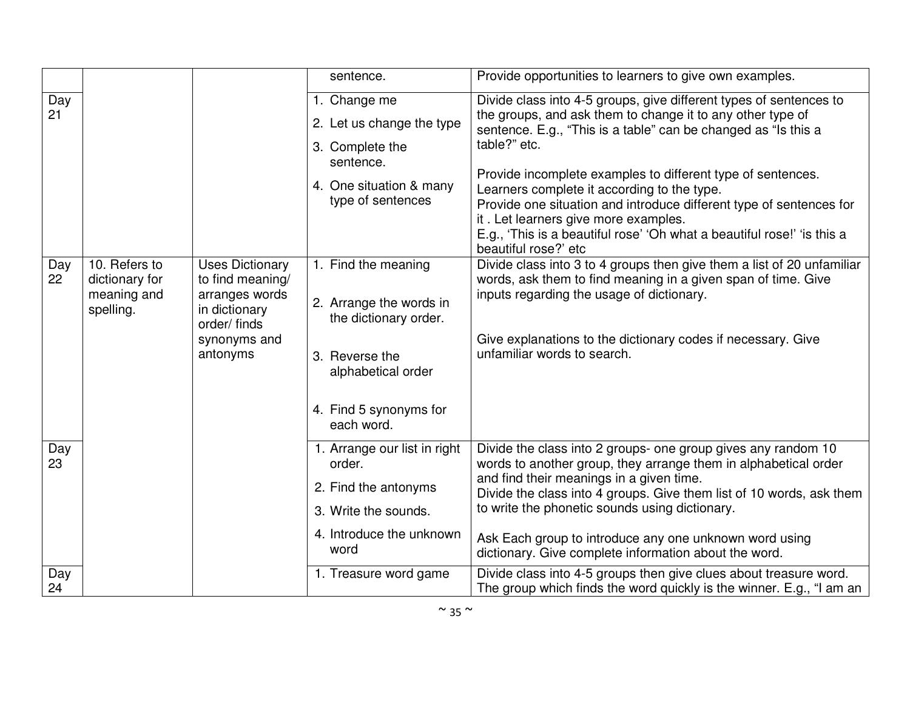| | | | | |
|---|---|---|---|---|
| | | | sentence. | Provide opportunities to learners to give own examples. |
| Day 21 | | | 1. Change me<br>2. Let us change the type<br>3. Complete the sentence.<br>4. One situation & many type of sentences | Divide class into 4-5 groups, give different types of sentences to the groups, and ask them to change it to any other type of sentence. E.g., "This is a table" can be changed as "Is this a table?" etc.<br><br>Provide incomplete examples to different type of sentences. Learners complete it according to the type.<br>Provide one situation and introduce different type of sentences for it . Let learners give more examples.<br>E.g., 'This is a beautiful rose' 'Oh what a beautiful rose!' 'is this a beautiful rose?' etc |
| Day 22 | 10. Refers to dictionary for meaning and spelling. | Uses Dictionary to find meaning/ arranges words in dictionary order/ finds synonyms and antonyms | 1. Find the meaning<br>2. Arrange the words in the dictionary order.<br>3. Reverse the alphabetical order<br>4. Find 5 synonyms for each word. | Divide class into 3 to 4 groups then give them a list of 20 unfamiliar words, ask them to find meaning in a given span of time. Give inputs regarding the usage of dictionary.<br><br>Give explanations to the dictionary codes if necessary. Give unfamiliar words to search. |
| Day 23 | | | 1. Arrange our list in right order.<br>2. Find the antonyms<br>3. Write the sounds.<br>4. Introduce the unknown word | Divide the class into 2 groups- one group gives any random 10 words to another group, they arrange them in alphabetical order and find their meanings in a given time.<br>Divide the class into 4 groups. Give them list of 10 words, ask them to write the phonetic sounds using dictionary.<br><br>Ask Each group to introduce any one unknown word using dictionary. Give complete information about the word. |
| Day 24 | | | 1. Treasure word game | Divide class into 4-5 groups then give clues about treasure word. The group which finds the word quickly is the winner. E.g., "I am an |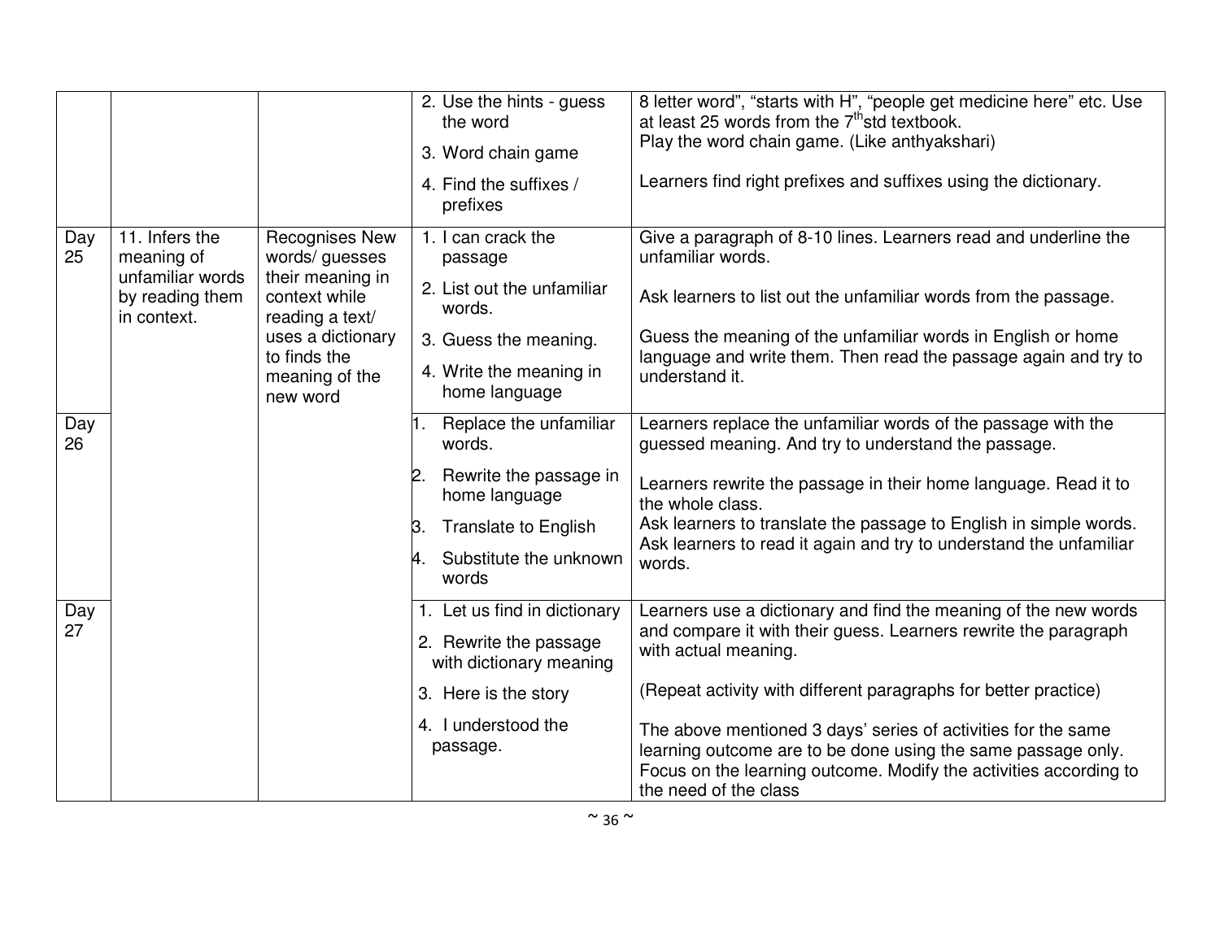| | | | | |
|---|---|---|---|---|
| | | | 2. Use the hints - guess the word<br>3. Word chain game<br>4. Find the suffixes / prefixes | 8 letter word", "starts with H", "people get medicine here" etc. Use at least 25 words from the $7^{th}$std textbook.<br>Play the word chain game. (Like anthyakshari)<br><br>Learners find right prefixes and suffixes using the dictionary. |
| Day 25 | 11. Infers the meaning of unfamiliar words by reading them in context. | Recognises New words/ guesses their meaning in context while reading a text/ uses a dictionary to finds the meaning of the new word | 1. I can crack the passage<br>2. List out the unfamiliar words.<br>3. Guess the meaning.<br>4. Write the meaning in home language | Give a paragraph of 8-10 lines. Learners read and underline the unfamiliar words.<br><br>Ask learners to list out the unfamiliar words from the passage.<br><br>Guess the meaning of the unfamiliar words in English or home language and write them. Then read the passage again and try to understand it. |
| Day 26 | | | 1. Replace the unfamiliar words.<br>2. Rewrite the passage in home language<br>3. Translate to English<br>4. Substitute the unknown words | Learners replace the unfamiliar words of the passage with the guessed meaning. And try to understand the passage.<br><br>Learners rewrite the passage in their home language. Read it to the whole class.<br>Ask learners to translate the passage to English in simple words.<br>Ask learners to read it again and try to understand the unfamiliar words. |
| Day 27 | | | 1. Let us find in dictionary<br>2. Rewrite the passage with dictionary meaning<br>3. Here is the story<br>4. I understood the passage. | Learners use a dictionary and find the meaning of the new words and compare it with their guess. Learners rewrite the paragraph with actual meaning.<br><br>(Repeat activity with different paragraphs for better practice)<br><br>The above mentioned 3 days' series of activities for the same learning outcome are to be done using the same passage only. Focus on the learning outcome. Modify the activities according to the need of the class |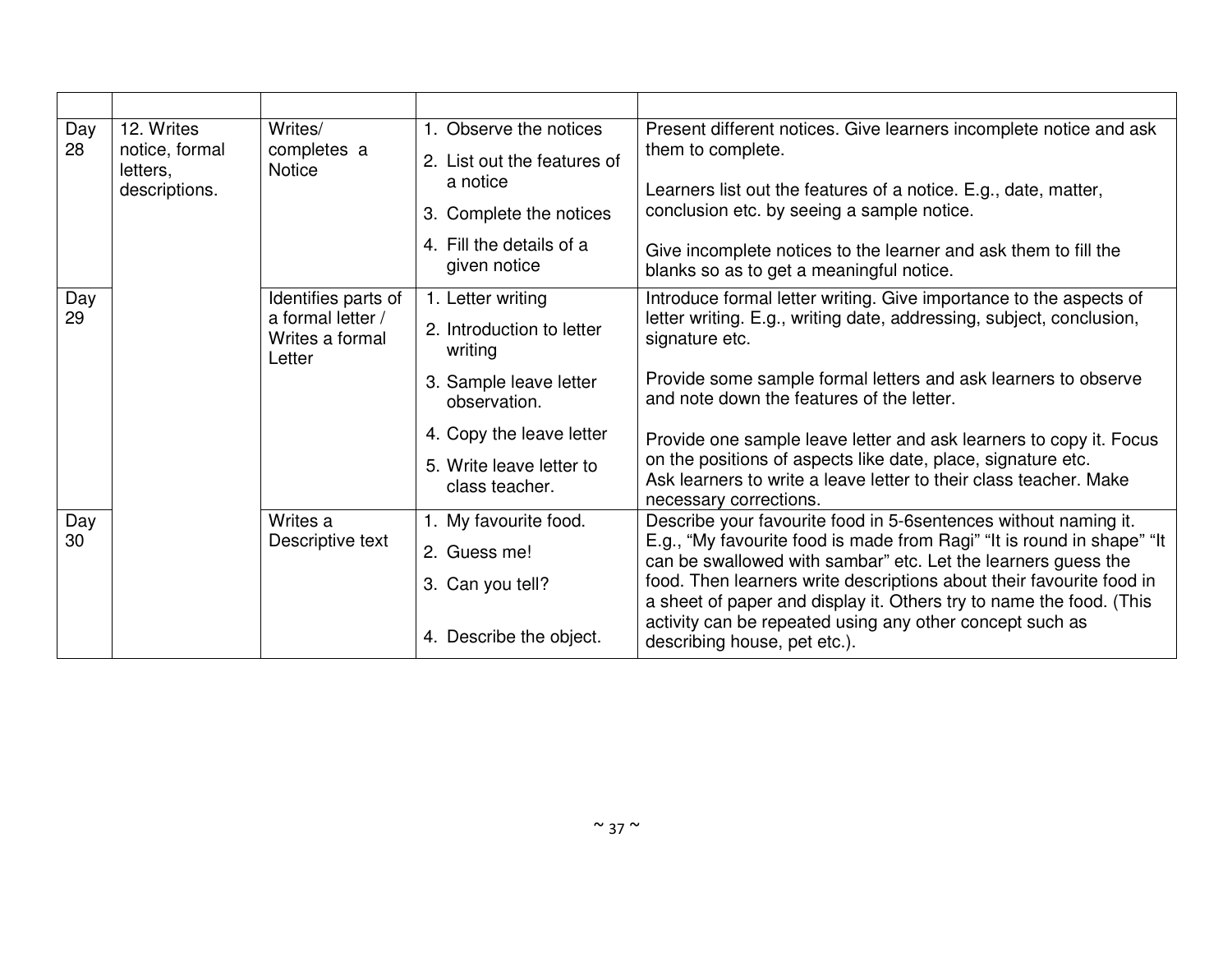| | | | | |
|---|---|---|---|---|
| Day 28 | 12. Writes notice, formal letters, descriptions. | Writes/ completes a Notice | 1. Observe the notices<br>2. List out the features of a notice<br>3. Complete the notices<br>4. Fill the details of a given notice | Present different notices. Give learners incomplete notice and ask them to complete.<br><br>Learners list out the features of a notice. E.g., date, matter, conclusion etc. by seeing a sample notice.<br><br>Give incomplete notices to the learner and ask them to fill the blanks so as to get a meaningful notice. |
| Day 29 | | Identifies parts of a formal letter / Writes a formal Letter | 1. Letter writing<br>2. Introduction to letter writing<br>3. Sample leave letter observation.<br>4. Copy the leave letter<br>5. Write leave letter to class teacher. | Introduce formal letter writing. Give importance to the aspects of letter writing. E.g., writing date, addressing, subject, conclusion, signature etc.<br><br>Provide some sample formal letters and ask learners to observe and note down the features of the letter.<br><br>Provide one sample leave letter and ask learners to copy it. Focus on the positions of aspects like date, place, signature etc.<br>Ask learners to write a leave letter to their class teacher. Make necessary corrections. |
| Day 30 | | Writes a Descriptive text | 1. My favourite food.<br>2. Guess me!<br>3. Can you tell?<br>4. Describe the object. | Describe your favourite food in 5-6sentences without naming it. E.g., "My favourite food is made from Ragi" "It is round in shape" "It can be swallowed with sambar" etc. Let the learners guess the food. Then learners write descriptions about their favourite food in a sheet of paper and display it. Others try to name the food. (This activity can be repeated using any other concept such as describing house, pet etc.). |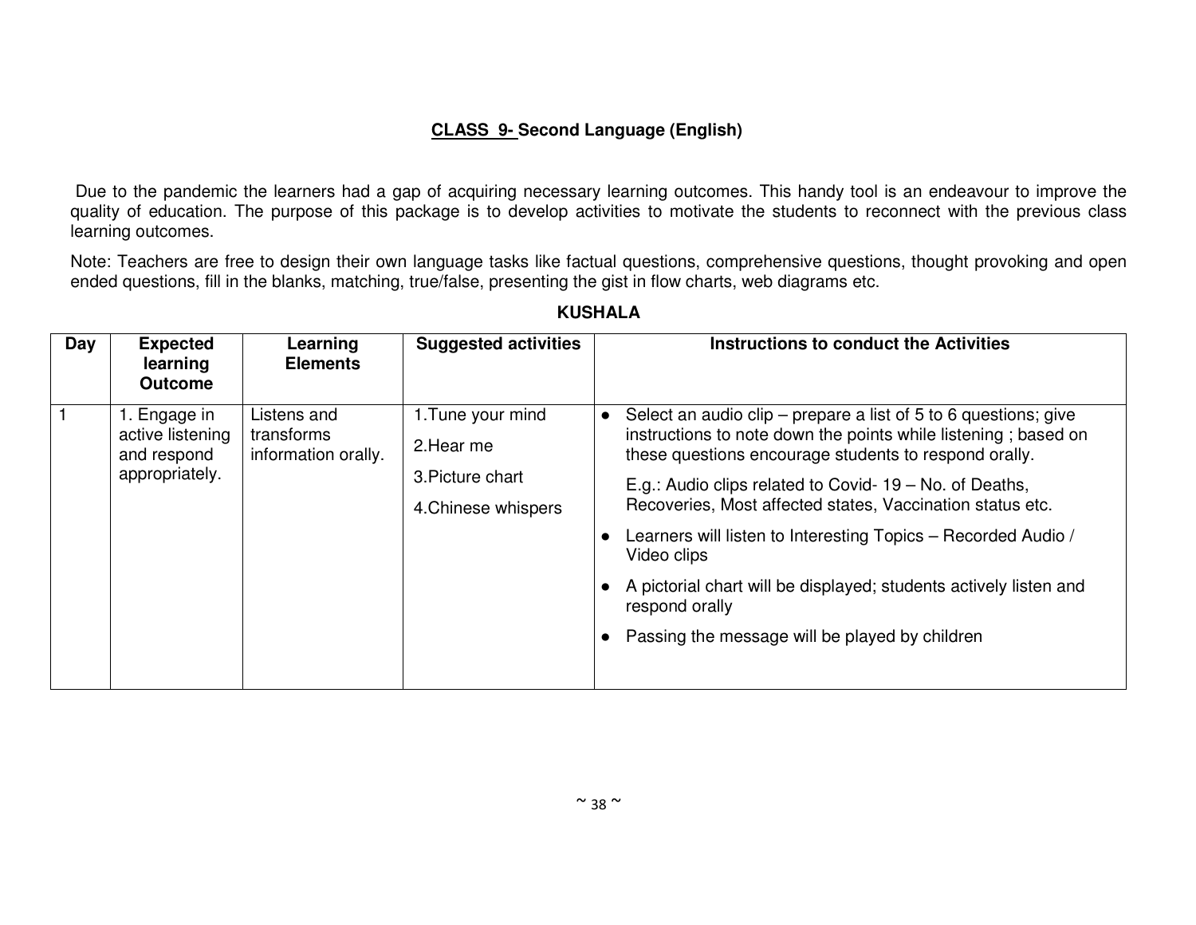## CLASS 9- Second Language (English)

Due to the pandemic the learners had a gap of acquiring necessary learning outcomes. This handy tool is an endeavour to improve the quality of education. The purpose of this package is to develop activities to motivate the students to reconnect with the previous class learning outcomes.

Note: Teachers are free to design their own language tasks like factual questions, comprehensive questions, thought provoking and open ended questions, fill in the blanks, matching, true/false, presenting the gist in flow charts, web diagrams etc.

### KUSHALA

| Day | Expected learning Outcome | Learning Elements | Suggested activities | Instructions to conduct the Activities |
|---|---|---|---|---|
| 1 | 1. Engage in active listening and respond appropriately. | Listens and transforms information orally. | 1.Tune your mind<br>2.Hear me<br>3.Picture chart<br>4.Chinese whispers | • Select an audio clip – prepare a list of 5 to 6 questions; give instructions to note down the points while listening ; based on these questions encourage students to respond orally.<br>E.g.: Audio clips related to Covid- 19 – No. of Deaths, Recoveries, Most affected states, Vaccination status etc.<br>• Learners will listen to Interesting Topics – Recorded Audio / Video clips<br>• A pictorial chart will be displayed; students actively listen and respond orally<br>• Passing the message will be played by children |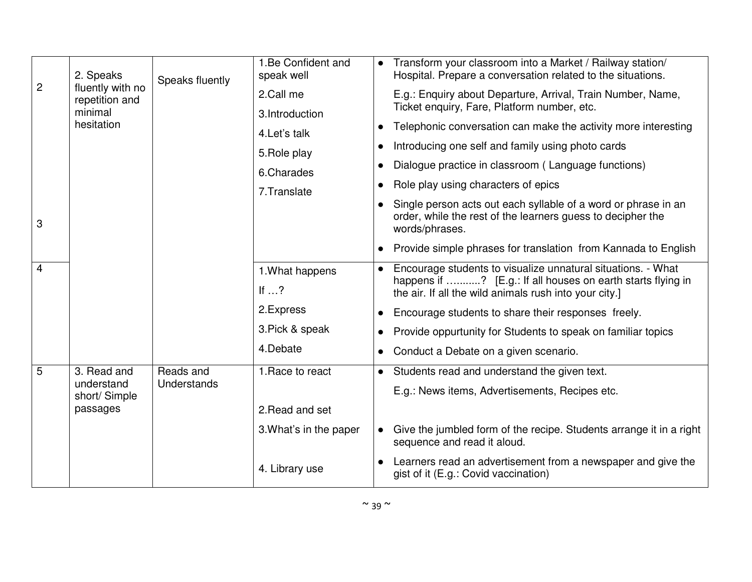| | | | | |
|---|---|---|---|---|
| 2<br><br>3 | 2. Speaks fluently with no repetition and minimal hesitation | Speaks fluently | 1.Be Confident and speak well<br>2.Call me<br>3.Introduction<br>4.Let's talk<br>5.Role play<br>6.Charades<br>7.Translate | • Transform your classroom into a Market / Railway station/ Hospital. Prepare a conversation related to the situations.<br>E.g.: Enquiry about Departure, Arrival, Train Number, Name, Ticket enquiry, Fare, Platform number, etc.<br>• Telephonic conversation can make the activity more interesting<br>• Introducing one self and family using photo cards<br>• Dialogue practice in classroom ( Language functions)<br>• Role play using characters of epics<br>• Single person acts out each syllable of a word or phrase in an order, while the rest of the learners guess to decipher the words/phrases.<br>• Provide simple phrases for translation from Kannada to English |
| 4 | | | 1.What happens If …?<br>2.Express<br>3.Pick & speak<br>4.Debate | • Encourage students to visualize unnatural situations. - What happens if ……….? [E.g.: If all houses on earth starts flying in the air. If all the wild animals rush into your city.]<br>• Encourage students to share their responses freely.<br>• Provide oppurtunity for Students to speak on familiar topics<br>• Conduct a Debate on a given scenario. |
| 5 | 3. Read and understand short/ Simple passages | Reads and Understands | 1.Race to react<br>2.Read and set<br>3.What's in the paper<br>4. Library use | • Students read and understand the given text.<br>E.g.: News items, Advertisements, Recipes etc.<br>• Give the jumbled form of the recipe. Students arrange it in a right sequence and read it aloud.<br>• Learners read an advertisement from a newspaper and give the gist of it (E.g.: Covid vaccination) |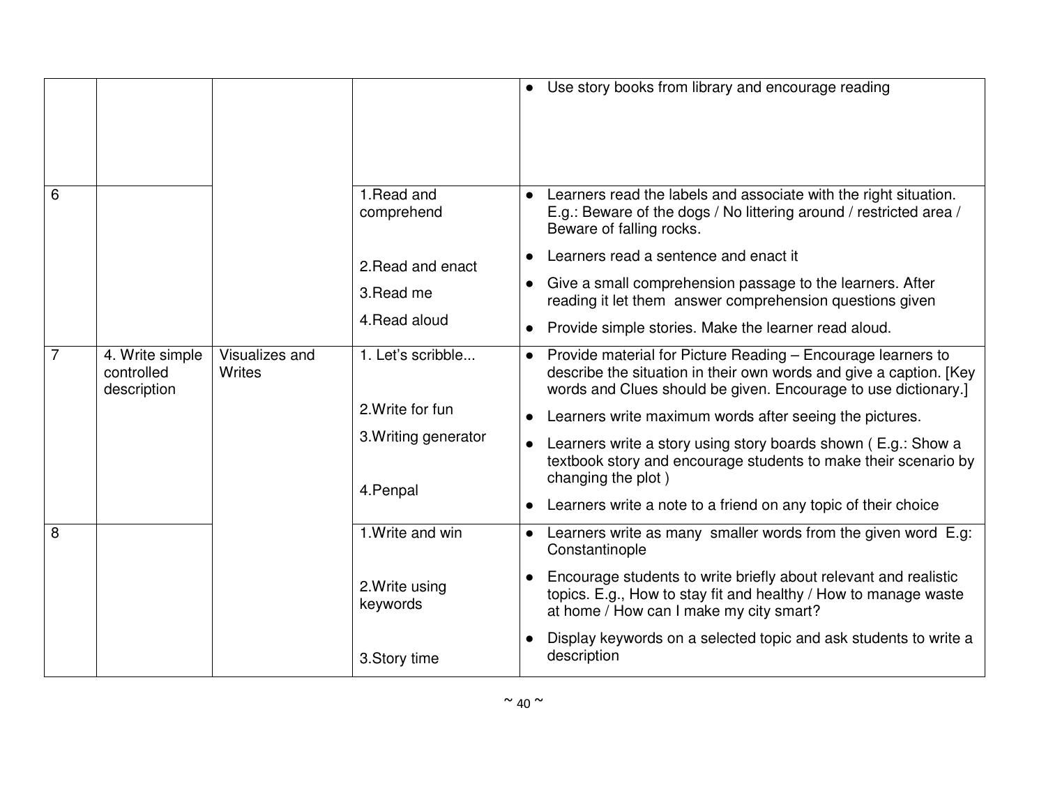| | | | | |
|---|---|---|---|---|
| | | | | ● Use story books from library and encourage reading |
| 6 | | | 1.Read and comprehend<br><br>2.Read and enact<br><br>3.Read me<br><br>4.Read aloud | ● Learners read the labels and associate with the right situation. E.g.: Beware of the dogs / No littering around / restricted area / Beware of falling rocks.<br>● Learners read a sentence and enact it<br>● Give a small comprehension passage to the learners. After reading it let them answer comprehension questions given<br>● Provide simple stories. Make the learner read aloud. |
| 7 | 4. Write simple controlled description | Visualizes and Writes | 1. Let's scribble...<br><br>2.Write for fun<br><br>3.Writing generator<br><br>4.Penpal | ● Provide material for Picture Reading – Encourage learners to describe the situation in their own words and give a caption. [Key words and Clues should be given. Encourage to use dictionary.]<br>● Learners write maximum words after seeing the pictures.<br>● Learners write a story using story boards shown ( E.g.: Show a textbook story and encourage students to make their scenario by changing the plot )<br>● Learners write a note to a friend on any topic of their choice |
| 8 | | | 1.Write and win<br><br>2.Write using keywords<br><br>3.Story time | ● Learners write as many smaller words from the given word E.g: Constantinople<br>● Encourage students to write briefly about relevant and realistic topics. E.g., How to stay fit and healthy / How to manage waste at home / How can I make my city smart?<br>● Display keywords on a selected topic and ask students to write a description |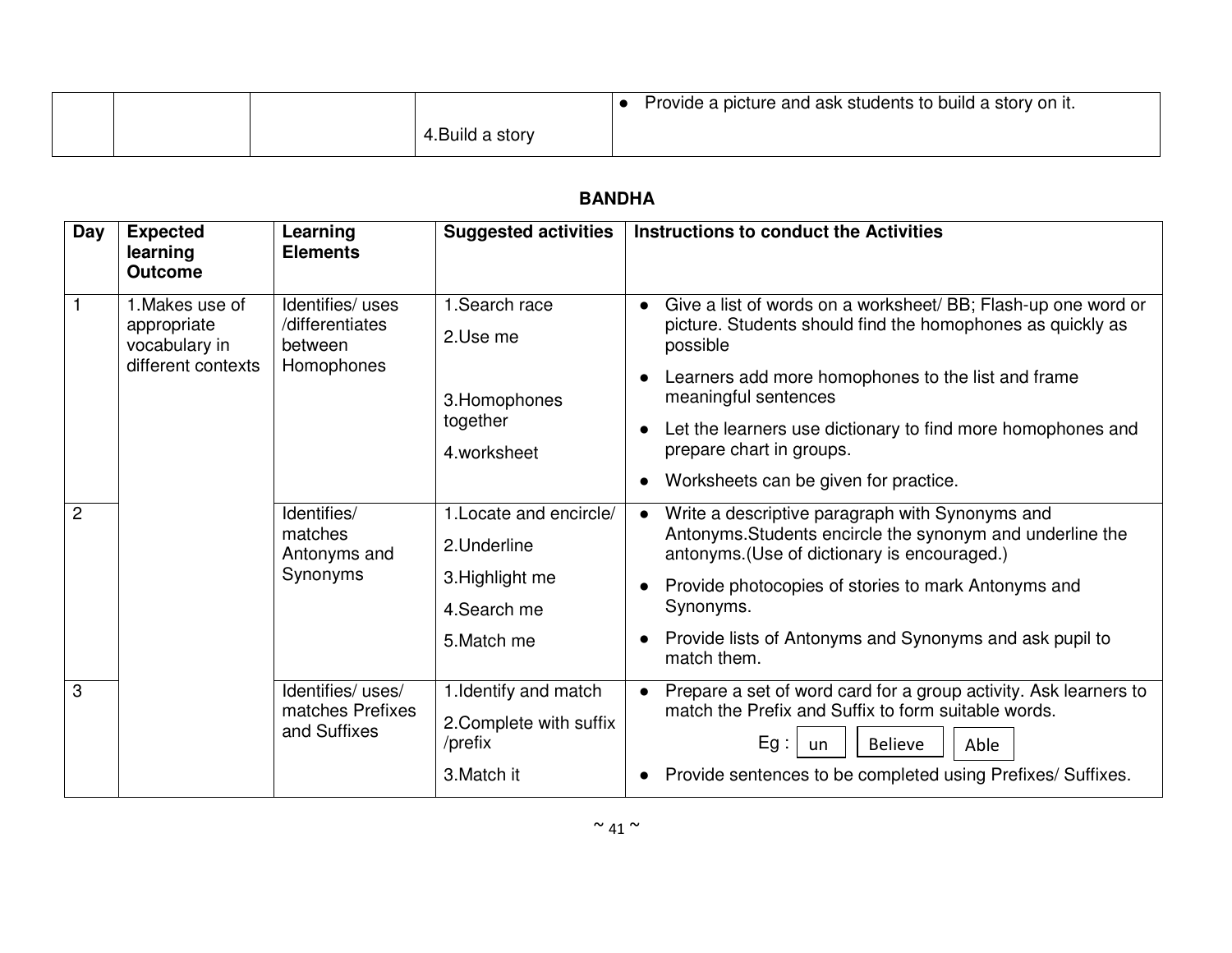| | | | 4.Build a story | • Provide a picture and ask students to build a story on it. |
|---|---|---|---|---|

**BANDHA**

| Day | Expected learning Outcome | Learning Elements | Suggested activities | Instructions to conduct the Activities |
|---|---|---|---|---|
| 1 | 1.Makes use of appropriate vocabulary in different contexts | Identifies/ uses /differentiates between Homophones | 1.Search race<br>2.Use me<br>3.Homophones together<br>4.worksheet | • Give a list of words on a worksheet/ BB; Flash-up one word or picture. Students should find the homophones as quickly as possible<br>• Learners add more homophones to the list and frame meaningful sentences<br>• Let the learners use dictionary to find more homophones and prepare chart in groups.<br>• Worksheets can be given for practice. |
| 2 | | Identifies/ matches Antonyms and Synonyms | 1.Locate and encircle/<br>2.Underline<br>3.Highlight me<br>4.Search me<br>5.Match me | • Write a descriptive paragraph with Synonyms and Antonyms.Students encircle the synonym and underline the antonyms.(Use of dictionary is encouraged.)<br>• Provide photocopies of stories to mark Antonyms and Synonyms.<br>• Provide lists of Antonyms and Synonyms and ask pupil to match them. |
| 3 | | Identifies/ uses/ matches Prefixes and Suffixes | 1.Identify and match<br>2.Complete with suffix /prefix<br>3.Match it | • Prepare a set of word card for a group activity. Ask learners to match the Prefix and Suffix to form suitable words.<br>Eg : un Believe Able<br>• Provide sentences to be completed using Prefixes/ Suffixes. |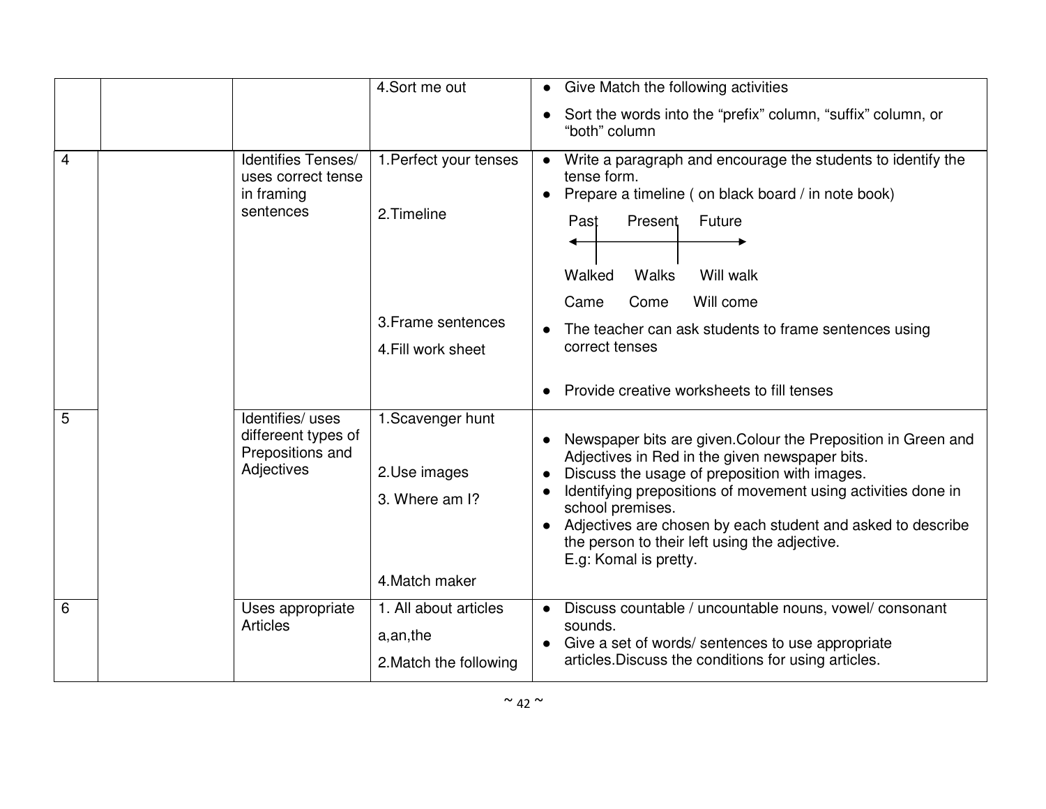| | | | | |
|---|---|---|---|---|
| | | | 4.Sort me out | • Give Match the following activities<br>• Sort the words into the "prefix" column, "suffix" column, or "both" column |
| 4 | | Identifies Tenses/ uses correct tense in framing sentences | 1.Perfect your tenses<br><br>2.Timeline<br><br>3.Frame sentences<br>4.Fill work sheet | • Write a paragraph and encourage the students to identify the tense form.<br>• Prepare a timeline ( on black board / in note book)<br>Past Present Future<br>Walked Walks Will walk<br>Came Come Will come<br>• The teacher can ask students to frame sentences using correct tenses<br>• Provide creative worksheets to fill tenses |
| 5 | | Identifies/ uses differeent types of Prepositions and Adjectives | 1.Scavenger hunt<br><br>2.Use images<br>3. Where am I?<br><br>4.Match maker | • Newspaper bits are given.Colour the Preposition in Green and Adjectives in Red in the given newspaper bits.<br>• Discuss the usage of preposition with images.<br>• Identifying prepositions of movement using activities done in school premises.<br>• Adjectives are chosen by each student and asked to describe the person to their left using the adjective.<br>E.g: Komal is pretty. |
| 6 | | Uses appropriate Articles | 1. All about articles<br>a,an,the<br>2.Match the following | • Discuss countable / uncountable nouns, vowel/ consonant sounds.<br>• Give a set of words/ sentences to use appropriate articles.Discuss the conditions for using articles. |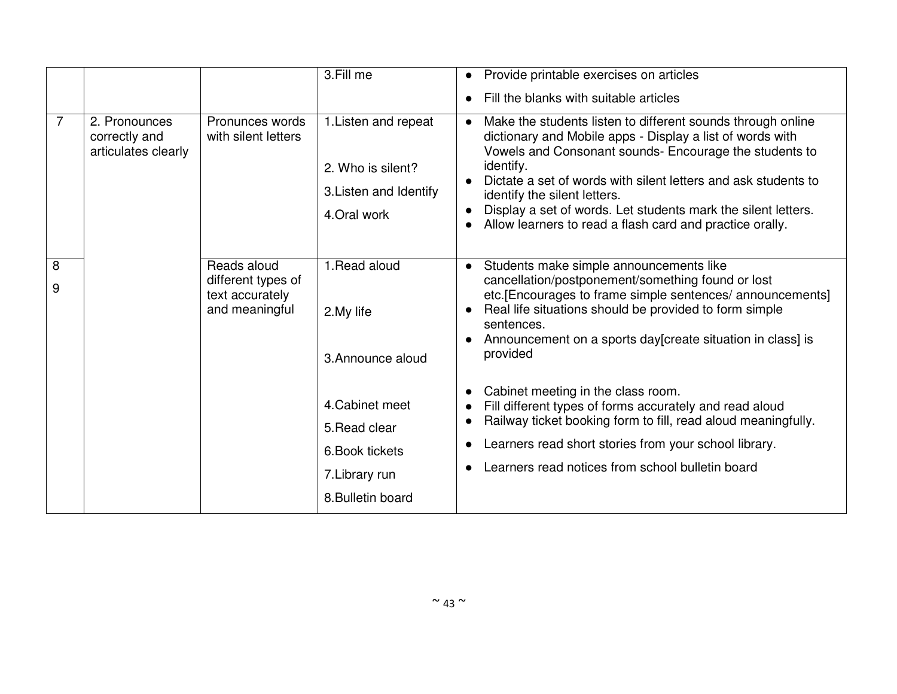| | | | | |
|---|---|---|---|---|
| | | | 3.Fill me | • Provide printable exercises on articles<br>• Fill the blanks with suitable articles |
| 7 | 2. Pronounces correctly and articulates clearly | Pronunces words with silent letters | 1.Listen and repeat<br><br>2. Who is silent?<br>3.Listen and Identify<br>4.Oral work | • Make the students listen to different sounds through online dictionary and Mobile apps - Display a list of words with Vowels and Consonant sounds- Encourage the students to identify.<br>• Dictate a set of words with silent letters and ask students to identify the silent letters.<br>• Display a set of words. Let students mark the silent letters.<br>• Allow learners to read a flash card and practice orally. |
| 8<br>9 | | Reads aloud different types of text accurately and meaningful | 1.Read aloud<br><br>2.My life<br><br>3.Announce aloud<br><br>4.Cabinet meet<br>5.Read clear<br>6.Book tickets<br>7.Library run<br>8.Bulletin board | • Students make simple announcements like cancellation/postponement/something found or lost etc.[Encourages to frame simple sentences/ announcements]<br>• Real life situations should be provided to form simple sentences.<br>• Announcement on a sports day[create situation in class] is provided<br><br>• Cabinet meeting in the class room.<br>• Fill different types of forms accurately and read aloud<br>• Railway ticket booking form to fill, read aloud meaningfully.<br>• Learners read short stories from your school library.<br>• Learners read notices from school bulletin board |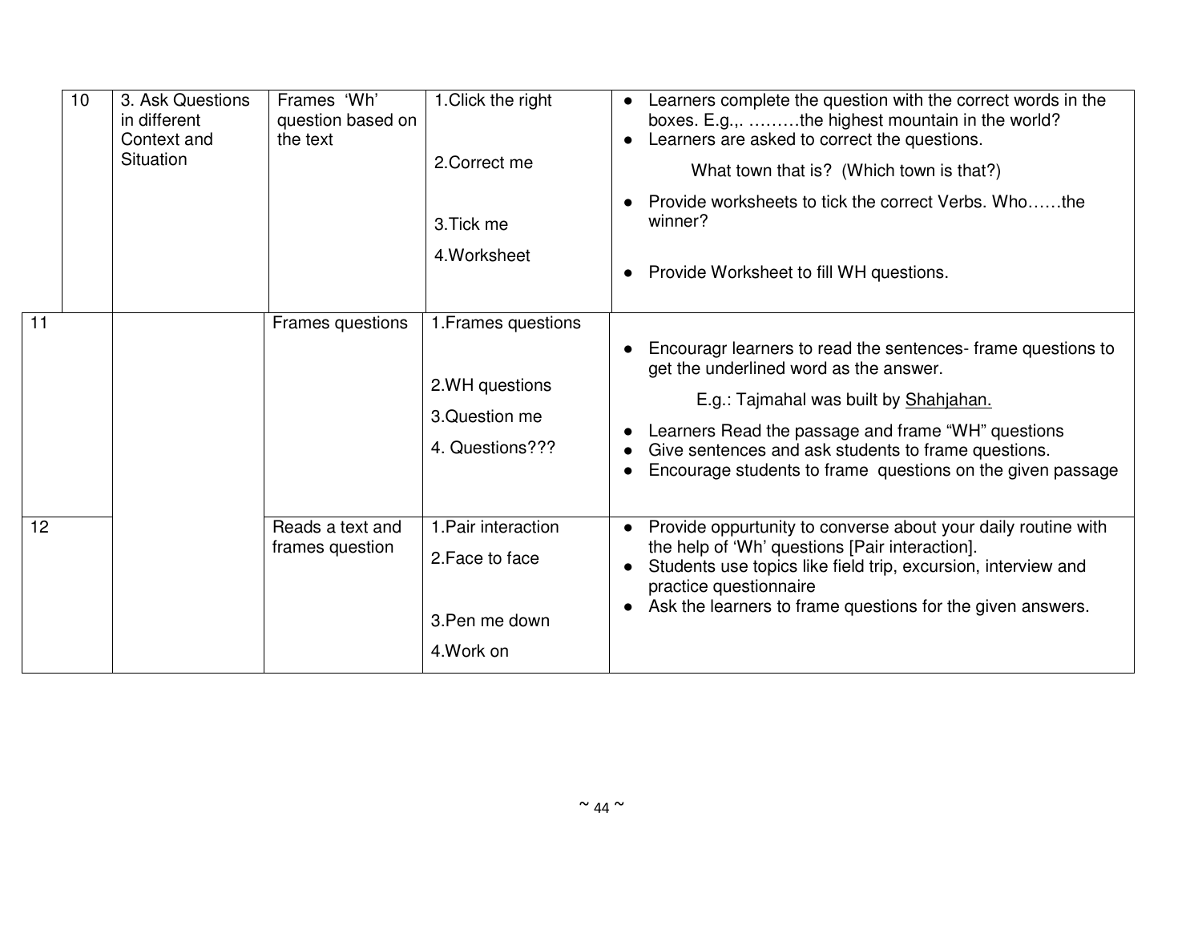| | | | | |
|---|---|---|---|---|
| 10 | 3. Ask Questions in different Context and Situation | Frames 'Wh' question based on the text | 1.Click the right<br><br>2.Correct me<br><br>3.Tick me<br><br>4.Worksheet | • Learners complete the question with the correct words in the boxes. E.g.,. ………the highest mountain in the world?<br>• Learners are asked to correct the questions.<br>What town that is? (Which town is that?)<br>• Provide worksheets to tick the correct Verbs. Who……the winner?<br>• Provide Worksheet to fill WH questions. |
| 11 | | Frames questions | 1.Frames questions<br><br>2.WH questions<br><br>3.Question me<br><br>4. Questions??? | • Encouragr learners to read the sentences- frame questions to get the underlined word as the answer.<br>E.g.: Tajmahal was built by <u>Shahjahan.</u><br>• Learners Read the passage and frame "WH" questions<br>• Give sentences and ask students to frame questions.<br>• Encourage students to frame questions on the given passage |
| 12 | | Reads a text and frames question | 1.Pair interaction<br><br>2.Face to face<br><br>3.Pen me down<br><br>4.Work on | • Provide oppurtunity to converse about your daily routine with the help of 'Wh' questions [Pair interaction].<br>• Students use topics like field trip, excursion, interview and practice questionnaire<br>• Ask the learners to frame questions for the given answers. |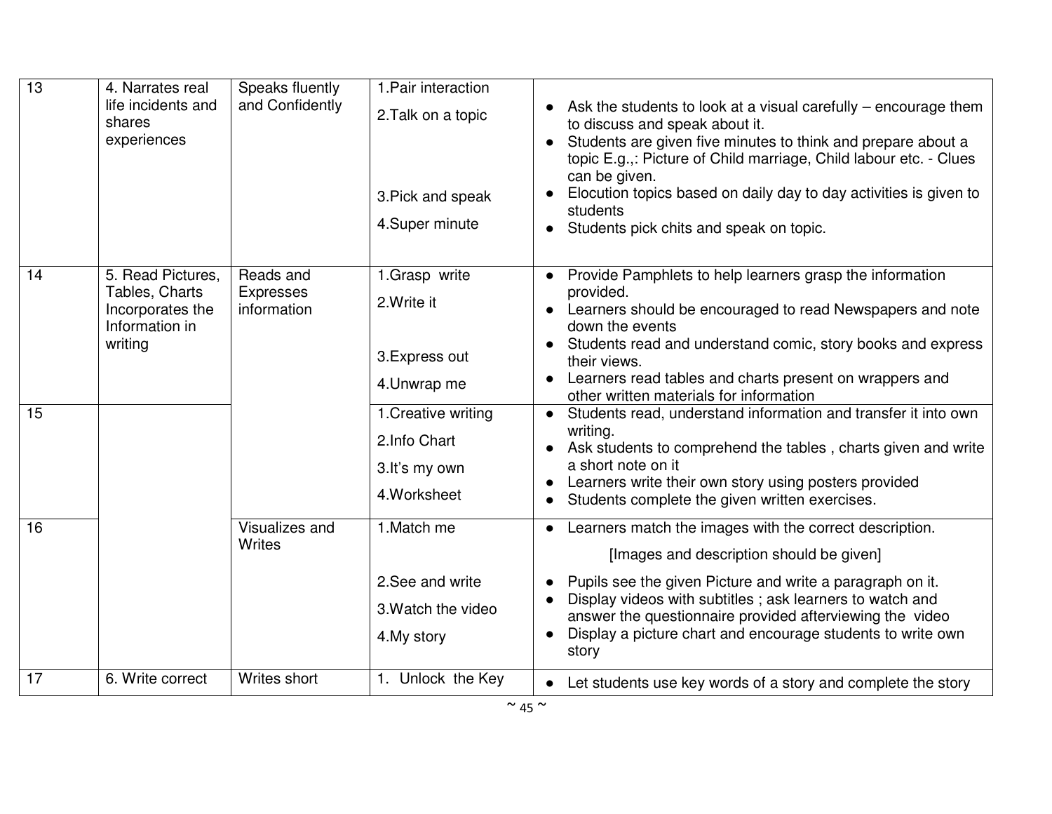| 13 | 4. Narrates real life incidents and shares experiences | Speaks fluently and Confidently | 1.Pair interaction<br>2.Talk on a topic<br>3.Pick and speak<br>4.Super minute | • Ask the students to look at a visual carefully – encourage them to discuss and speak about it.<br>• Students are given five minutes to think and prepare about a topic E.g.,: Picture of Child marriage, Child labour etc. - Clues can be given.<br>• Elocution topics based on daily day to day activities is given to students<br>• Students pick chits and speak on topic. |
|---|---|---|---|---|
| 14 | 5. Read Pictures, Tables, Charts Incorporates the Information in writing | Reads and Expresses information | 1.Grasp write<br>2.Write it<br>3.Express out<br>4.Unwrap me | • Provide Pamphlets to help learners grasp the information provided.<br>• Learners should be encouraged to read Newspapers and note down the events<br>• Students read and understand comic, story books and express their views.<br>• Learners read tables and charts present on wrappers and other written materials for information |
| 15 | | | 1.Creative writing<br>2.Info Chart<br>3.It's my own<br>4.Worksheet | • Students read, understand information and transfer it into own writing.<br>• Ask students to comprehend the tables , charts given and write a short note on it<br>• Learners write their own story using posters provided<br>• Students complete the given written exercises. |
| 16 | | Visualizes and Writes | 1.Match me<br>2.See and write<br>3.Watch the video<br>4.My story | • Learners match the images with the correct description.<br>[Images and description should be given]<br>• Pupils see the given Picture and write a paragraph on it.<br>• Display videos with subtitles ; ask learners to watch and answer the questionnaire provided afterviewing the video<br>• Display a picture chart and encourage students to write own story |
| 17 | 6. Write correct | Writes short | 1. Unlock the Key | • Let students use key words of a story and complete the story |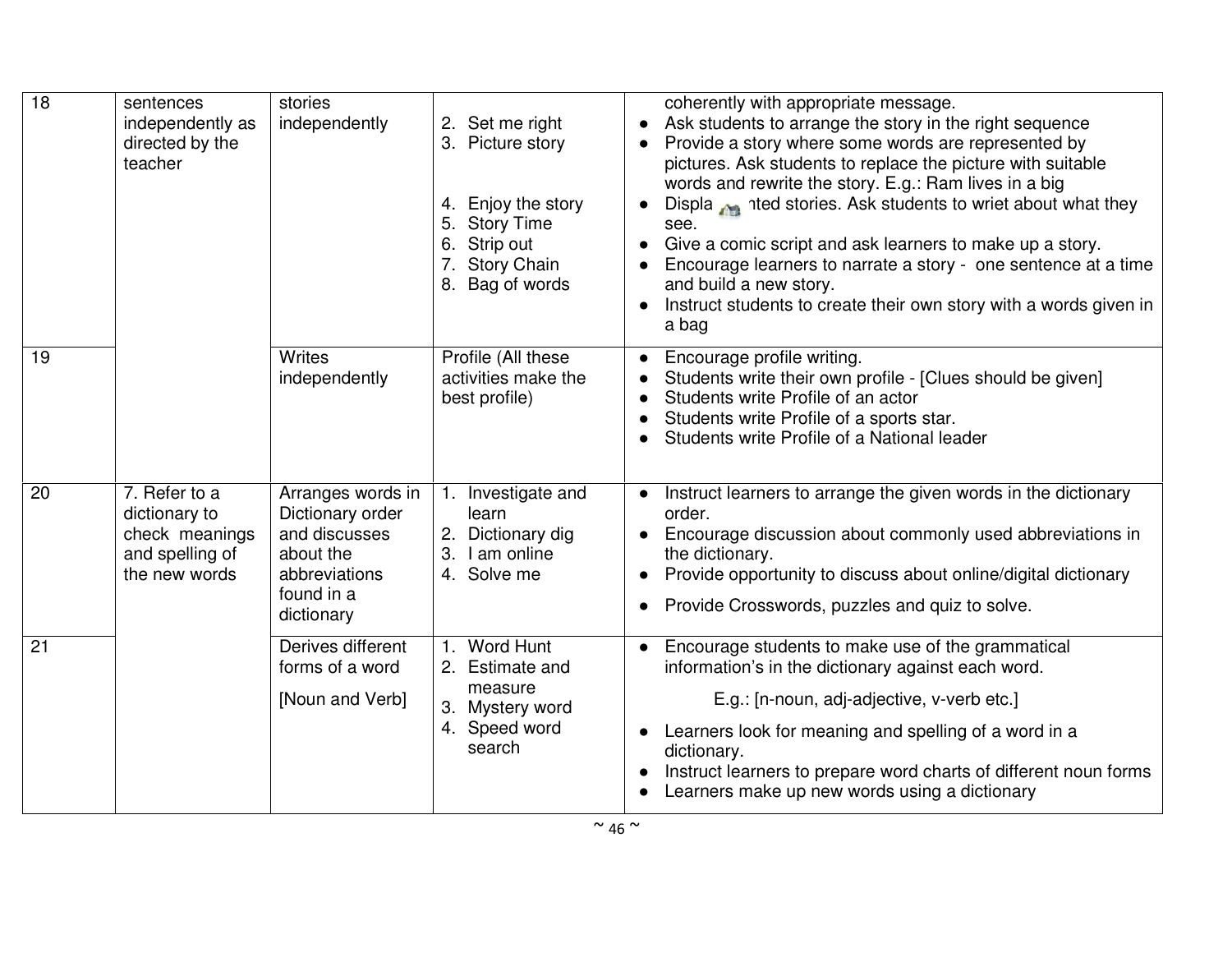| 18 | sentences independently as directed by the teacher | stories independently | 2. Set me right<br>3. Picture story<br><br>4. Enjoy the story<br>5. Story Time<br>6. Strip out<br>7. Story Chain<br>8. Bag of words | coherently with appropriate message.<br>● Ask students to arrange the story in the right sequence<br>● Provide a story where some words are represented by pictures. Ask students to replace the picture with suitable words and rewrite the story. E.g.: Ram lives in a big<br>● Displa nted stories. Ask students to wriet about what they see.<br>● Give a comic script and ask learners to make up a story.<br>● Encourage learners to narrate a story - one sentence at a time and build a new story.<br>● Instruct students to create their own story with a words given in a bag |
|---|---|---|---|---|
| 19 | | Writes independently | Profile (All these activities make the best profile) | ● Encourage profile writing.<br>● Students write their own profile - [Clues should be given]<br>● Students write Profile of an actor<br>● Students write Profile of a sports star.<br>● Students write Profile of a National leader |
| 20 | 7. Refer to a dictionary to check meanings and spelling of the new words | Arranges words in Dictionary order and discusses about the abbreviations found in a dictionary | 1. Investigate and learn<br>2. Dictionary dig<br>3. I am online<br>4. Solve me | ● Instruct learners to arrange the given words in the dictionary order.<br>● Encourage discussion about commonly used abbreviations in the dictionary.<br>● Provide opportunity to discuss about online/digital dictionary<br>● Provide Crosswords, puzzles and quiz to solve. |
| 21 | | Derives different forms of a word<br><br>[Noun and Verb] | 1. Word Hunt<br>2. Estimate and measure<br>3. Mystery word<br>4. Speed word search | ● Encourage students to make use of the grammatical information's in the dictionary against each word.<br>E.g.: [n-noun, adj-adjective, v-verb etc.]<br>● Learners look for meaning and spelling of a word in a dictionary.<br>● Instruct learners to prepare word charts of different noun forms<br>● Learners make up new words using a dictionary |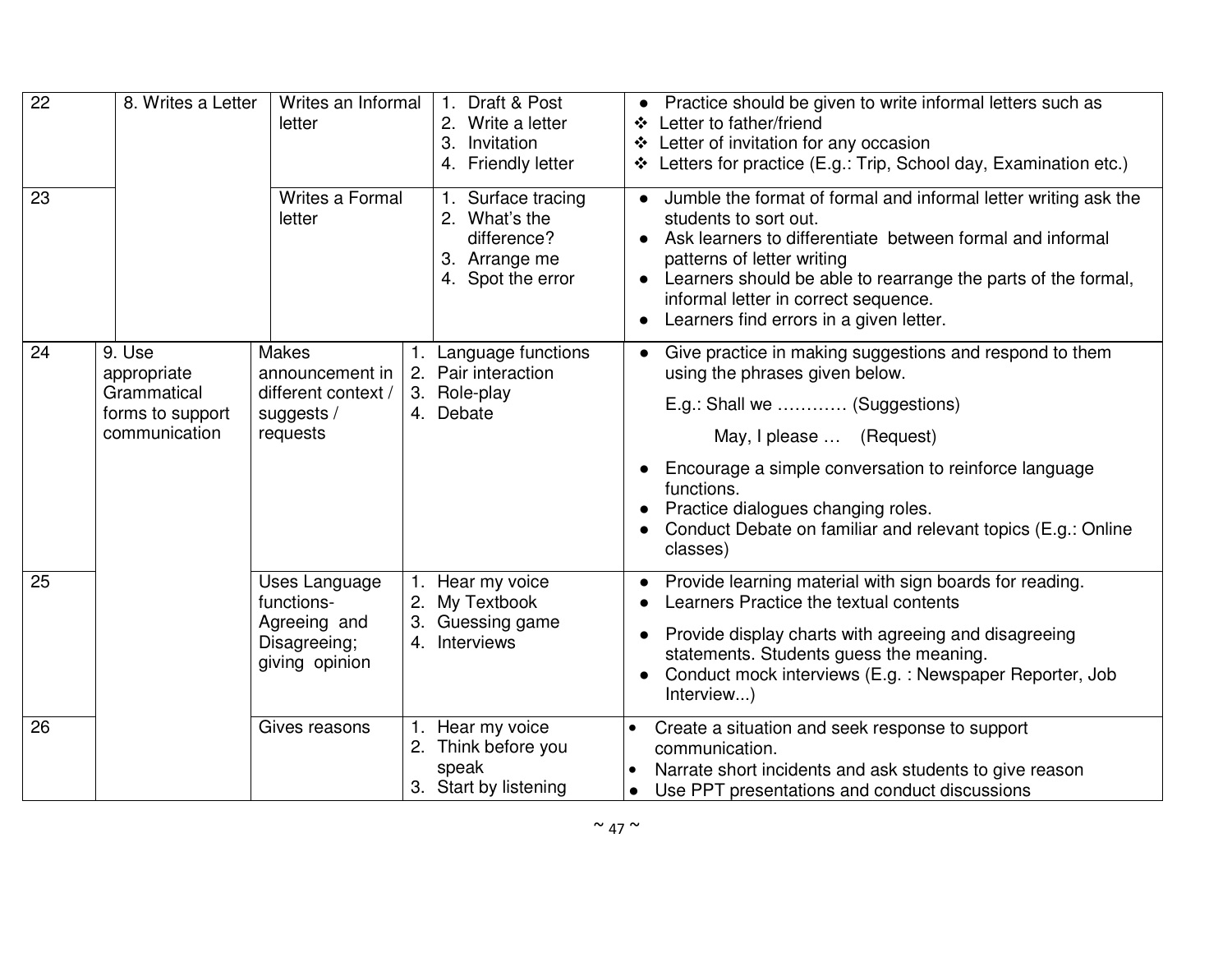| | | | | |
|---|---|---|---|---|
| 22 | 8. Writes a Letter | Writes an Informal letter | 1. Draft & Post<br>2. Write a letter<br>3. Invitation<br>4. Friendly letter | • Practice should be given to write informal letters such as<br>❖ Letter to father/friend<br>❖ Letter of invitation for any occasion<br>❖ Letters for practice (E.g.: Trip, School day, Examination etc.) |
| 23 | | Writes a Formal letter | 1. Surface tracing<br>2. What's the difference?<br>3. Arrange me<br>4. Spot the error | • Jumble the format of formal and informal letter writing ask the students to sort out.<br>• Ask learners to differentiate between formal and informal patterns of letter writing<br>• Learners should be able to rearrange the parts of the formal, informal letter in correct sequence.<br>• Learners find errors in a given letter. |
| 24 | 9. Use appropriate Grammatical forms to support communication | Makes announcement in different context / suggests / requests | 1. Language functions<br>2. Pair interaction<br>3. Role-play<br>4. Debate | • Give practice in making suggestions and respond to them using the phrases given below.<br>E.g.: Shall we ………… (Suggestions)<br>May, I please … (Request)<br>• Encourage a simple conversation to reinforce language functions.<br>• Practice dialogues changing roles.<br>• Conduct Debate on familiar and relevant topics (E.g.: Online classes) |
| 25 | | Uses Language functions- Agreeing and Disagreeing; giving opinion | 1. Hear my voice<br>2. My Textbook<br>3. Guessing game<br>4. Interviews | • Provide learning material with sign boards for reading.<br>• Learners Practice the textual contents<br>• Provide display charts with agreeing and disagreeing statements. Students guess the meaning.<br>• Conduct mock interviews (E.g. : Newspaper Reporter, Job Interview...) |
| 26 | | Gives reasons | 1. Hear my voice<br>2. Think before you speak<br>3. Start by listening | • Create a situation and seek response to support communication.<br>• Narrate short incidents and ask students to give reason<br>• Use PPT presentations and conduct discussions |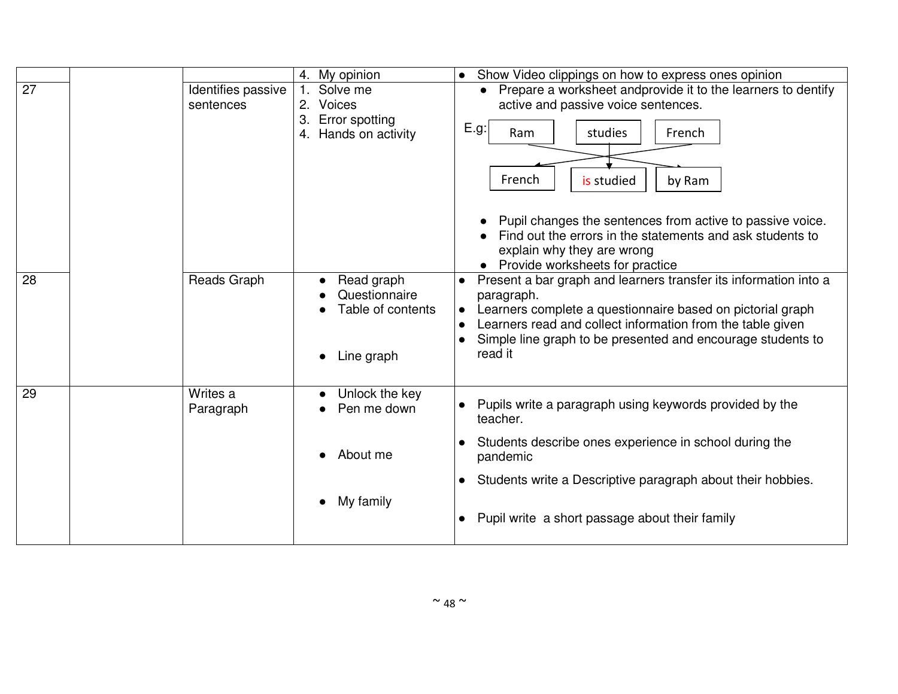|  |  |  | 4. My opinion | • Show Video clippings on how to express ones opinion |
|---|---|---|---|---|
| 27 |  | Identifies passive sentences | 1. Solve me<br>2. Voices<br>3. Error spotting<br>4. Hands on activity | • Prepare a worksheet andprovide it to the learners to dentify active and passive voice sentences.<br>E.g: Ram → studies → French<br>French → is studied → by Ram<br>• Pupil changes the sentences from active to passive voice.<br>• Find out the errors in the statements and ask students to explain why they are wrong<br>• Provide worksheets for practice |
| 28 |  | Reads Graph | • Read graph<br>• Questionnaire<br>• Table of contents<br>• Line graph | • Present a bar graph and learners transfer its information into a paragraph.<br>• Learners complete a questionnaire based on pictorial graph<br>• Learners read and collect information from the table given<br>• Simple line graph to be presented and encourage students to read it |
| 29 |  | Writes a Paragraph | • Unlock the key<br>• Pen me down<br>• About me<br>• My family | • Pupils write a paragraph using keywords provided by the teacher.<br>• Students describe ones experience in school during the pandemic<br>• Students write a Descriptive paragraph about their hobbies.<br>• Pupil write a short passage about their family |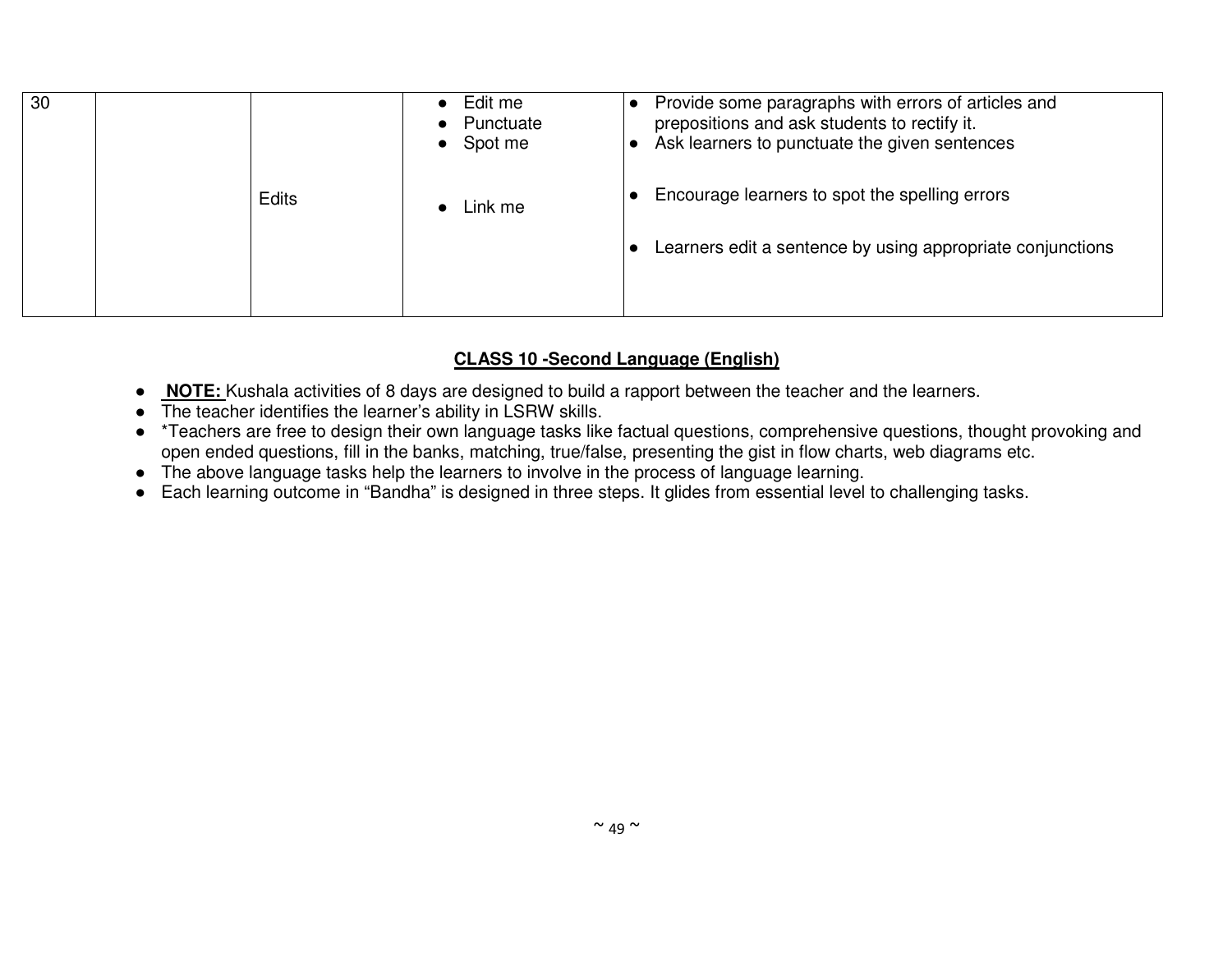| 30 | | Edits | • Edit me<br>• Punctuate<br>• Spot me<br>• Link me | • Provide some paragraphs with errors of articles and prepositions and ask students to rectify it.<br>• Ask learners to punctuate the given sentences<br>• Encourage learners to spot the spelling errors<br>• Learners edit a sentence by using appropriate conjunctions |
|---|---|---|---|---|

## CLASS 10 -Second Language (English)

- **NOTE:** Kushala activities of 8 days are designed to build a rapport between the teacher and the learners.
- The teacher identifies the learner's ability in LSRW skills.
- *Teachers are free to design their own language tasks like factual questions, comprehensive questions, thought provoking and open ended questions, fill in the banks, matching, true/false, presenting the gist in flow charts, web diagrams etc.
- The above language tasks help the learners to involve in the process of language learning.
- Each learning outcome in "Bandha" is designed in three steps. It glides from essential level to challenging tasks.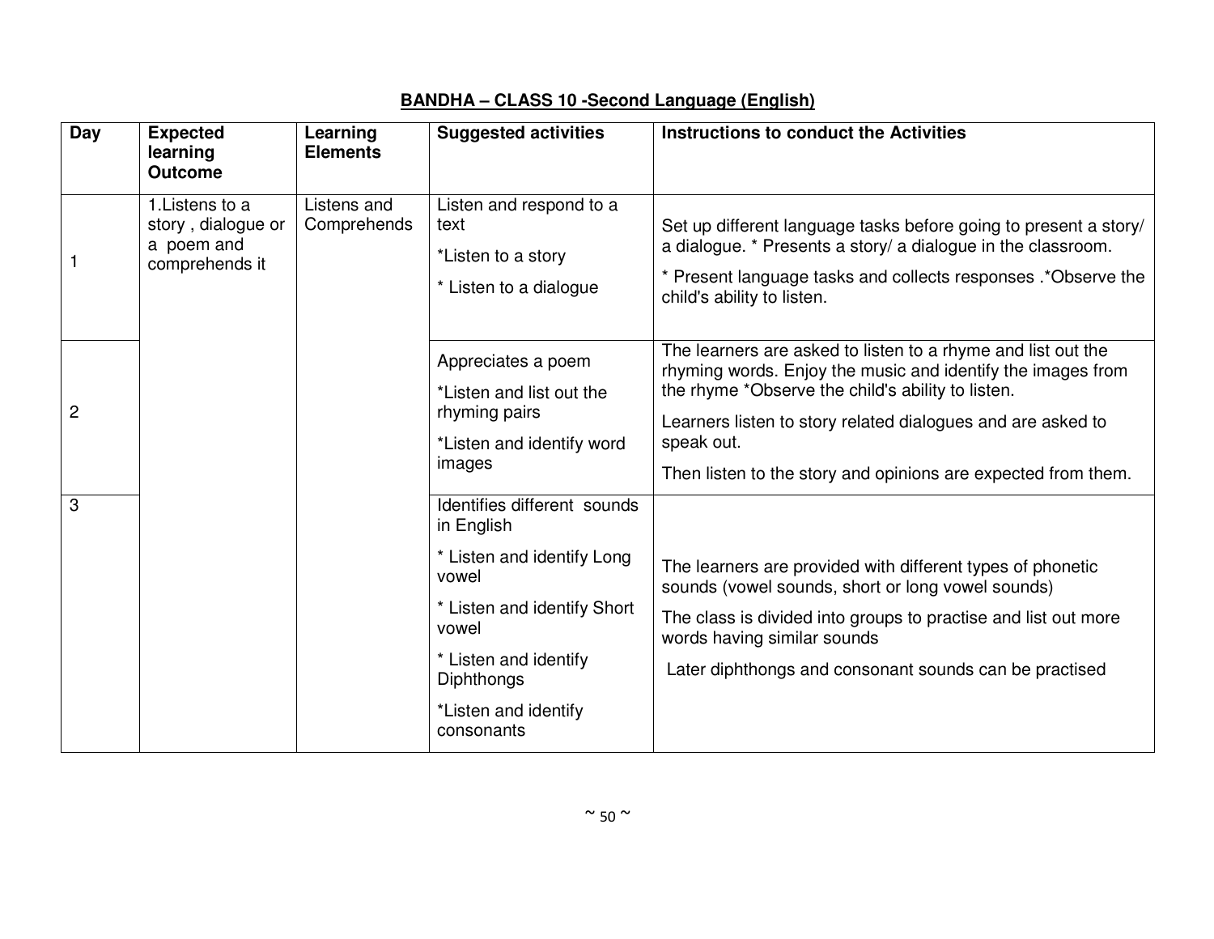**BANDHA – CLASS 10 -Second Language (English)**

| Day | Expected learning Outcome | Learning Elements | Suggested activities | Instructions to conduct the Activities |
|---|---|---|---|---|
| 1 | 1.Listens to a story , dialogue or a poem and comprehends it | Listens and Comprehends | Listen and respond to a text<br>*Listen to a story<br>* Listen to a dialogue | Set up different language tasks before going to present a story/ a dialogue. * Presents a story/ a dialogue in the classroom.<br>* Present language tasks and collects responses .*Observe the child's ability to listen. |
| 2 | | | Appreciates a poem<br>*Listen and list out the rhyming pairs<br>*Listen and identify word images | The learners are asked to listen to a rhyme and list out the rhyming words. Enjoy the music and identify the images from the rhyme *Observe the child's ability to listen.<br>Learners listen to story related dialogues and are asked to speak out.<br>Then listen to the story and opinions are expected from them. |
| 3 | | | Identifies different sounds in English<br>* Listen and identify Long vowel<br>* Listen and identify Short vowel<br>* Listen and identify Diphthongs<br>*Listen and identify consonants | The learners are provided with different types of phonetic sounds (vowel sounds, short or long vowel sounds)<br>The class is divided into groups to practise and list out more words having similar sounds<br>Later diphthongs and consonant sounds can be practised |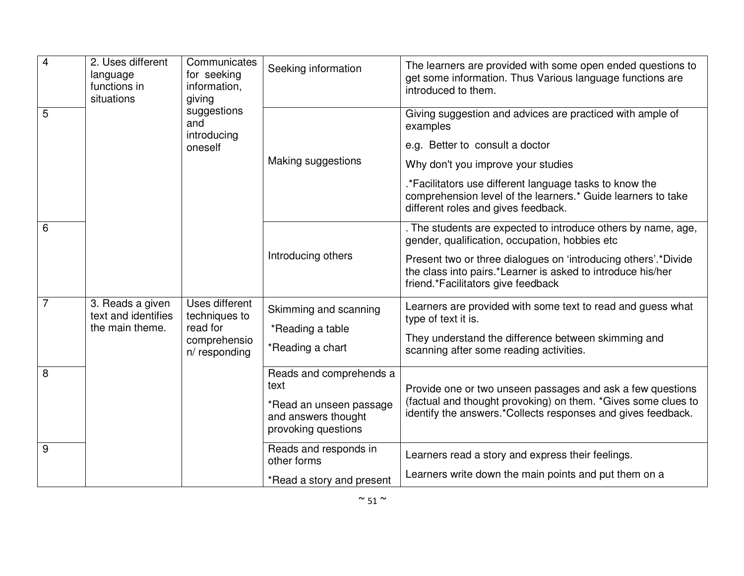| | | | | |
|---|---|---|---|---|
| 4 | 2. Uses different language functions in situations | Communicates for seeking information, giving suggestions and introducing oneself | Seeking information | The learners are provided with some open ended questions to get some information. Thus Various language functions are introduced to them. |
| 5 | | | Making suggestions | Giving suggestion and advices are practiced with ample of examples<br><br>e.g. Better to consult a doctor<br><br>Why don't you improve your studies<br><br>.*Facilitators use different language tasks to know the comprehension level of the learners.* Guide learners to take different roles and gives feedback. |
| 6 | | | Introducing others | . The students are expected to introduce others by name, age, gender, qualification, occupation, hobbies etc<br><br>Present two or three dialogues on 'introducing others'.*Divide the class into pairs.*Learner is asked to introduce his/her friend.*Facilitators give feedback |
| 7 | 3. Reads a given text and identifies the main theme. | Uses different techniques to read for comprehension/ responding | Skimming and scanning<br><br>*Reading a table<br><br>*Reading a chart | Learners are provided with some text to read and guess what type of text it is.<br><br>They understand the difference between skimming and scanning after some reading activities. |
| 8 | | | Reads and comprehends a text<br><br>*Read an unseen passage and answers thought provoking questions | Provide one or two unseen passages and ask a few questions (factual and thought provoking) on them. *Gives some clues to identify the answers.*Collects responses and gives feedback. |
| 9 | | | Reads and responds in other forms<br><br>*Read a story and present | Learners read a story and express their feelings.<br><br>Learners write down the main points and put them on a |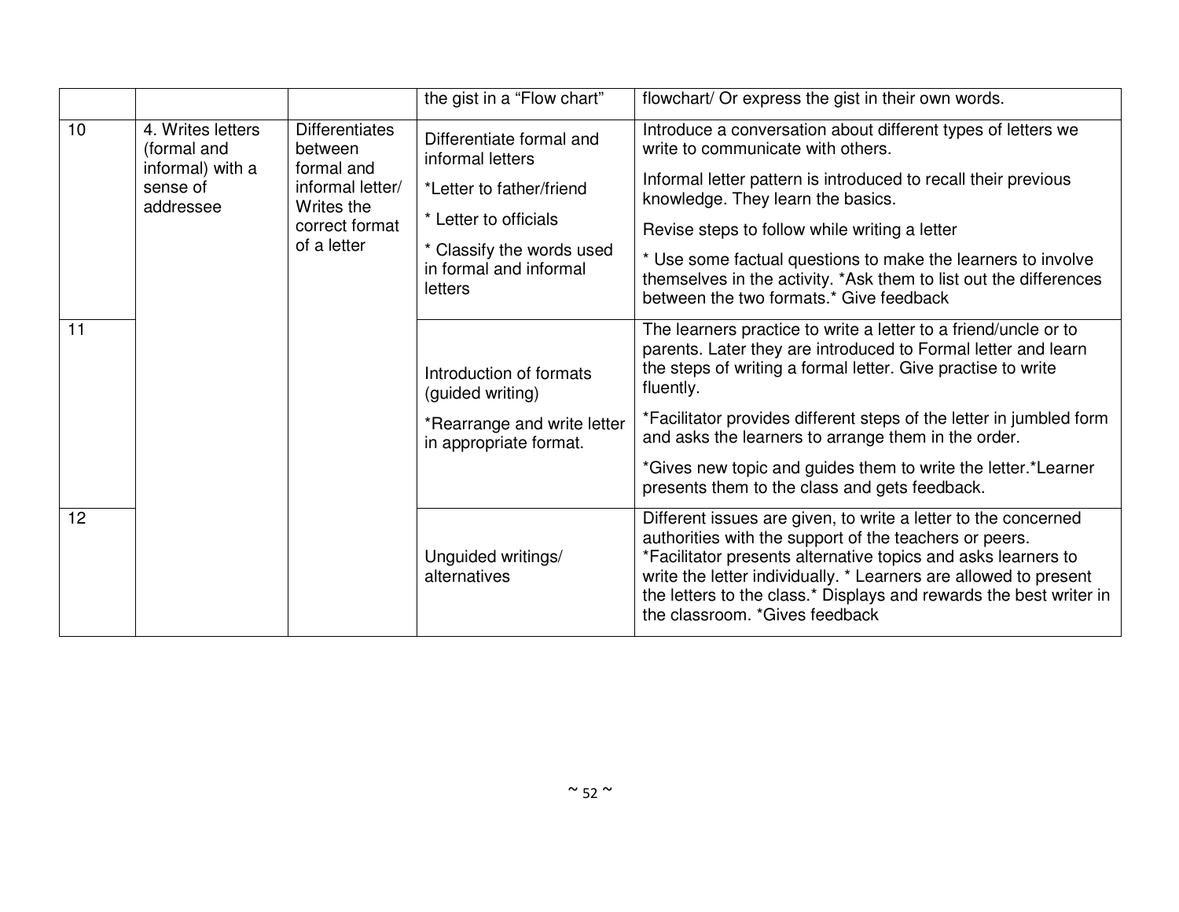| | | | the gist in a "Flow chart" | flowchart/ Or express the gist in their own words. |
|---|---|---|---|---|
| 10 | 4. Writes letters (formal and informal) with a sense of addressee | Differentiates between formal and informal letter/ Writes the correct format of a letter | Differentiate formal and informal letters<br><br>*Letter to father/friend<br><br>* Letter to officials<br><br>* Classify the words used in formal and informal letters | Introduce a conversation about different types of letters we write to communicate with others.<br><br>Informal letter pattern is introduced to recall their previous knowledge. They learn the basics.<br><br>Revise steps to follow while writing a letter<br><br>* Use some factual questions to make the learners to involve themselves in the activity. *Ask them to list out the differences between the two formats.* Give feedback |
| 11 | | | Introduction of formats (guided writing)<br><br>*Rearrange and write letter in appropriate format. | The learners practice to write a letter to a friend/uncle or to parents. Later they are introduced to Formal letter and learn the steps of writing a formal letter. Give practise to write fluently.<br><br>*Facilitator provides different steps of the letter in jumbled form and asks the learners to arrange them in the order.<br><br>*Gives new topic and guides them to write the letter.*Learner presents them to the class and gets feedback. |
| 12 | | | Unguided writings/ alternatives | Different issues are given, to write a letter to the concerned authorities with the support of the teachers or peers. *Facilitator presents alternative topics and asks learners to write the letter individually. * Learners are allowed to present the letters to the class.* Displays and rewards the best writer in the classroom. *Gives feedback |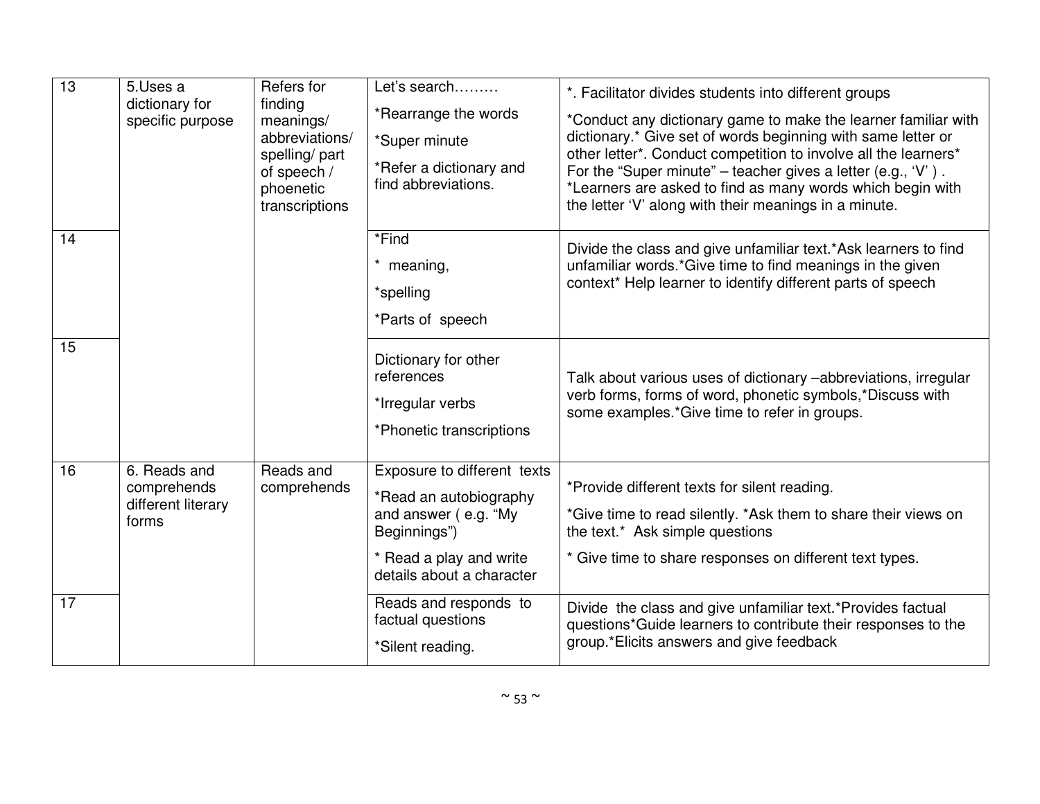| | | | | |
|---|---|---|---|---|
| 13 | 5.Uses a dictionary for specific purpose | Refers for finding meanings/ abbreviations/ spelling/ part of speech / phoenetic transcriptions | Let's search……… *Rearrange the words *Super minute *Refer a dictionary and find abbreviations. | *. Facilitator divides students into different groups *Conduct any dictionary game to make the learner familiar with dictionary.* Give set of words beginning with same letter or other letter*. Conduct competition to involve all the learners* For the "Super minute" – teacher gives a letter (e.g., 'V' ) . *Learners are asked to find as many words which begin with the letter 'V' along with their meanings in a minute. |
| 14 | | | *Find * meaning, *spelling *Parts of speech | Divide the class and give unfamiliar text.*Ask learners to find unfamiliar words.*Give time to find meanings in the given context* Help learner to identify different parts of speech |
| 15 | | | Dictionary for other references *Irregular verbs *Phonetic transcriptions | Talk about various uses of dictionary –abbreviations, irregular verb forms, forms of word, phonetic symbols,*Discuss with some examples.*Give time to refer in groups. |
| 16 | 6. Reads and comprehends different literary forms | Reads and comprehends | Exposure to different texts *Read an autobiography and answer ( e.g. "My Beginnings") * Read a play and write details about a character | *Provide different texts for silent reading. *Give time to read silently. *Ask them to share their views on the text.* Ask simple questions * Give time to share responses on different text types. |
| 17 | | | Reads and responds to factual questions *Silent reading. | Divide the class and give unfamiliar text.*Provides factual questions*Guide learners to contribute their responses to the group.*Elicits answers and give feedback |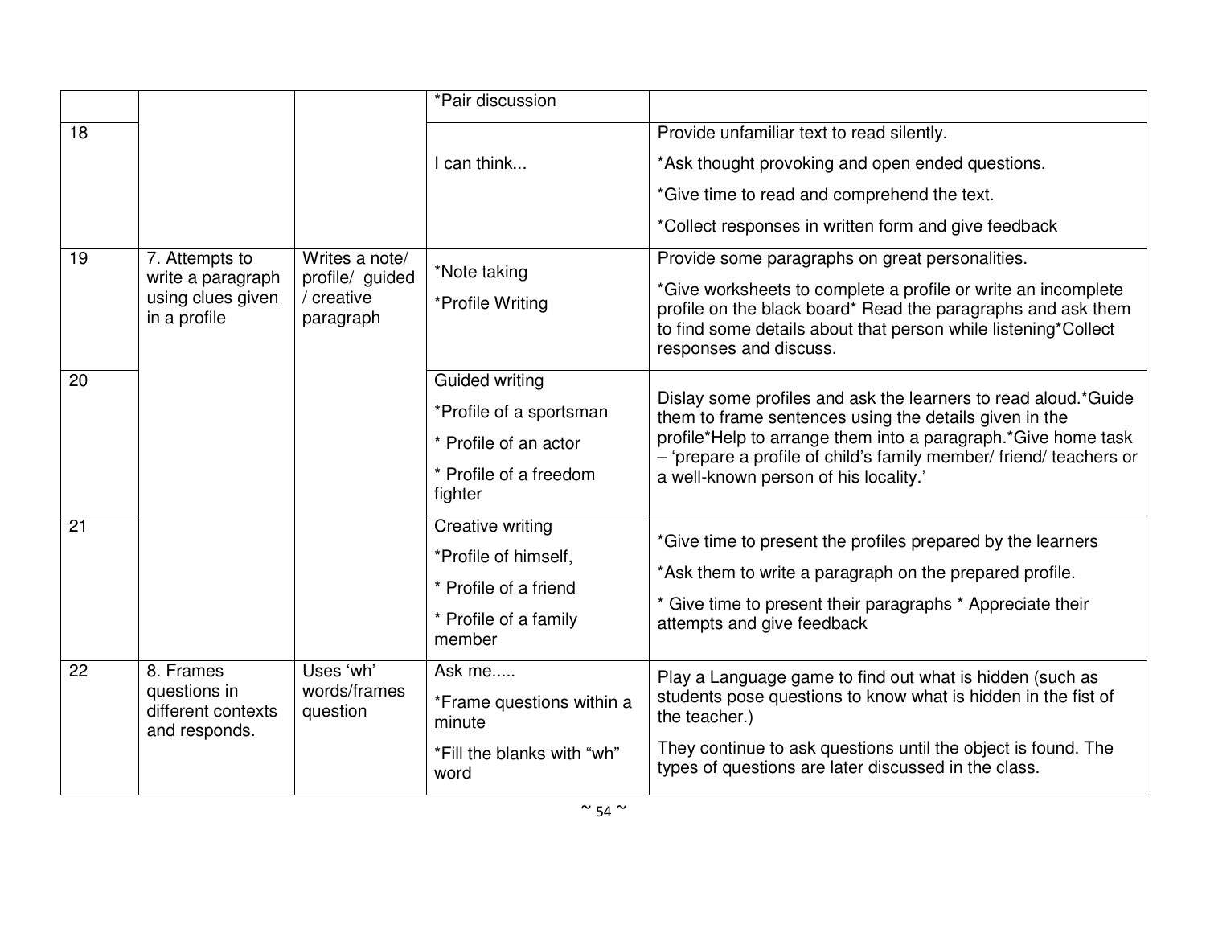| | | | | |
|---|---|---|---|---|
| | | | *Pair discussion | |
| 18 | | | I can think... | Provide unfamiliar text to read silently.<br>*Ask thought provoking and open ended questions.<br>*Give time to read and comprehend the text.<br>*Collect responses in written form and give feedback |
| 19 | 7. Attempts to write a paragraph using clues given in a profile | Writes a note/ profile/ guided / creative paragraph | *Note taking<br>*Profile Writing | Provide some paragraphs on great personalities.<br>*Give worksheets to complete a profile or write an incomplete profile on the black board* Read the paragraphs and ask them to find some details about that person while listening*Collect responses and discuss. |
| 20 | | | Guided writing<br>*Profile of a sportsman<br>* Profile of an actor<br>* Profile of a freedom fighter | Dislay some profiles and ask the learners to read aloud.*Guide them to frame sentences using the details given in the profile*Help to arrange them into a paragraph.*Give home task – 'prepare a profile of child's family member/ friend/ teachers or a well-known person of his locality.' |
| 21 | | | Creative writing<br>*Profile of himself,<br>* Profile of a friend<br>* Profile of a family member | *Give time to present the profiles prepared by the learners<br>*Ask them to write a paragraph on the prepared profile.<br>* Give time to present their paragraphs * Appreciate their attempts and give feedback |
| 22 | 8. Frames questions in different contexts and responds. | Uses 'wh' words/frames question | Ask me.....<br>*Frame questions within a minute<br>*Fill the blanks with "wh" word | Play a Language game to find out what is hidden (such as students pose questions to know what is hidden in the fist of the teacher.)<br>They continue to ask questions until the object is found. The types of questions are later discussed in the class. |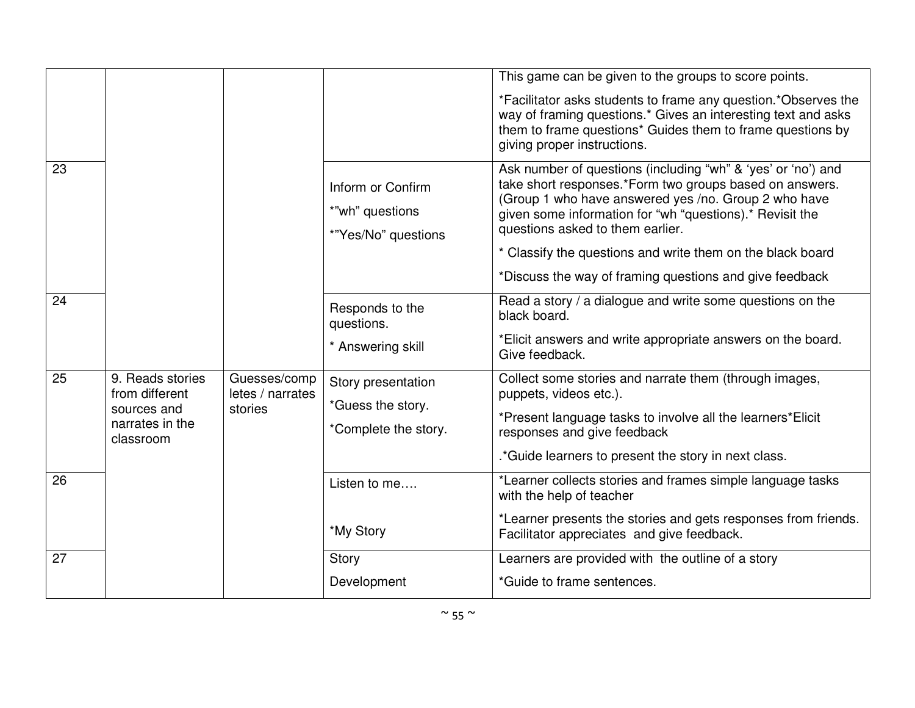| | | | | |
|---|---|---|---|---|
| | | | | This game can be given to the groups to score points.<br><br>*Facilitator asks students to frame any question.*Observes the way of framing questions.* Gives an interesting text and asks them to frame questions* Guides them to frame questions by giving proper instructions. |
| 23 | | | Inform or Confirm<br><br>*"wh" questions<br><br>*"Yes/No" questions | Ask number of questions (including "wh" & 'yes' or 'no') and take short responses.*Form two groups based on answers. (Group 1 who have answered yes /no. Group 2 who have given some information for "wh "questions).* Revisit the questions asked to them earlier.<br><br>* Classify the questions and write them on the black board<br><br>*Discuss the way of framing questions and give feedback |
| 24 | | | Responds to the questions.<br><br>* Answering skill | Read a story / a dialogue and write some questions on the black board.<br><br>*Elicit answers and write appropriate answers on the board. Give feedback. |
| 25 | 9. Reads stories from different sources and narrates in the classroom | Guesses/completes / narrates stories | Story presentation<br><br>*Guess the story.<br><br>*Complete the story. | Collect some stories and narrate them (through images, puppets, videos etc.).<br><br>*Present language tasks to involve all the learners*Elicit responses and give feedback<br><br>.*Guide learners to present the story in next class. |
| 26 | | | Listen to me….<br><br>*My Story | *Learner collects stories and frames simple language tasks with the help of teacher<br><br>*Learner presents the stories and gets responses from friends. Facilitator appreciates and give feedback. |
| 27 | | | Story<br><br>Development | Learners are provided with the outline of a story<br><br>*Guide to frame sentences. |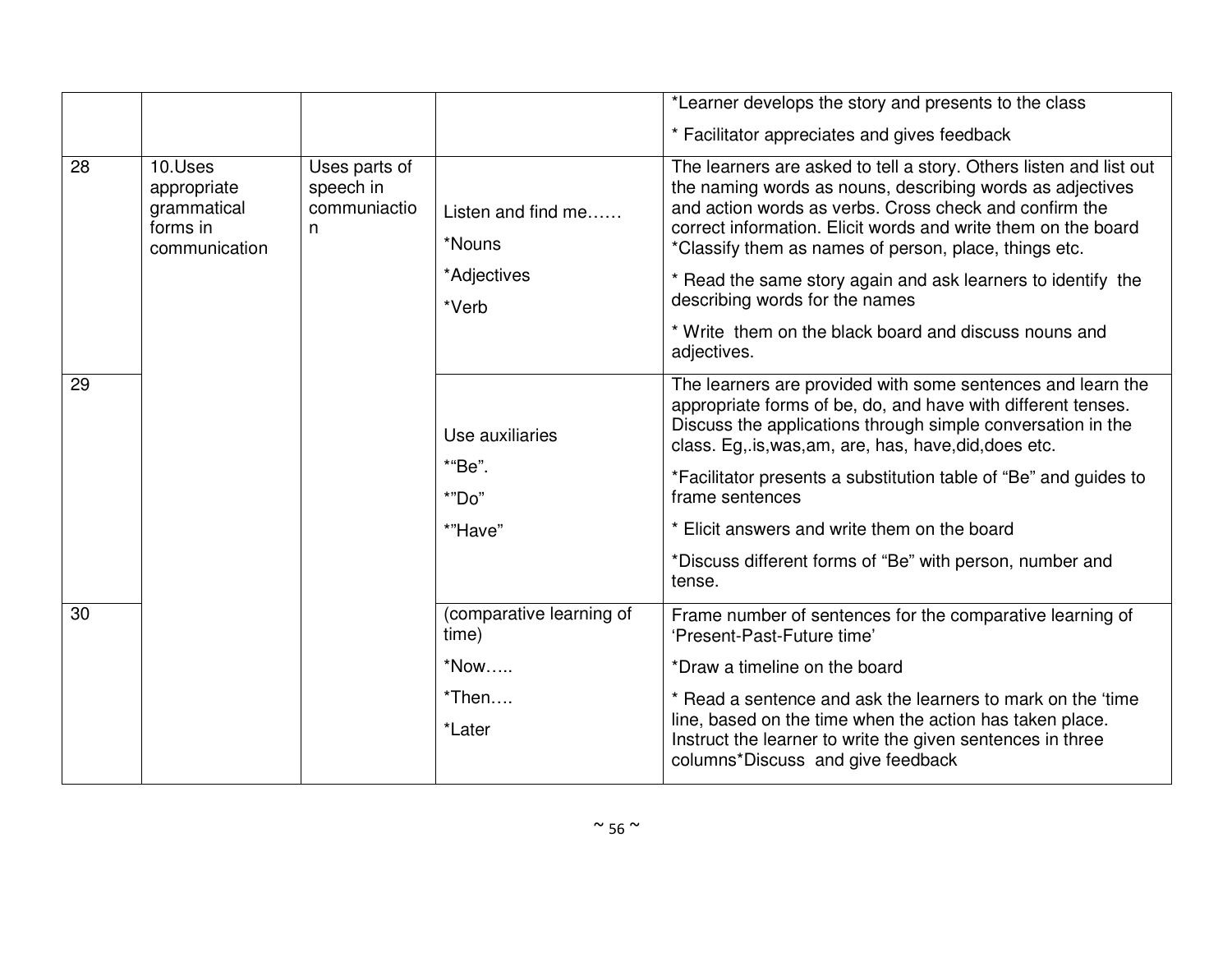| | | | | |
|---|---|---|---|---|
| | | | | *Learner develops the story and presents to the class<br>* Facilitator appreciates and gives feedback |
| 28 | 10.Uses appropriate grammatical forms in communication | Uses parts of speech in communiaction | Listen and find me……<br>*Nouns<br>*Adjectives<br>*Verb | The learners are asked to tell a story. Others listen and list out the naming words as nouns, describing words as adjectives and action words as verbs. Cross check and confirm the correct information. Elicit words and write them on the board *Classify them as names of person, place, things etc.<br>* Read the same story again and ask learners to identify the describing words for the names<br>* Write them on the black board and discuss nouns and adjectives. |
| 29 | | | Use auxiliaries<br>*"Be".<br>*"Do"<br>*"Have" | The learners are provided with some sentences and learn the appropriate forms of be, do, and have with different tenses. Discuss the applications through simple conversation in the class. Eg,.is,was,am, are, has, have,did,does etc.<br>*Facilitator presents a substitution table of "Be" and guides to frame sentences<br>* Elicit answers and write them on the board<br>*Discuss different forms of "Be" with person, number and tense. |
| 30 | | | (comparative learning of time)<br>*Now…..<br>*Then….<br>*Later | Frame number of sentences for the comparative learning of 'Present-Past-Future time'<br>*Draw a timeline on the board<br>* Read a sentence and ask the learners to mark on the 'time line, based on the time when the action has taken place. Instruct the learner to write the given sentences in three columns*Discuss and give feedback |